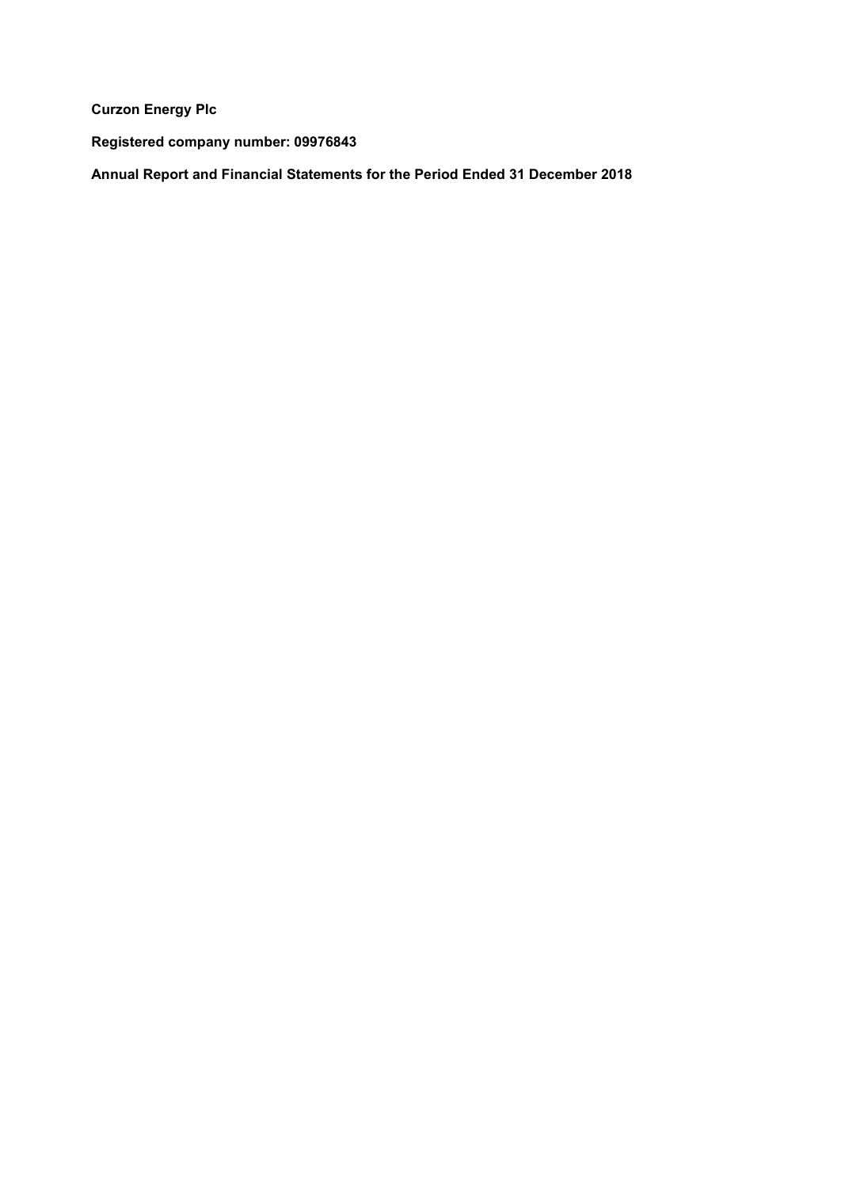**Curzon Energy Plc**

**Registered company number: 09976843**

**Annual Report and Financial Statements for the Period Ended 31 December 2018**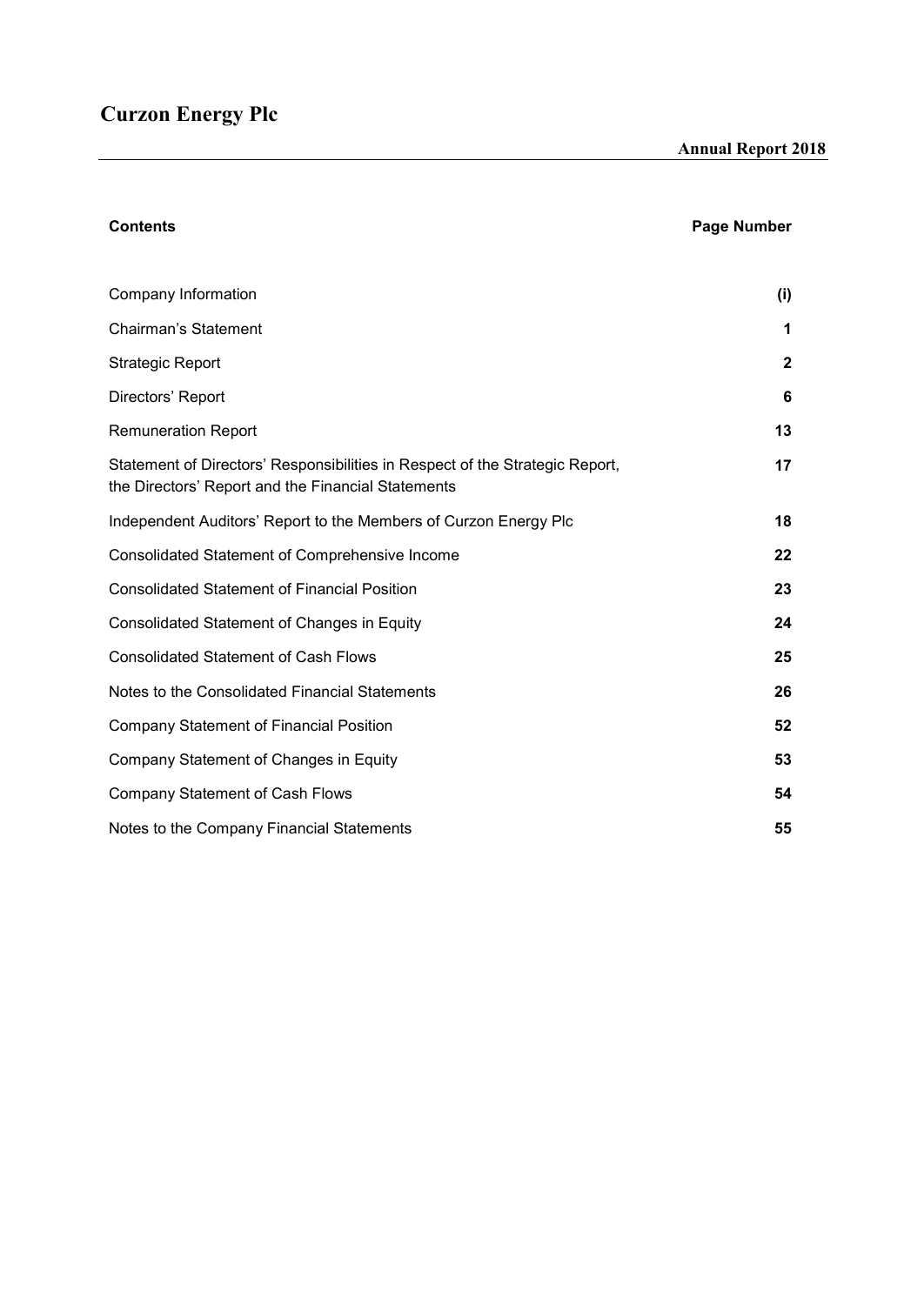# Curzon Energy Plc

**Annual Report 2018**

| **Contents** | **Page Number** |
|---|---|
| Company Information | **(i)** |
| Chairman's Statement | **1** |
| Strategic Report | **2** |
| Directors' Report | **6** |
| Remuneration Report | **13** |
| Statement of Directors' Responsibilities in Respect of the Strategic Report, the Directors' Report and the Financial Statements | **17** |
| Independent Auditors' Report to the Members of Curzon Energy Plc | **18** |
| Consolidated Statement of Comprehensive Income | **22** |
| Consolidated Statement of Financial Position | **23** |
| Consolidated Statement of Changes in Equity | **24** |
| Consolidated Statement of Cash Flows | **25** |
| Notes to the Consolidated Financial Statements | **26** |
| Company Statement of Financial Position | **52** |
| Company Statement of Changes in Equity | **53** |
| Company Statement of Cash Flows | **54** |
| Notes to the Company Financial Statements | **55** |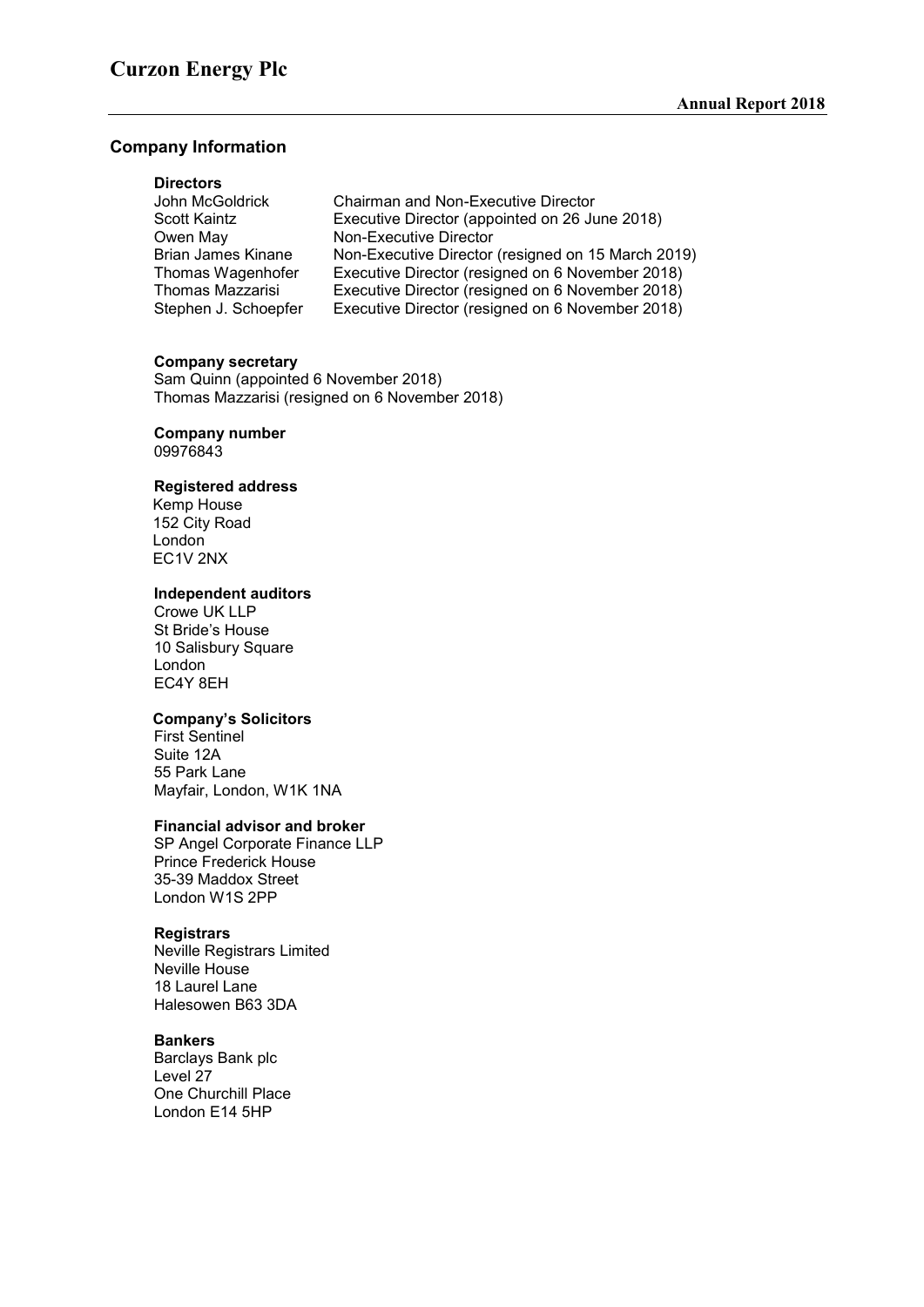## Company Information

### Directors

| | |
|---|---|
| John McGoldrick | Chairman and Non-Executive Director |
| Scott Kaintz | Executive Director (appointed on 26 June 2018) |
| Owen May | Non-Executive Director |
| Brian James Kinane | Non-Executive Director (resigned on 15 March 2019) |
| Thomas Wagenhofer | Executive Director (resigned on 6 November 2018) |
| Thomas Mazzarisi | Executive Director (resigned on 6 November 2018) |
| Stephen J. Schoepfer | Executive Director (resigned on 6 November 2018) |

### Company secretary

Sam Quinn (appointed 6 November 2018)
Thomas Mazzarisi (resigned on 6 November 2018)

### Company number

09976843

### Registered address

Kemp House
152 City Road
London
EC1V 2NX

### Independent auditors

Crowe UK LLP
St Bride's House
10 Salisbury Square
London
EC4Y 8EH

### Company's Solicitors

First Sentinel
Suite 12A
55 Park Lane
Mayfair, London, W1K 1NA

### Financial advisor and broker

SP Angel Corporate Finance LLP
Prince Frederick House
35-39 Maddox Street
London W1S 2PP

### Registrars

Neville Registrars Limited
Neville House
18 Laurel Lane
Halesowen B63 3DA

### Bankers

Barclays Bank plc
Level 27
One Churchill Place
London E14 5HP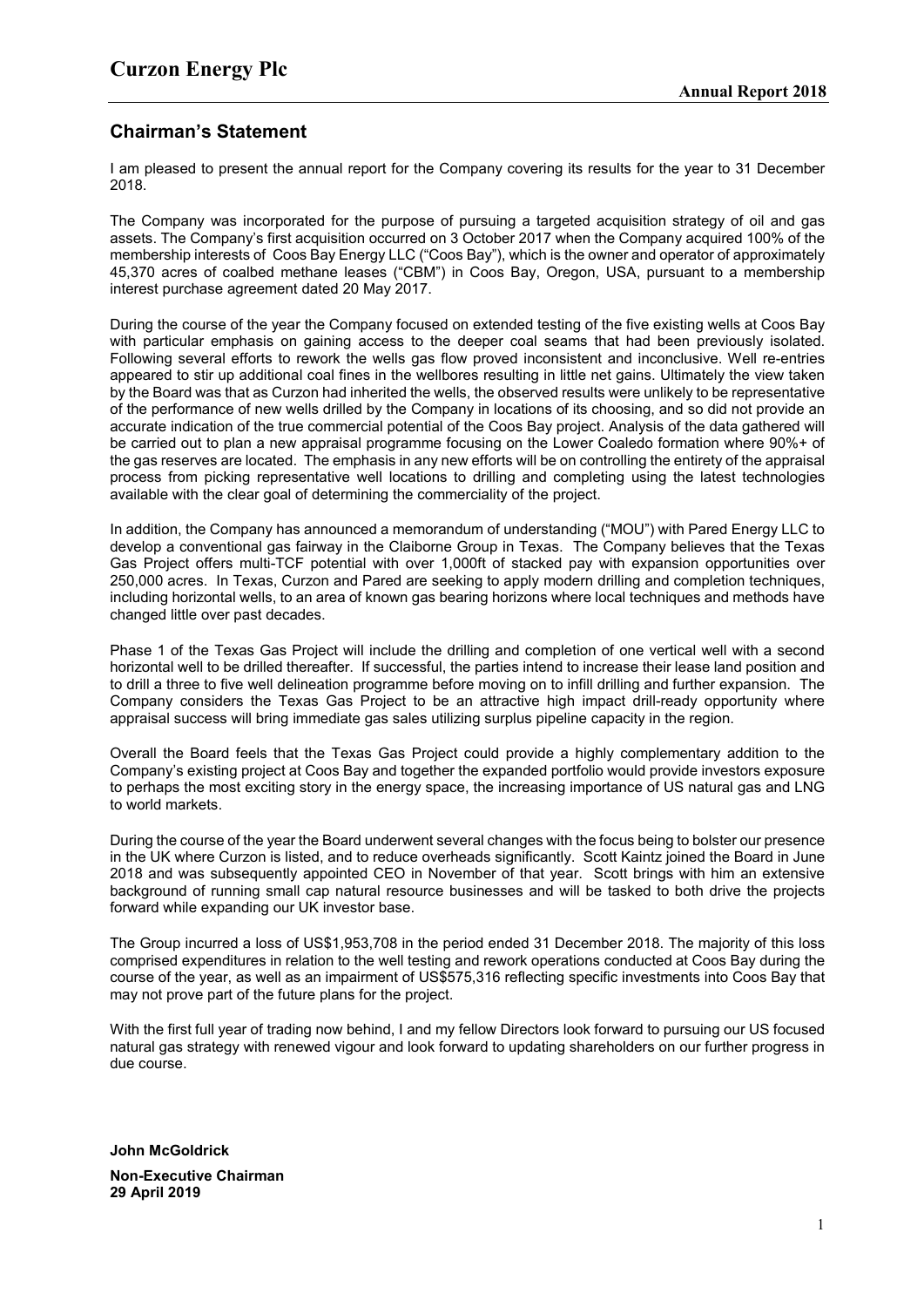## Chairman's Statement

I am pleased to present the annual report for the Company covering its results for the year to 31 December 2018.

The Company was incorporated for the purpose of pursuing a targeted acquisition strategy of oil and gas assets. The Company's first acquisition occurred on 3 October 2017 when the Company acquired 100% of the membership interests of Coos Bay Energy LLC ("Coos Bay"), which is the owner and operator of approximately 45,370 acres of coalbed methane leases ("CBM") in Coos Bay, Oregon, USA, pursuant to a membership interest purchase agreement dated 20 May 2017.

During the course of the year the Company focused on extended testing of the five existing wells at Coos Bay with particular emphasis on gaining access to the deeper coal seams that had been previously isolated. Following several efforts to rework the wells gas flow proved inconsistent and inconclusive. Well re-entries appeared to stir up additional coal fines in the wellbores resulting in little net gains. Ultimately the view taken by the Board was that as Curzon had inherited the wells, the observed results were unlikely to be representative of the performance of new wells drilled by the Company in locations of its choosing, and so did not provide an accurate indication of the true commercial potential of the Coos Bay project. Analysis of the data gathered will be carried out to plan a new appraisal programme focusing on the Lower Coaledo formation where 90%+ of the gas reserves are located. The emphasis in any new efforts will be on controlling the entirety of the appraisal process from picking representative well locations to drilling and completing using the latest technologies available with the clear goal of determining the commerciality of the project.

In addition, the Company has announced a memorandum of understanding ("MOU") with Pared Energy LLC to develop a conventional gas fairway in the Claiborne Group in Texas. The Company believes that the Texas Gas Project offers multi-TCF potential with over 1,000ft of stacked pay with expansion opportunities over 250,000 acres. In Texas, Curzon and Pared are seeking to apply modern drilling and completion techniques, including horizontal wells, to an area of known gas bearing horizons where local techniques and methods have changed little over past decades.

Phase 1 of the Texas Gas Project will include the drilling and completion of one vertical well with a second horizontal well to be drilled thereafter. If successful, the parties intend to increase their lease land position and to drill a three to five well delineation programme before moving on to infill drilling and further expansion. The Company considers the Texas Gas Project to be an attractive high impact drill-ready opportunity where appraisal success will bring immediate gas sales utilizing surplus pipeline capacity in the region.

Overall the Board feels that the Texas Gas Project could provide a highly complementary addition to the Company's existing project at Coos Bay and together the expanded portfolio would provide investors exposure to perhaps the most exciting story in the energy space, the increasing importance of US natural gas and LNG to world markets.

During the course of the year the Board underwent several changes with the focus being to bolster our presence in the UK where Curzon is listed, and to reduce overheads significantly. Scott Kaintz joined the Board in June 2018 and was subsequently appointed CEO in November of that year. Scott brings with him an extensive background of running small cap natural resource businesses and will be tasked to both drive the projects forward while expanding our UK investor base.

The Group incurred a loss of US$1,953,708 in the period ended 31 December 2018. The majority of this loss comprised expenditures in relation to the well testing and rework operations conducted at Coos Bay during the course of the year, as well as an impairment of US$575,316 reflecting specific investments into Coos Bay that may not prove part of the future plans for the project.

With the first full year of trading now behind, I and my fellow Directors look forward to pursuing our US focused natural gas strategy with renewed vigour and look forward to updating shareholders on our further progress in due course.

**John McGoldrick**

**Non-Executive Chairman**
**29 April 2019**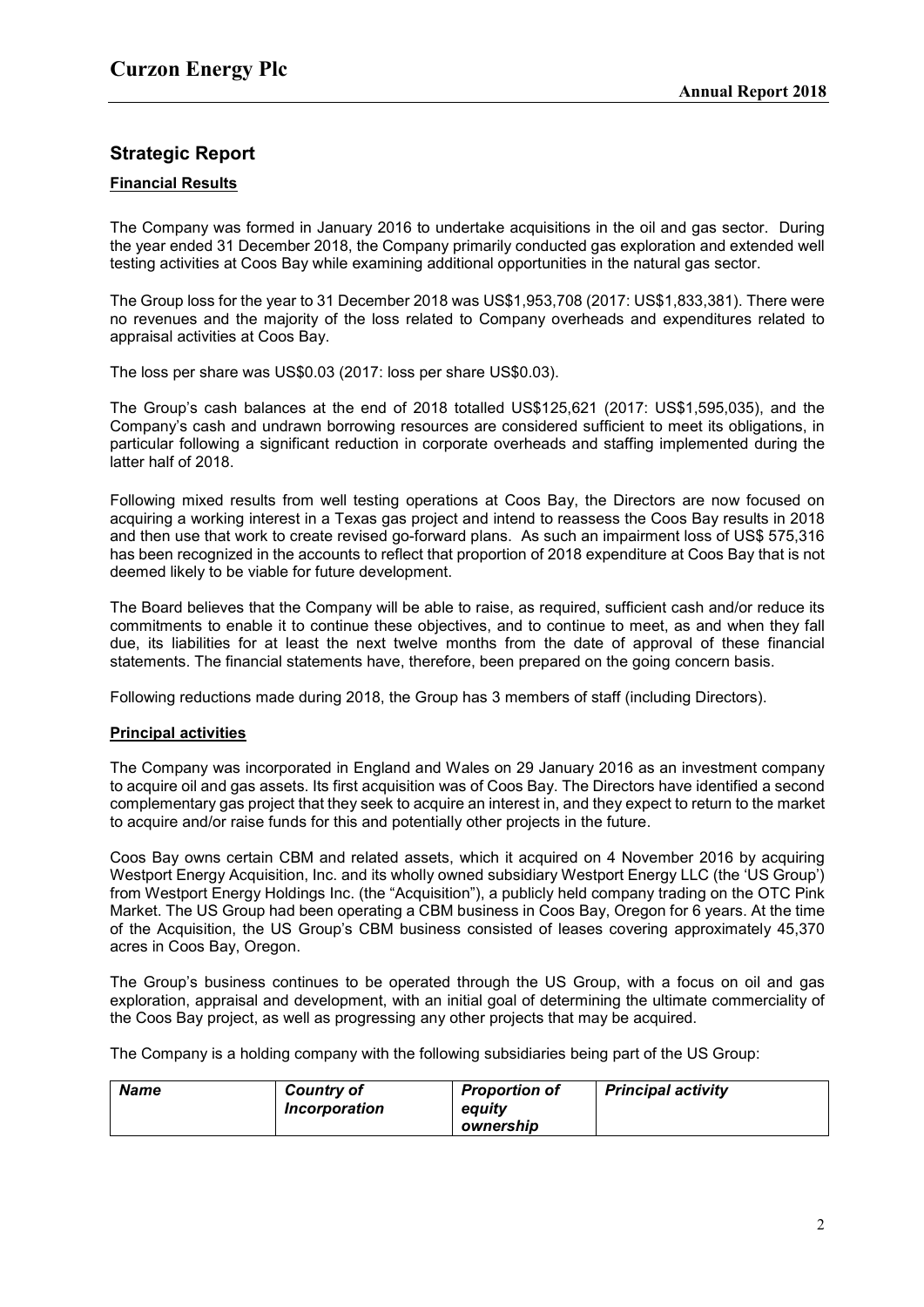## Strategic Report

**Financial Results**

The Company was formed in January 2016 to undertake acquisitions in the oil and gas sector. During the year ended 31 December 2018, the Company primarily conducted gas exploration and extended well testing activities at Coos Bay while examining additional opportunities in the natural gas sector.

The Group loss for the year to 31 December 2018 was US$1,953,708 (2017: US$1,833,381). There were no revenues and the majority of the loss related to Company overheads and expenditures related to appraisal activities at Coos Bay.

The loss per share was US$0.03 (2017: loss per share US$0.03).

The Group's cash balances at the end of 2018 totalled US$125,621 (2017: US$1,595,035), and the Company's cash and undrawn borrowing resources are considered sufficient to meet its obligations, in particular following a significant reduction in corporate overheads and staffing implemented during the latter half of 2018.

Following mixed results from well testing operations at Coos Bay, the Directors are now focused on acquiring a working interest in a Texas gas project and intend to reassess the Coos Bay results in 2018 and then use that work to create revised go-forward plans. As such an impairment loss of US$ 575,316 has been recognized in the accounts to reflect that proportion of 2018 expenditure at Coos Bay that is not deemed likely to be viable for future development.

The Board believes that the Company will be able to raise, as required, sufficient cash and/or reduce its commitments to enable it to continue these objectives, and to continue to meet, as and when they fall due, its liabilities for at least the next twelve months from the date of approval of these financial statements. The financial statements have, therefore, been prepared on the going concern basis.

Following reductions made during 2018, the Group has 3 members of staff (including Directors).

**Principal activities**

The Company was incorporated in England and Wales on 29 January 2016 as an investment company to acquire oil and gas assets. Its first acquisition was of Coos Bay. The Directors have identified a second complementary gas project that they seek to acquire an interest in, and they expect to return to the market to acquire and/or raise funds for this and potentially other projects in the future.

Coos Bay owns certain CBM and related assets, which it acquired on 4 November 2016 by acquiring Westport Energy Acquisition, Inc. and its wholly owned subsidiary Westport Energy LLC (the 'US Group') from Westport Energy Holdings Inc. (the "Acquisition"), a publicly held company trading on the OTC Pink Market. The US Group had been operating a CBM business in Coos Bay, Oregon for 6 years. At the time of the Acquisition, the US Group's CBM business consisted of leases covering approximately 45,370 acres in Coos Bay, Oregon.

The Group's business continues to be operated through the US Group, with a focus on oil and gas exploration, appraisal and development, with an initial goal of determining the ultimate commerciality of the Coos Bay project, as well as progressing any other projects that may be acquired.

The Company is a holding company with the following subsidiaries being part of the US Group:

| *Name* | *Country of Incorporation* | *Proportion of equity ownership* | *Principal activity* |
|---|---|---|---|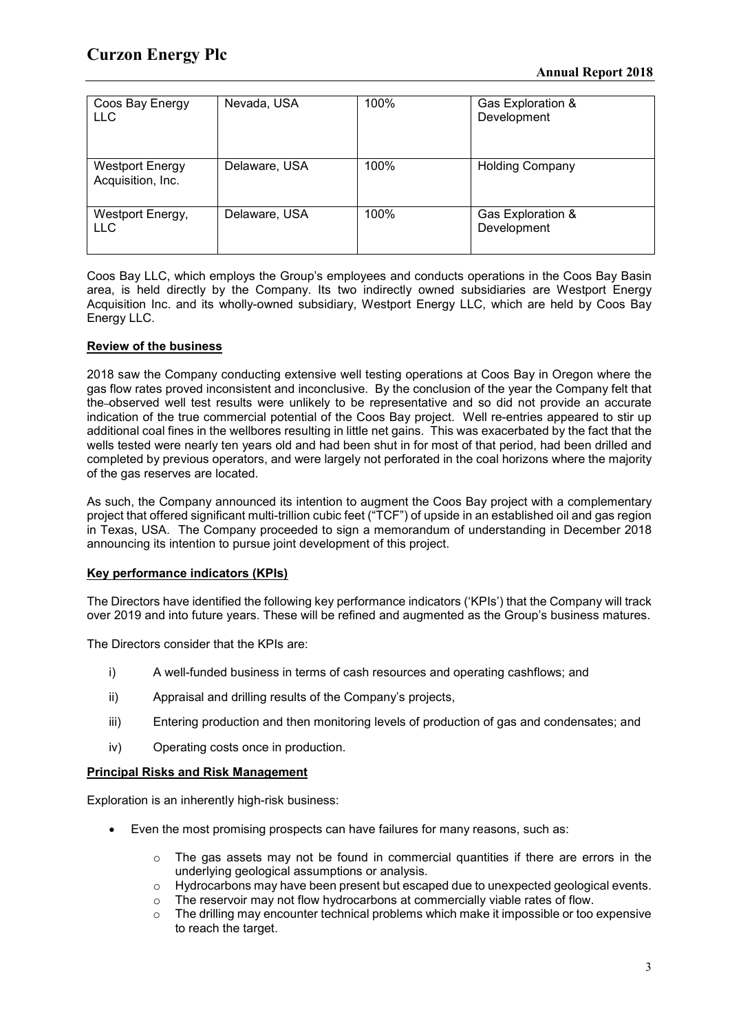| Coos Bay Energy LLC | Nevada, USA | 100% | Gas Exploration & Development |
|---|---|---|---|
| Westport Energy Acquisition, Inc. | Delaware, USA | 100% | Holding Company |
| Westport Energy, LLC | Delaware, USA | 100% | Gas Exploration & Development |

Coos Bay LLC, which employs the Group's employees and conducts operations in the Coos Bay Basin area, is held directly by the Company. Its two indirectly owned subsidiaries are Westport Energy Acquisition Inc. and its wholly-owned subsidiary, Westport Energy LLC, which are held by Coos Bay Energy LLC.

**Review of the business**

2018 saw the Company conducting extensive well testing operations at Coos Bay in Oregon where the gas flow rates proved inconsistent and inconclusive. By the conclusion of the year the Company felt that the observed well test results were unlikely to be representative and so did not provide an accurate indication of the true commercial potential of the Coos Bay project. Well re-entries appeared to stir up additional coal fines in the wellbores resulting in little net gains. This was exacerbated by the fact that the wells tested were nearly ten years old and had been shut in for most of that period, had been drilled and completed by previous operators, and were largely not perforated in the coal horizons where the majority of the gas reserves are located.

As such, the Company announced its intention to augment the Coos Bay project with a complementary project that offered significant multi-trillion cubic feet ("TCF") of upside in an established oil and gas region in Texas, USA. The Company proceeded to sign a memorandum of understanding in December 2018 announcing its intention to pursue joint development of this project.

**Key performance indicators (KPIs)**

The Directors have identified the following key performance indicators ('KPIs') that the Company will track over 2019 and into future years. These will be refined and augmented as the Group's business matures.

The Directors consider that the KPIs are:

i) A well-funded business in terms of cash resources and operating cashflows; and

ii) Appraisal and drilling results of the Company's projects,

iii) Entering production and then monitoring levels of production of gas and condensates; and

iv) Operating costs once in production.

**Principal Risks and Risk Management**

Exploration is an inherently high-risk business:

- Even the most promising prospects can have failures for many reasons, such as:
  - The gas assets may not be found in commercial quantities if there are errors in the underlying geological assumptions or analysis.
  - Hydrocarbons may have been present but escaped due to unexpected geological events.
  - The reservoir may not flow hydrocarbons at commercially viable rates of flow.
  - The drilling may encounter technical problems which make it impossible or too expensive to reach the target.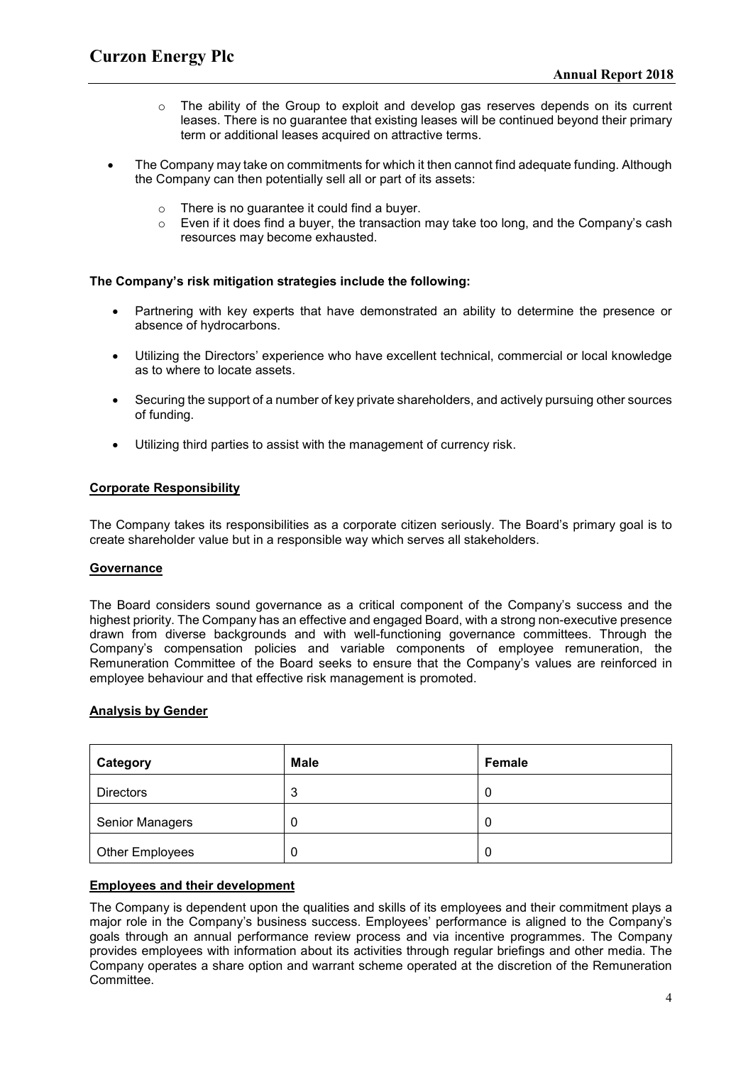- The ability of the Group to exploit and develop gas reserves depends on its current leases. There is no guarantee that existing leases will be continued beyond their primary term or additional leases acquired on attractive terms.

- The Company may take on commitments for which it then cannot find adequate funding. Although the Company can then potentially sell all or part of its assets:
  - There is no guarantee it could find a buyer.
  - Even if it does find a buyer, the transaction may take too long, and the Company's cash resources may become exhausted.

**The Company's risk mitigation strategies include the following:**

- Partnering with key experts that have demonstrated an ability to determine the presence or absence of hydrocarbons.

- Utilizing the Directors' experience who have excellent technical, commercial or local knowledge as to where to locate assets.

- Securing the support of a number of key private shareholders, and actively pursuing other sources of funding.

- Utilizing third parties to assist with the management of currency risk.

## Corporate Responsibility

The Company takes its responsibilities as a corporate citizen seriously. The Board's primary goal is to create shareholder value but in a responsible way which serves all stakeholders.

## Governance

The Board considers sound governance as a critical component of the Company's success and the highest priority. The Company has an effective and engaged Board, with a strong non-executive presence drawn from diverse backgrounds and with well-functioning governance committees. Through the Company's compensation policies and variable components of employee remuneration, the Remuneration Committee of the Board seeks to ensure that the Company's values are reinforced in employee behaviour and that effective risk management is promoted.

## Analysis by Gender

| Category | Male | Female |
|---|---|---|
| Directors | 3 | 0 |
| Senior Managers | 0 | 0 |
| Other Employees | 0 | 0 |

## Employees and their development

The Company is dependent upon the qualities and skills of its employees and their commitment plays a major role in the Company's business success. Employees' performance is aligned to the Company's goals through an annual performance review process and via incentive programmes. The Company provides employees with information about its activities through regular briefings and other media. The Company operates a share option and warrant scheme operated at the discretion of the Remuneration Committee.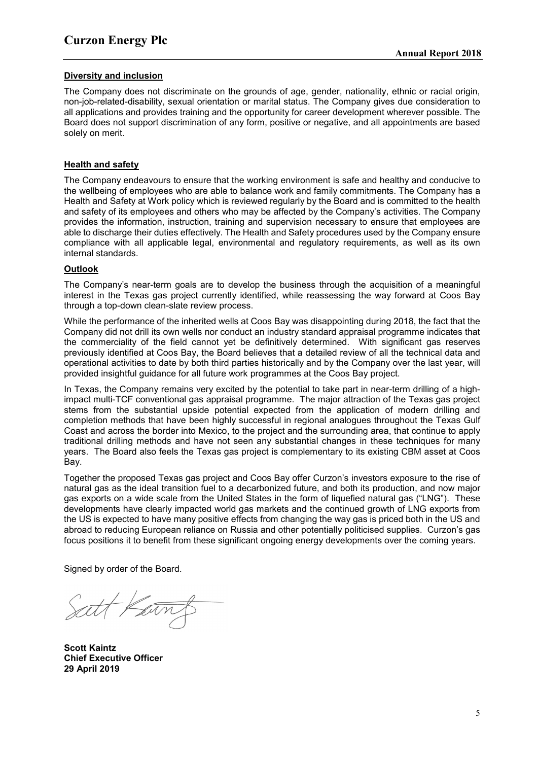**Diversity and inclusion**

The Company does not discriminate on the grounds of age, gender, nationality, ethnic or racial origin, non-job-related-disability, sexual orientation or marital status. The Company gives due consideration to all applications and provides training and the opportunity for career development wherever possible. The Board does not support discrimination of any form, positive or negative, and all appointments are based solely on merit.

**Health and safety**

The Company endeavours to ensure that the working environment is safe and healthy and conducive to the wellbeing of employees who are able to balance work and family commitments. The Company has a Health and Safety at Work policy which is reviewed regularly by the Board and is committed to the health and safety of its employees and others who may be affected by the Company's activities. The Company provides the information, instruction, training and supervision necessary to ensure that employees are able to discharge their duties effectively. The Health and Safety procedures used by the Company ensure compliance with all applicable legal, environmental and regulatory requirements, as well as its own internal standards.

**Outlook**

The Company's near-term goals are to develop the business through the acquisition of a meaningful interest in the Texas gas project currently identified, while reassessing the way forward at Coos Bay through a top-down clean-slate review process.

While the performance of the inherited wells at Coos Bay was disappointing during 2018, the fact that the Company did not drill its own wells nor conduct an industry standard appraisal programme indicates that the commerciality of the field cannot yet be definitively determined. With significant gas reserves previously identified at Coos Bay, the Board believes that a detailed review of all the technical data and operational activities to date by both third parties historically and by the Company over the last year, will provided insightful guidance for all future work programmes at the Coos Bay project.

In Texas, the Company remains very excited by the potential to take part in near-term drilling of a high-impact multi-TCF conventional gas appraisal programme. The major attraction of the Texas gas project stems from the substantial upside potential expected from the application of modern drilling and completion methods that have been highly successful in regional analogues throughout the Texas Gulf Coast and across the border into Mexico, to the project and the surrounding area, that continue to apply traditional drilling methods and have not seen any substantial changes in these techniques for many years. The Board also feels the Texas gas project is complementary to its existing CBM asset at Coos Bay.

Together the proposed Texas gas project and Coos Bay offer Curzon's investors exposure to the rise of natural gas as the ideal transition fuel to a decarbonized future, and both its production, and now major gas exports on a wide scale from the United States in the form of liquefied natural gas ("LNG"). These developments have clearly impacted world gas markets and the continued growth of LNG exports from the US is expected to have many positive effects from changing the way gas is priced both in the US and abroad to reducing European reliance on Russia and other potentially politicised supplies. Curzon's gas focus positions it to benefit from these significant ongoing energy developments over the coming years.

Signed by order of the Board.

**Scott Kaintz**
**Chief Executive Officer**
**29 April 2019**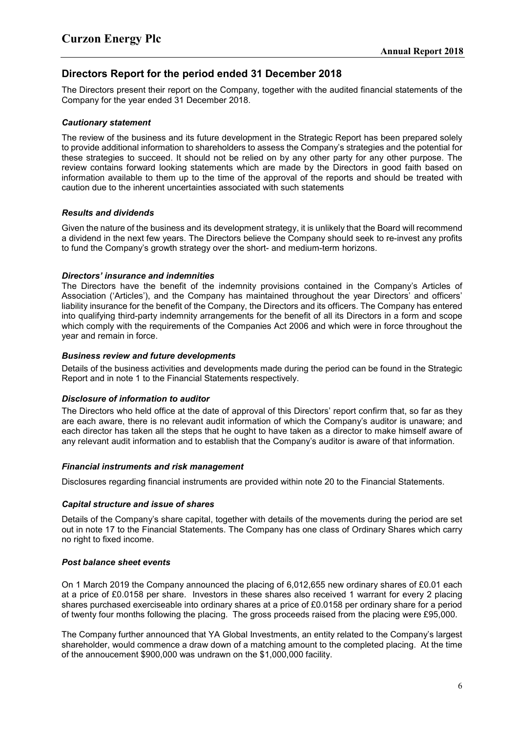## Directors Report for the period ended 31 December 2018

The Directors present their report on the Company, together with the audited financial statements of the Company for the year ended 31 December 2018.

### *Cautionary statement*

The review of the business and its future development in the Strategic Report has been prepared solely to provide additional information to shareholders to assess the Company's strategies and the potential for these strategies to succeed. It should not be relied on by any other party for any other purpose. The review contains forward looking statements which are made by the Directors in good faith based on information available to them up to the time of the approval of the reports and should be treated with caution due to the inherent uncertainties associated with such statements

### *Results and dividends*

Given the nature of the business and its development strategy, it is unlikely that the Board will recommend a dividend in the next few years. The Directors believe the Company should seek to re-invest any profits to fund the Company's growth strategy over the short- and medium-term horizons.

### *Directors' insurance and indemnities*

The Directors have the benefit of the indemnity provisions contained in the Company's Articles of Association ('Articles'), and the Company has maintained throughout the year Directors' and officers' liability insurance for the benefit of the Company, the Directors and its officers. The Company has entered into qualifying third-party indemnity arrangements for the benefit of all its Directors in a form and scope which comply with the requirements of the Companies Act 2006 and which were in force throughout the year and remain in force.

### *Business review and future developments*

Details of the business activities and developments made during the period can be found in the Strategic Report and in note 1 to the Financial Statements respectively.

### *Disclosure of information to auditor*

The Directors who held office at the date of approval of this Directors' report confirm that, so far as they are each aware, there is no relevant audit information of which the Company's auditor is unaware; and each director has taken all the steps that he ought to have taken as a director to make himself aware of any relevant audit information and to establish that the Company's auditor is aware of that information.

### *Financial instruments and risk management*

Disclosures regarding financial instruments are provided within note 20 to the Financial Statements.

### *Capital structure and issue of shares*

Details of the Company's share capital, together with details of the movements during the period are set out in note 17 to the Financial Statements. The Company has one class of Ordinary Shares which carry no right to fixed income.

### *Post balance sheet events*

On 1 March 2019 the Company announced the placing of 6,012,655 new ordinary shares of £0.01 each at a price of £0.0158 per share. Investors in these shares also received 1 warrant for every 2 placing shares purchased exerciseable into ordinary shares at a price of £0.0158 per ordinary share for a period of twenty four months following the placing. The gross proceeds raised from the placing were £95,000.

The Company further announced that YA Global Investments, an entity related to the Company's largest shareholder, would commence a draw down of a matching amount to the completed placing. At the time of the annoucement $900,000 was undrawn on the $1,000,000 facility.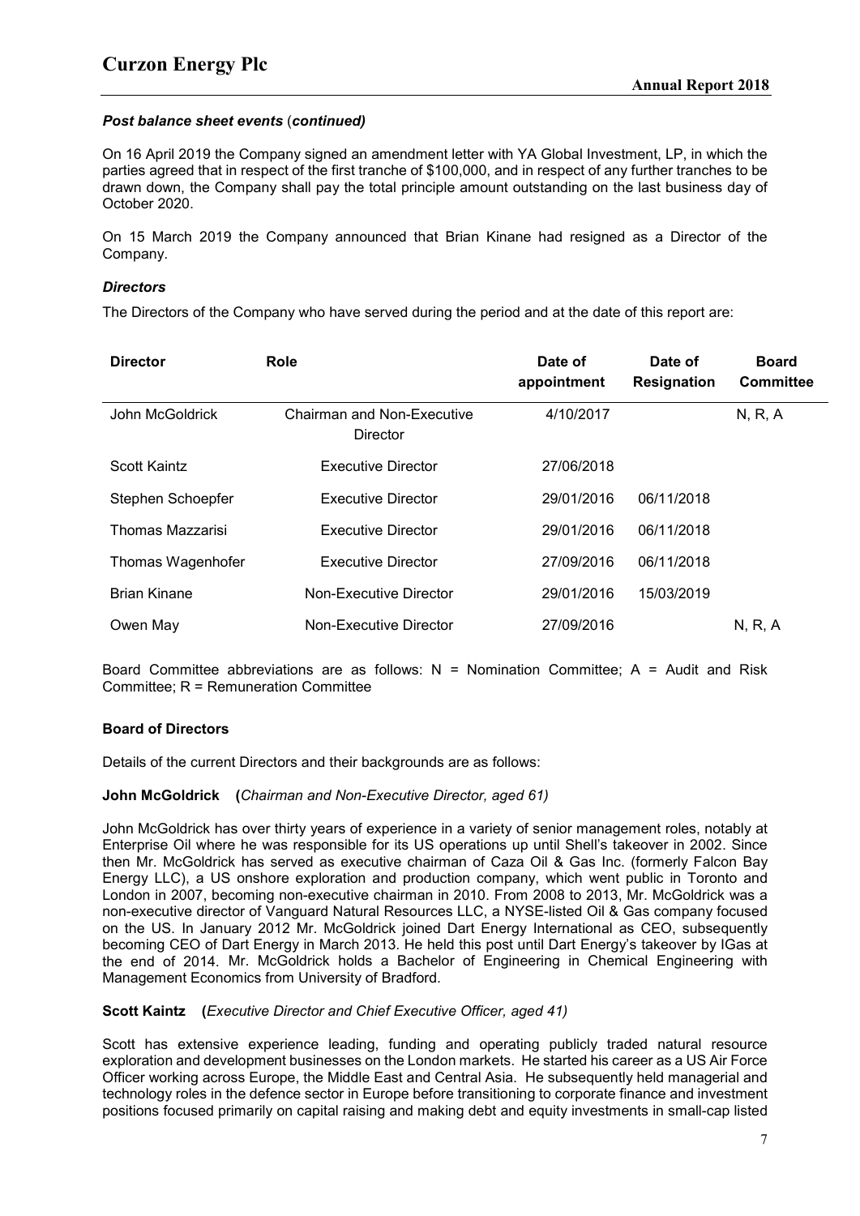### *Post balance sheet events* (*continued*)

On 16 April 2019 the Company signed an amendment letter with YA Global Investment, LP, in which the parties agreed that in respect of the first tranche of $100,000, and in respect of any further tranches to be drawn down, the Company shall pay the total principle amount outstanding on the last business day of October 2020.

On 15 March 2019 the Company announced that Brian Kinane had resigned as a Director of the Company.

### *Directors*

The Directors of the Company who have served during the period and at the date of this report are:

| Director | Role | Date of appointment | Date of Resignation | Board Committee |
|---|---|---|---|---|
| John McGoldrick | Chairman and Non-Executive Director | 4/10/2017 | | N, R, A |
| Scott Kaintz | Executive Director | 27/06/2018 | | |
| Stephen Schoepfer | Executive Director | 29/01/2016 | 06/11/2018 | |
| Thomas Mazzarisi | Executive Director | 29/01/2016 | 06/11/2018 | |
| Thomas Wagenhofer | Executive Director | 27/09/2016 | 06/11/2018 | |
| Brian Kinane | Non-Executive Director | 29/01/2016 | 15/03/2019 | |
| Owen May | Non-Executive Director | 27/09/2016 | | N, R, A |

Board Committee abbreviations are as follows: N = Nomination Committee; A = Audit and Risk Committee; R = Remuneration Committee

### Board of Directors

Details of the current Directors and their backgrounds are as follows:

**John McGoldrick** (*Chairman and Non-Executive Director, aged 61)*

John McGoldrick has over thirty years of experience in a variety of senior management roles, notably at Enterprise Oil where he was responsible for its US operations up until Shell's takeover in 2002. Since then Mr. McGoldrick has served as executive chairman of Caza Oil & Gas Inc. (formerly Falcon Bay Energy LLC), a US onshore exploration and production company, which went public in Toronto and London in 2007, becoming non-executive chairman in 2010. From 2008 to 2013, Mr. McGoldrick was a non-executive director of Vanguard Natural Resources LLC, a NYSE-listed Oil & Gas company focused on the US. In January 2012 Mr. McGoldrick joined Dart Energy International as CEO, subsequently becoming CEO of Dart Energy in March 2013. He held this post until Dart Energy's takeover by IGas at the end of 2014. Mr. McGoldrick holds a Bachelor of Engineering in Chemical Engineering with Management Economics from University of Bradford.

**Scott Kaintz** (*Executive Director and Chief Executive Officer, aged 41)*

Scott has extensive experience leading, funding and operating publicly traded natural resource exploration and development businesses on the London markets. He started his career as a US Air Force Officer working across Europe, the Middle East and Central Asia. He subsequently held managerial and technology roles in the defence sector in Europe before transitioning to corporate finance and investment positions focused primarily on capital raising and making debt and equity investments in small-cap listed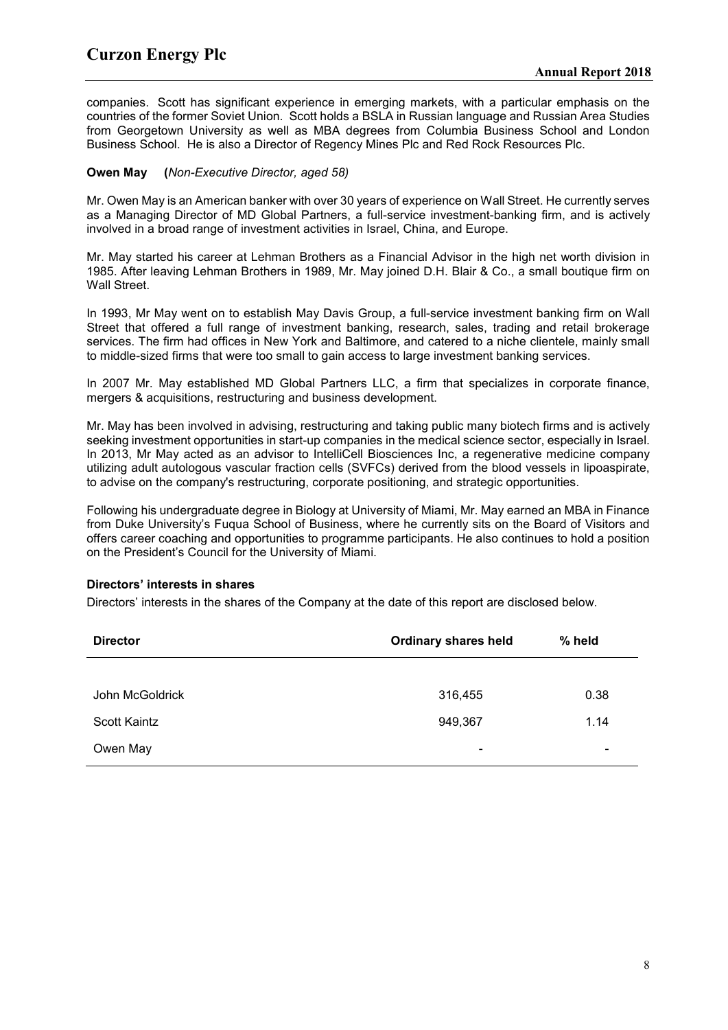companies. Scott has significant experience in emerging markets, with a particular emphasis on the countries of the former Soviet Union. Scott holds a BSLA in Russian language and Russian Area Studies from Georgetown University as well as MBA degrees from Columbia Business School and London Business School. He is also a Director of Regency Mines Plc and Red Rock Resources Plc.

**Owen May** **(***Non-Executive Director, aged 58)*

Mr. Owen May is an American banker with over 30 years of experience on Wall Street. He currently serves as a Managing Director of MD Global Partners, a full-service investment-banking firm, and is actively involved in a broad range of investment activities in Israel, China, and Europe.

Mr. May started his career at Lehman Brothers as a Financial Advisor in the high net worth division in 1985. After leaving Lehman Brothers in 1989, Mr. May joined D.H. Blair & Co., a small boutique firm on Wall Street.

In 1993, Mr May went on to establish May Davis Group, a full-service investment banking firm on Wall Street that offered a full range of investment banking, research, sales, trading and retail brokerage services. The firm had offices in New York and Baltimore, and catered to a niche clientele, mainly small to middle-sized firms that were too small to gain access to large investment banking services.

In 2007 Mr. May established MD Global Partners LLC, a firm that specializes in corporate finance, mergers & acquisitions, restructuring and business development.

Mr. May has been involved in advising, restructuring and taking public many biotech firms and is actively seeking investment opportunities in start-up companies in the medical science sector, especially in Israel. In 2013, Mr May acted as an advisor to IntelliCell Biosciences Inc, a regenerative medicine company utilizing adult autologous vascular fraction cells (SVFCs) derived from the blood vessels in lipoaspirate, to advise on the company's restructuring, corporate positioning, and strategic opportunities.

Following his undergraduate degree in Biology at University of Miami, Mr. May earned an MBA in Finance from Duke University's Fuqua School of Business, where he currently sits on the Board of Visitors and offers career coaching and opportunities to programme participants. He also continues to hold a position on the President's Council for the University of Miami.

**Directors' interests in shares**

Directors' interests in the shares of the Company at the date of this report are disclosed below.

| Director | Ordinary shares held | % held |
|---|---|---|
| John McGoldrick | 316,455 | 0.38 |
| Scott Kaintz | 949,367 | 1.14 |
| Owen May | - | - |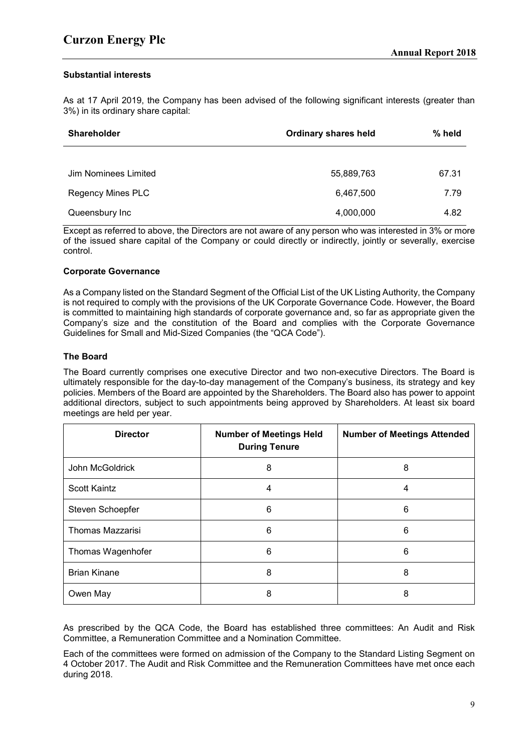### Substantial interests

As at 17 April 2019, the Company has been advised of the following significant interests (greater than 3%) in its ordinary share capital:

| Shareholder | Ordinary shares held | % held |
|---|---|---|
| Jim Nominees Limited | 55,889,763 | 67.31 |
| Regency Mines PLC | 6,467,500 | 7.79 |
| Queensbury Inc | 4,000,000 | 4.82 |

Except as referred to above, the Directors are not aware of any person who was interested in 3% or more of the issued share capital of the Company or could directly or indirectly, jointly or severally, exercise control.

### Corporate Governance

As a Company listed on the Standard Segment of the Official List of the UK Listing Authority, the Company is not required to comply with the provisions of the UK Corporate Governance Code. However, the Board is committed to maintaining high standards of corporate governance and, so far as appropriate given the Company's size and the constitution of the Board and complies with the Corporate Governance Guidelines for Small and Mid-Sized Companies (the "QCA Code").

### The Board

The Board currently comprises one executive Director and two non-executive Directors. The Board is ultimately responsible for the day-to-day management of the Company's business, its strategy and key policies. Members of the Board are appointed by the Shareholders. The Board also has power to appoint additional directors, subject to such appointments being approved by Shareholders. At least six board meetings are held per year.

| Director | Number of Meetings Held During Tenure | Number of Meetings Attended |
|---|---|---|
| John McGoldrick | 8 | 8 |
| Scott Kaintz | 4 | 4 |
| Steven Schoepfer | 6 | 6 |
| Thomas Mazzarisi | 6 | 6 |
| Thomas Wagenhofer | 6 | 6 |
| Brian Kinane | 8 | 8 |
| Owen May | 8 | 8 |

As prescribed by the QCA Code, the Board has established three committees: An Audit and Risk Committee, a Remuneration Committee and a Nomination Committee.

Each of the committees were formed on admission of the Company to the Standard Listing Segment on 4 October 2017. The Audit and Risk Committee and the Remuneration Committees have met once each during 2018.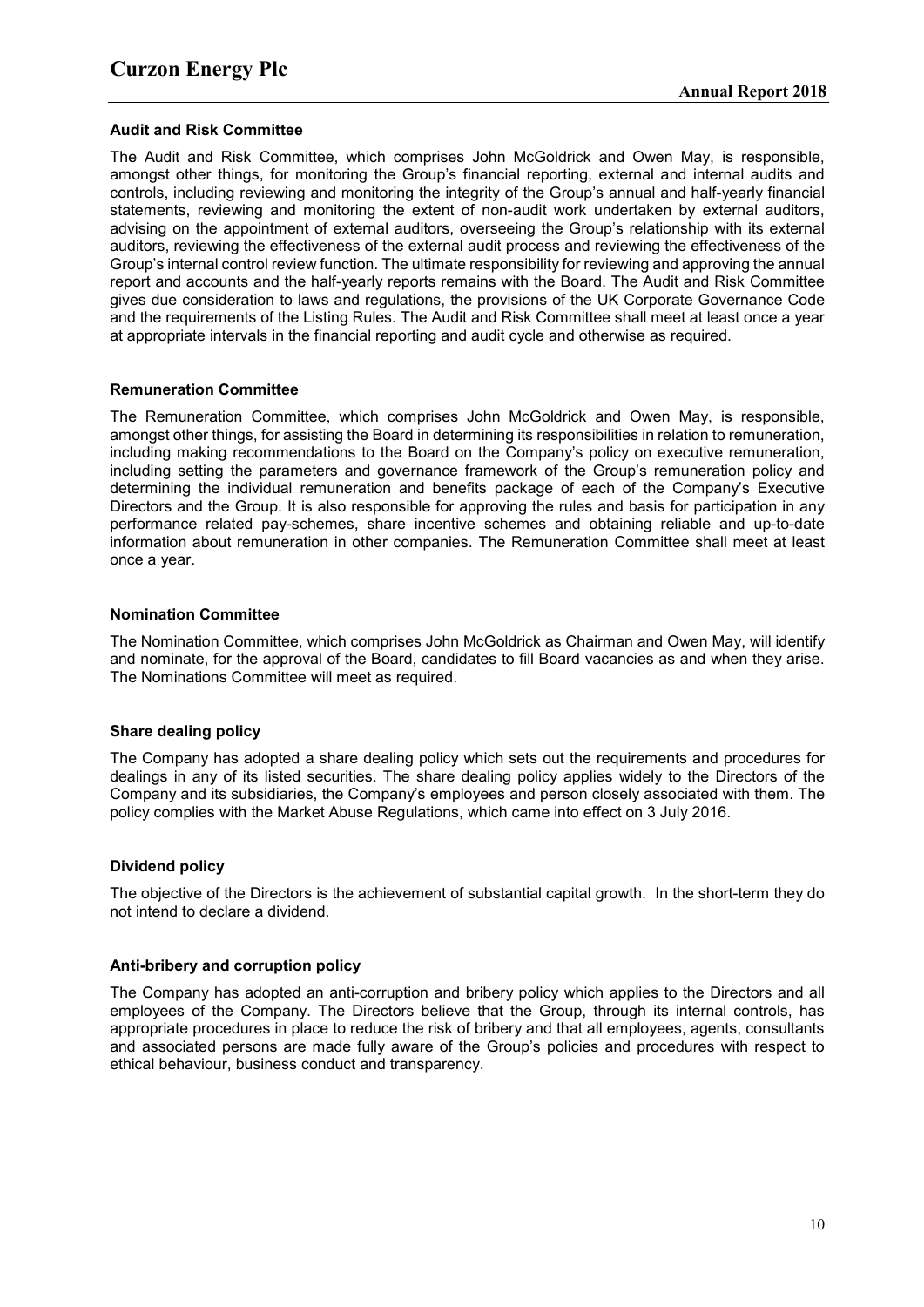### Audit and Risk Committee

The Audit and Risk Committee, which comprises John McGoldrick and Owen May, is responsible, amongst other things, for monitoring the Group's financial reporting, external and internal audits and controls, including reviewing and monitoring the integrity of the Group's annual and half-yearly financial statements, reviewing and monitoring the extent of non-audit work undertaken by external auditors, advising on the appointment of external auditors, overseeing the Group's relationship with its external auditors, reviewing the effectiveness of the external audit process and reviewing the effectiveness of the Group's internal control review function. The ultimate responsibility for reviewing and approving the annual report and accounts and the half-yearly reports remains with the Board. The Audit and Risk Committee gives due consideration to laws and regulations, the provisions of the UK Corporate Governance Code and the requirements of the Listing Rules. The Audit and Risk Committee shall meet at least once a year at appropriate intervals in the financial reporting and audit cycle and otherwise as required.

### Remuneration Committee

The Remuneration Committee, which comprises John McGoldrick and Owen May, is responsible, amongst other things, for assisting the Board in determining its responsibilities in relation to remuneration, including making recommendations to the Board on the Company's policy on executive remuneration, including setting the parameters and governance framework of the Group's remuneration policy and determining the individual remuneration and benefits package of each of the Company's Executive Directors and the Group. It is also responsible for approving the rules and basis for participation in any performance related pay-schemes, share incentive schemes and obtaining reliable and up-to-date information about remuneration in other companies. The Remuneration Committee shall meet at least once a year.

### Nomination Committee

The Nomination Committee, which comprises John McGoldrick as Chairman and Owen May, will identify and nominate, for the approval of the Board, candidates to fill Board vacancies as and when they arise. The Nominations Committee will meet as required.

### Share dealing policy

The Company has adopted a share dealing policy which sets out the requirements and procedures for dealings in any of its listed securities. The share dealing policy applies widely to the Directors of the Company and its subsidiaries, the Company's employees and person closely associated with them. The policy complies with the Market Abuse Regulations, which came into effect on 3 July 2016.

### Dividend policy

The objective of the Directors is the achievement of substantial capital growth. In the short-term they do not intend to declare a dividend.

### Anti-bribery and corruption policy

The Company has adopted an anti-corruption and bribery policy which applies to the Directors and all employees of the Company. The Directors believe that the Group, through its internal controls, has appropriate procedures in place to reduce the risk of bribery and that all employees, agents, consultants and associated persons are made fully aware of the Group's policies and procedures with respect to ethical behaviour, business conduct and transparency.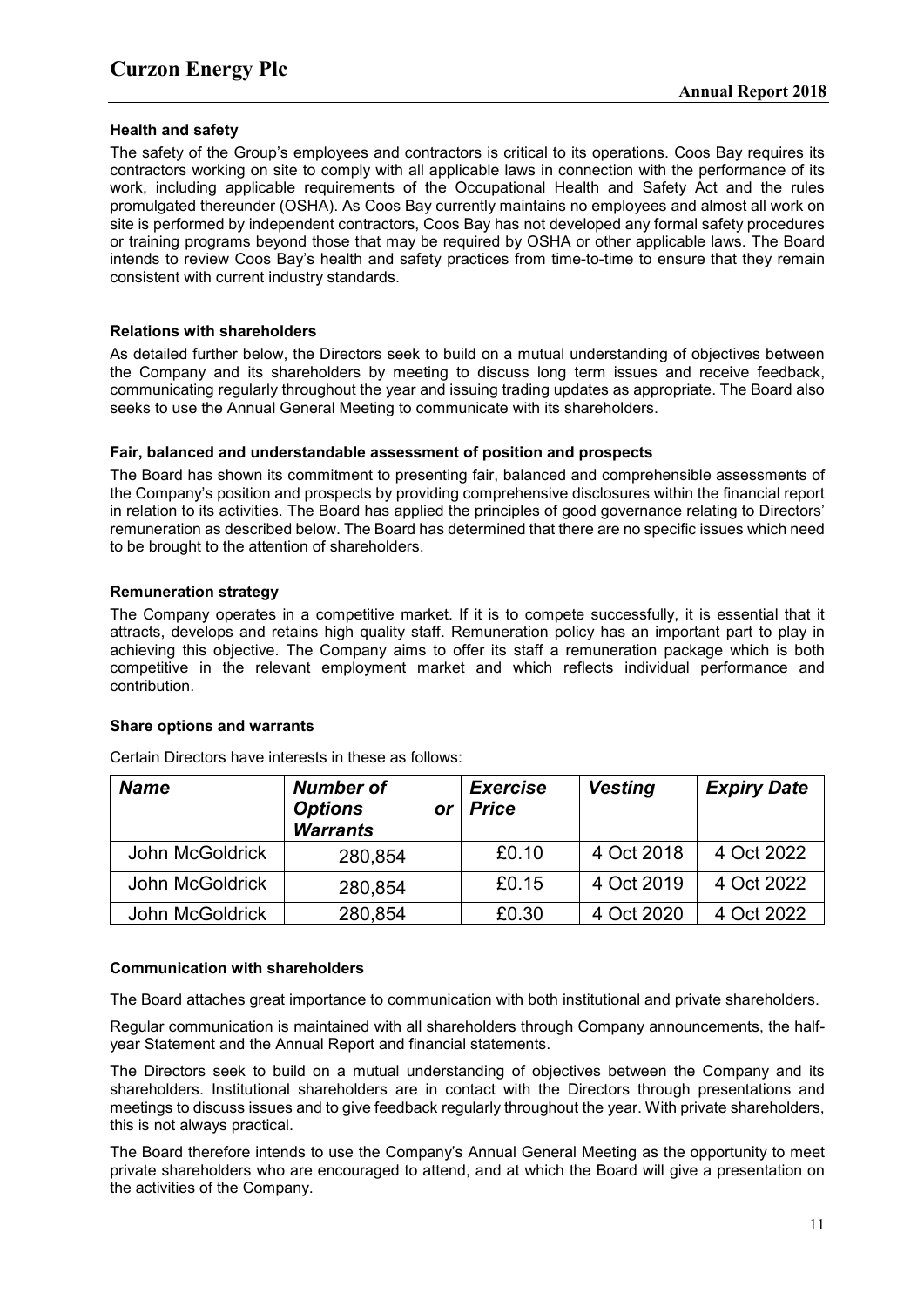### Health and safety

The safety of the Group's employees and contractors is critical to its operations. Coos Bay requires its contractors working on site to comply with all applicable laws in connection with the performance of its work, including applicable requirements of the Occupational Health and Safety Act and the rules promulgated thereunder (OSHA). As Coos Bay currently maintains no employees and almost all work on site is performed by independent contractors, Coos Bay has not developed any formal safety procedures or training programs beyond those that may be required by OSHA or other applicable laws. The Board intends to review Coos Bay's health and safety practices from time-to-time to ensure that they remain consistent with current industry standards.

### Relations with shareholders

As detailed further below, the Directors seek to build on a mutual understanding of objectives between the Company and its shareholders by meeting to discuss long term issues and receive feedback, communicating regularly throughout the year and issuing trading updates as appropriate. The Board also seeks to use the Annual General Meeting to communicate with its shareholders.

### Fair, balanced and understandable assessment of position and prospects

The Board has shown its commitment to presenting fair, balanced and comprehensible assessments of the Company's position and prospects by providing comprehensive disclosures within the financial report in relation to its activities. The Board has applied the principles of good governance relating to Directors' remuneration as described below. The Board has determined that there are no specific issues which need to be brought to the attention of shareholders.

### Remuneration strategy

The Company operates in a competitive market. If it is to compete successfully, it is essential that it attracts, develops and retains high quality staff. Remuneration policy has an important part to play in achieving this objective. The Company aims to offer its staff a remuneration package which is both competitive in the relevant employment market and which reflects individual performance and contribution.

### Share options and warrants

Certain Directors have interests in these as follows:

| ***Name*** | ***Number of Options or Warrants*** | ***Exercise Price*** | ***Vesting*** | ***Expiry Date*** |
|---|---|---|---|---|
| John McGoldrick | 280,854 | £0.10 | 4 Oct 2018 | 4 Oct 2022 |
| John McGoldrick | 280,854 | £0.15 | 4 Oct 2019 | 4 Oct 2022 |
| John McGoldrick | 280,854 | £0.30 | 4 Oct 2020 | 4 Oct 2022 |

### Communication with shareholders

The Board attaches great importance to communication with both institutional and private shareholders.

Regular communication is maintained with all shareholders through Company announcements, the half-year Statement and the Annual Report and financial statements.

The Directors seek to build on a mutual understanding of objectives between the Company and its shareholders. Institutional shareholders are in contact with the Directors through presentations and meetings to discuss issues and to give feedback regularly throughout the year. With private shareholders, this is not always practical.

The Board therefore intends to use the Company's Annual General Meeting as the opportunity to meet private shareholders who are encouraged to attend, and at which the Board will give a presentation on the activities of the Company.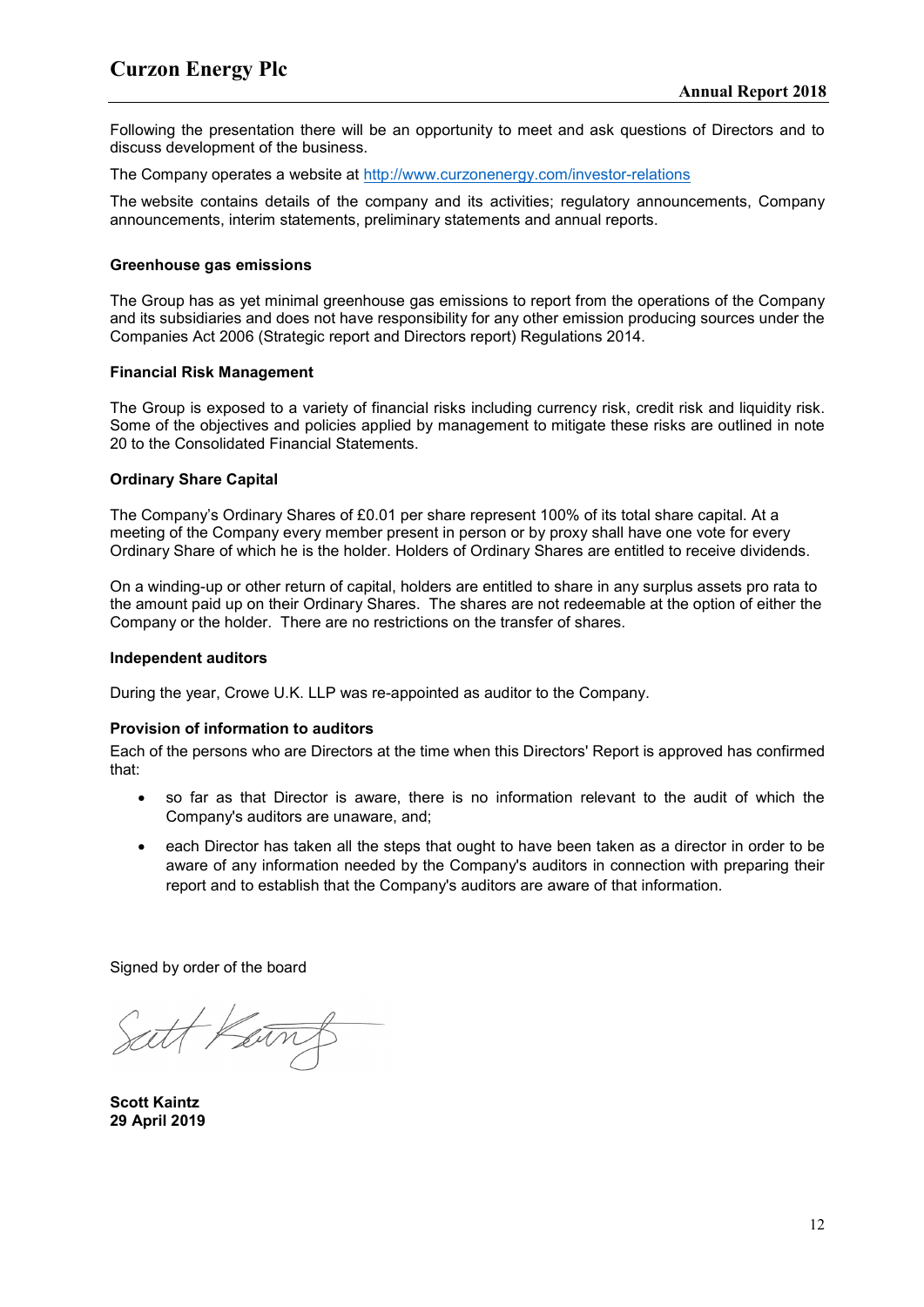Following the presentation there will be an opportunity to meet and ask questions of Directors and to discuss development of the business.

The Company operates a website at http://www.curzonenergy.com/investor-relations

The website contains details of the company and its activities; regulatory announcements, Company announcements, interim statements, preliminary statements and annual reports.

**Greenhouse gas emissions**

The Group has as yet minimal greenhouse gas emissions to report from the operations of the Company and its subsidiaries and does not have responsibility for any other emission producing sources under the Companies Act 2006 (Strategic report and Directors report) Regulations 2014.

**Financial Risk Management**

The Group is exposed to a variety of financial risks including currency risk, credit risk and liquidity risk. Some of the objectives and policies applied by management to mitigate these risks are outlined in note 20 to the Consolidated Financial Statements.

**Ordinary Share Capital**

The Company's Ordinary Shares of £0.01 per share represent 100% of its total share capital. At a meeting of the Company every member present in person or by proxy shall have one vote for every Ordinary Share of which he is the holder. Holders of Ordinary Shares are entitled to receive dividends.

On a winding-up or other return of capital, holders are entitled to share in any surplus assets pro rata to the amount paid up on their Ordinary Shares. The shares are not redeemable at the option of either the Company or the holder. There are no restrictions on the transfer of shares.

**Independent auditors**

During the year, Crowe U.K. LLP was re-appointed as auditor to the Company.

**Provision of information to auditors**

Each of the persons who are Directors at the time when this Directors' Report is approved has confirmed that:

- so far as that Director is aware, there is no information relevant to the audit of which the Company's auditors are unaware, and;
- each Director has taken all the steps that ought to have been taken as a director in order to be aware of any information needed by the Company's auditors in connection with preparing their report and to establish that the Company's auditors are aware of that information.

Signed by order of the board

**Scott Kaintz**
**29 April 2019**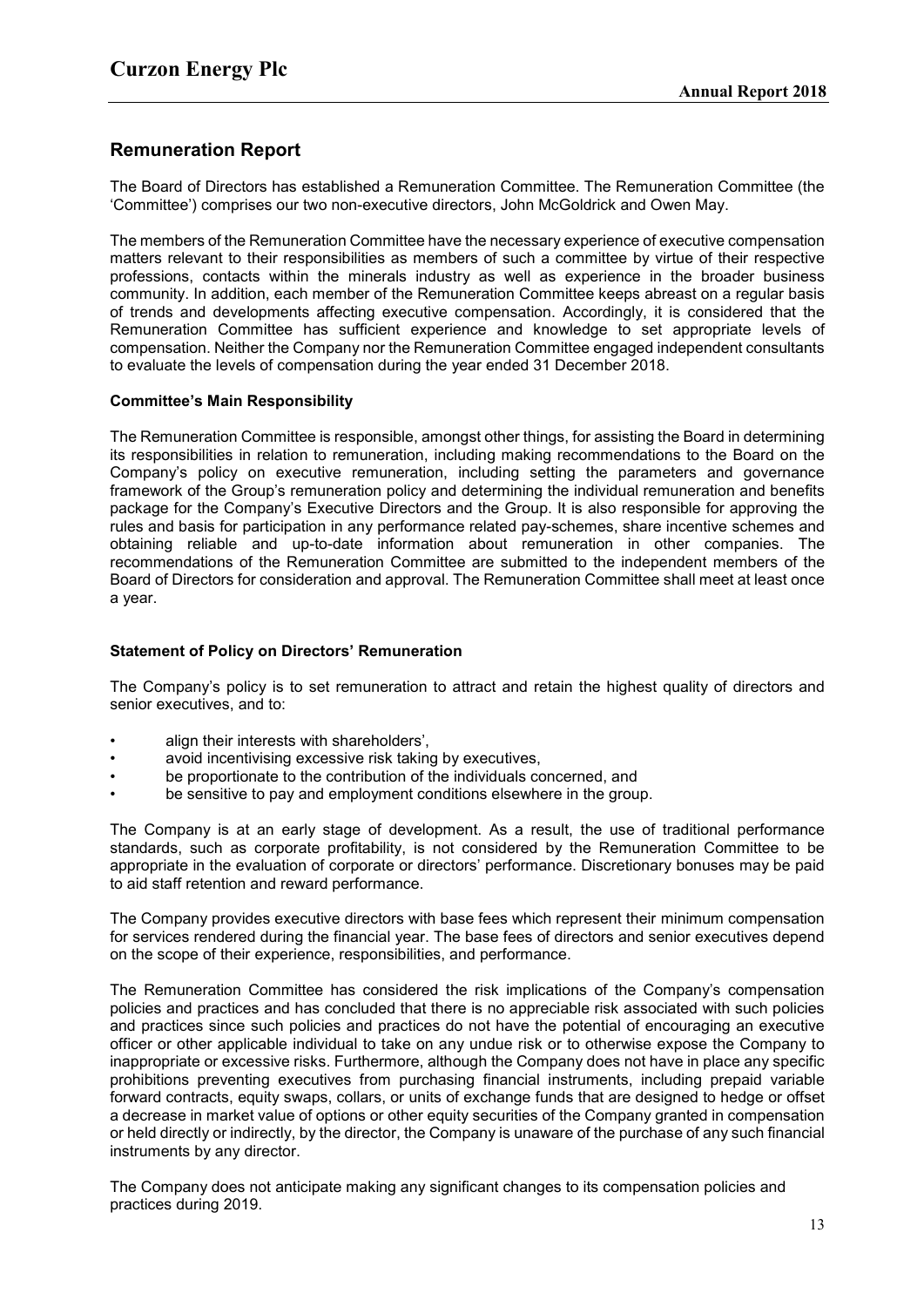## Remuneration Report

The Board of Directors has established a Remuneration Committee. The Remuneration Committee (the 'Committee') comprises our two non-executive directors, John McGoldrick and Owen May.

The members of the Remuneration Committee have the necessary experience of executive compensation matters relevant to their responsibilities as members of such a committee by virtue of their respective professions, contacts within the minerals industry as well as experience in the broader business community. In addition, each member of the Remuneration Committee keeps abreast on a regular basis of trends and developments affecting executive compensation. Accordingly, it is considered that the Remuneration Committee has sufficient experience and knowledge to set appropriate levels of compensation. Neither the Company nor the Remuneration Committee engaged independent consultants to evaluate the levels of compensation during the year ended 31 December 2018.

### Committee's Main Responsibility

The Remuneration Committee is responsible, amongst other things, for assisting the Board in determining its responsibilities in relation to remuneration, including making recommendations to the Board on the Company's policy on executive remuneration, including setting the parameters and governance framework of the Group's remuneration policy and determining the individual remuneration and benefits package for the Company's Executive Directors and the Group. It is also responsible for approving the rules and basis for participation in any performance related pay-schemes, share incentive schemes and obtaining reliable and up-to-date information about remuneration in other companies. The recommendations of the Remuneration Committee are submitted to the independent members of the Board of Directors for consideration and approval. The Remuneration Committee shall meet at least once a year.

### Statement of Policy on Directors' Remuneration

The Company's policy is to set remuneration to attract and retain the highest quality of directors and senior executives, and to:

- align their interests with shareholders',
- avoid incentivising excessive risk taking by executives,
- be proportionate to the contribution of the individuals concerned, and
- be sensitive to pay and employment conditions elsewhere in the group.

The Company is at an early stage of development. As a result, the use of traditional performance standards, such as corporate profitability, is not considered by the Remuneration Committee to be appropriate in the evaluation of corporate or directors' performance. Discretionary bonuses may be paid to aid staff retention and reward performance.

The Company provides executive directors with base fees which represent their minimum compensation for services rendered during the financial year. The base fees of directors and senior executives depend on the scope of their experience, responsibilities, and performance.

The Remuneration Committee has considered the risk implications of the Company's compensation policies and practices and has concluded that there is no appreciable risk associated with such policies and practices since such policies and practices do not have the potential of encouraging an executive officer or other applicable individual to take on any undue risk or to otherwise expose the Company to inappropriate or excessive risks. Furthermore, although the Company does not have in place any specific prohibitions preventing executives from purchasing financial instruments, including prepaid variable forward contracts, equity swaps, collars, or units of exchange funds that are designed to hedge or offset a decrease in market value of options or other equity securities of the Company granted in compensation or held directly or indirectly, by the director, the Company is unaware of the purchase of any such financial instruments by any director.

The Company does not anticipate making any significant changes to its compensation policies and practices during 2019.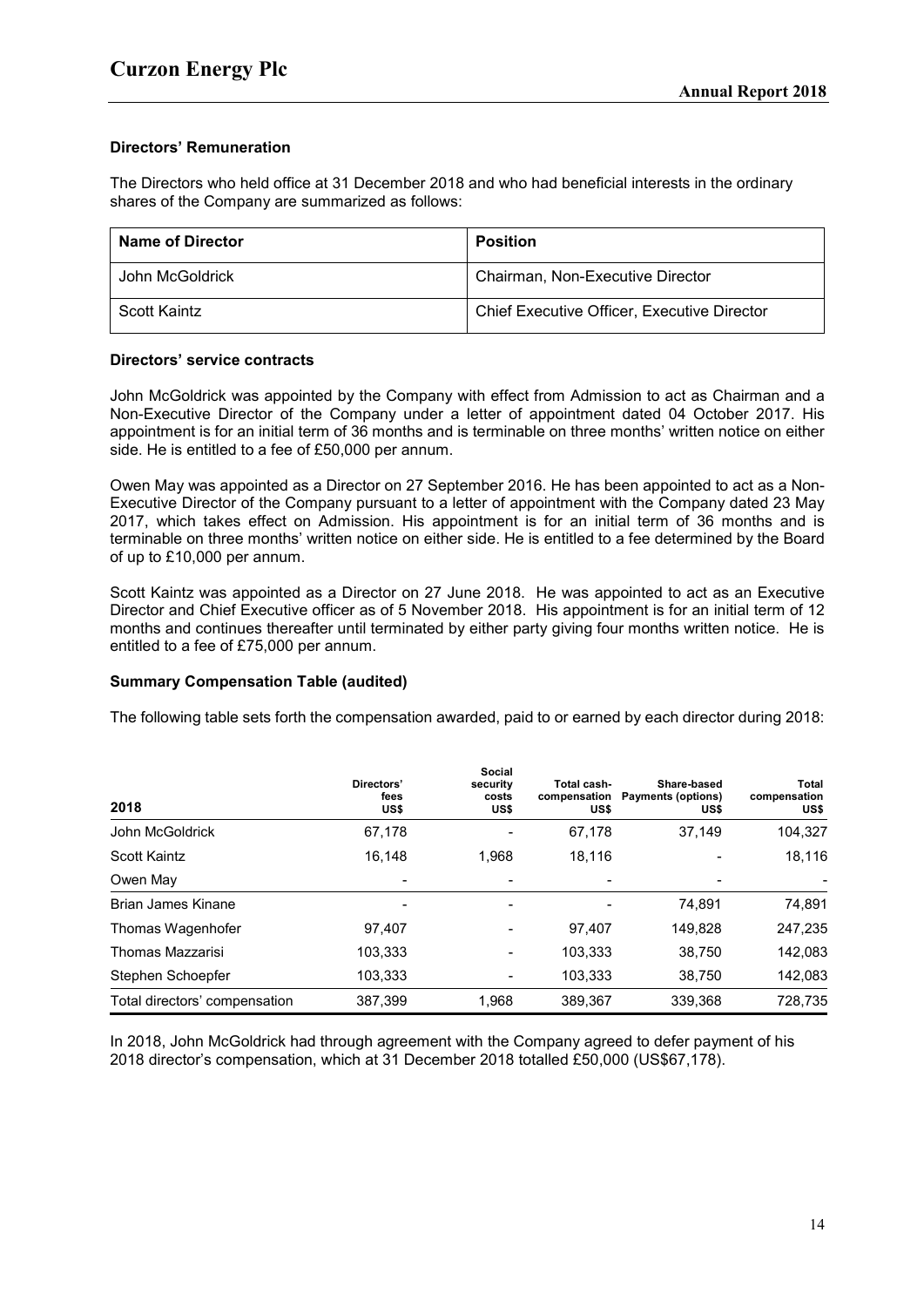### Directors' Remuneration

The Directors who held office at 31 December 2018 and who had beneficial interests in the ordinary shares of the Company are summarized as follows:

| Name of Director | Position |
|---|---|
| John McGoldrick | Chairman, Non-Executive Director |
| Scott Kaintz | Chief Executive Officer, Executive Director |

### Directors' service contracts

John McGoldrick was appointed by the Company with effect from Admission to act as Chairman and a Non-Executive Director of the Company under a letter of appointment dated 04 October 2017. His appointment is for an initial term of 36 months and is terminable on three months' written notice on either side. He is entitled to a fee of £50,000 per annum.

Owen May was appointed as a Director on 27 September 2016. He has been appointed to act as a Non-Executive Director of the Company pursuant to a letter of appointment with the Company dated 23 May 2017, which takes effect on Admission. His appointment is for an initial term of 36 months and is terminable on three months' written notice on either side. He is entitled to a fee determined by the Board of up to £10,000 per annum.

Scott Kaintz was appointed as a Director on 27 June 2018. He was appointed to act as an Executive Director and Chief Executive officer as of 5 November 2018. His appointment is for an initial term of 12 months and continues thereafter until terminated by either party giving four months written notice. He is entitled to a fee of £75,000 per annum.

### Summary Compensation Table (audited)

The following table sets forth the compensation awarded, paid to or earned by each director during 2018:

| 2018 | Directors' fees US$ | Social security costs US$ | Total cash-compensation US$ | Share-based Payments (options) US$ | Total compensation US$ |
|---|---|---|---|---|---|
| John McGoldrick | 67,178 | - | 67,178 | 37,149 | 104,327 |
| Scott Kaintz | 16,148 | 1,968 | 18,116 | - | 18,116 |
| Owen May | - | - | - | - | - |
| Brian James Kinane | - | - | - | 74,891 | 74,891 |
| Thomas Wagenhofer | 97,407 | - | 97,407 | 149,828 | 247,235 |
| Thomas Mazzarisi | 103,333 | - | 103,333 | 38,750 | 142,083 |
| Stephen Schoepfer | 103,333 | - | 103,333 | 38,750 | 142,083 |
| Total directors' compensation | 387,399 | 1,968 | 389,367 | 339,368 | 728,735 |

In 2018, John McGoldrick had through agreement with the Company agreed to defer payment of his 2018 director's compensation, which at 31 December 2018 totalled £50,000 (US$67,178).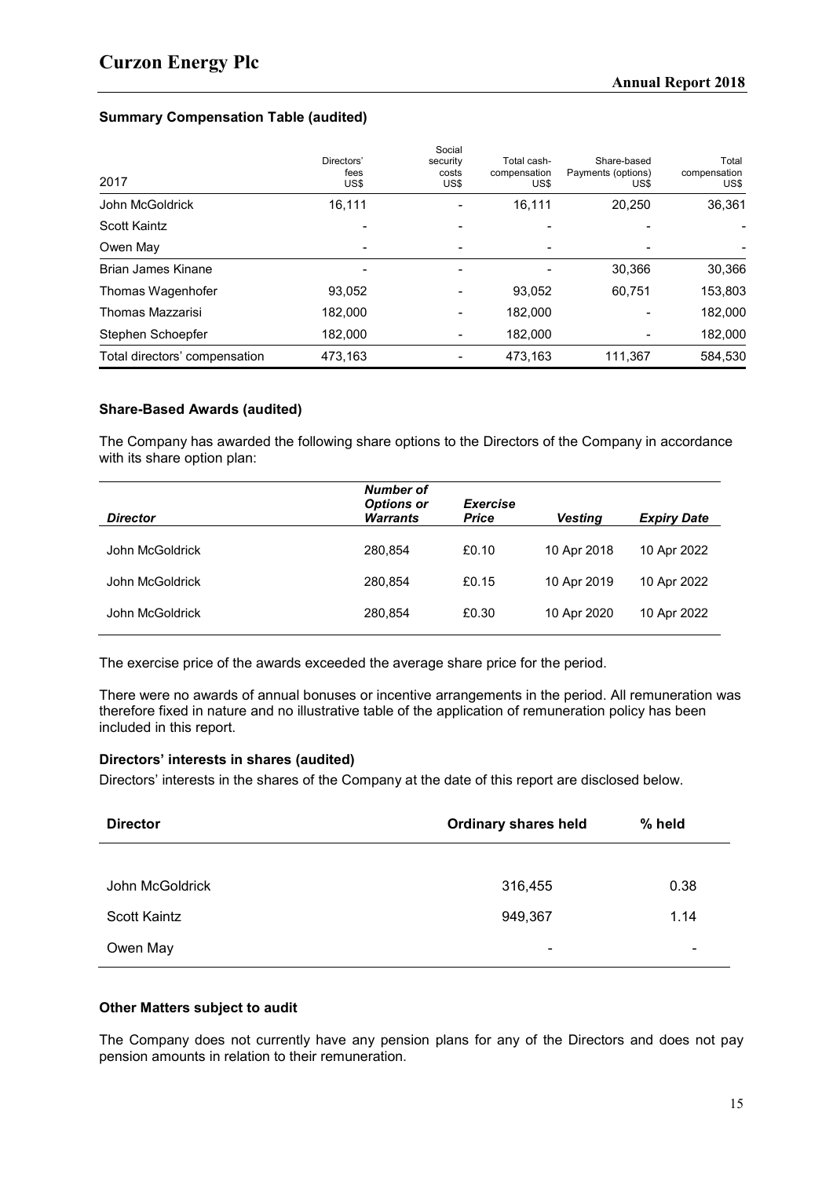### Summary Compensation Table (audited)

| 2017 | Directors' fees US$ | Social security costs US$ | Total cash-compensation US$ | Share-based Payments (options) US$ | Total compensation US$ |
|---|---|---|---|---|---|
| John McGoldrick | 16,111 | - | 16,111 | 20,250 | 36,361 |
| Scott Kaintz | - | - | - | - | - |
| Owen May | - | - | - | - | - |
| Brian James Kinane | - | - | - | 30,366 | 30,366 |
| Thomas Wagenhofer | 93,052 | - | 93,052 | 60,751 | 153,803 |
| Thomas Mazzarisi | 182,000 | - | 182,000 | - | 182,000 |
| Stephen Schoepfer | 182,000 | - | 182,000 | - | 182,000 |
| Total directors' compensation | 473,163 | - | 473,163 | 111,367 | 584,530 |

### Share-Based Awards (audited)

The Company has awarded the following share options to the Directors of the Company in accordance with its share option plan:

| *Director* | *Number of Options or Warrants* | *Exercise Price* | *Vesting* | *Expiry Date* |
|---|---|---|---|---|
| John McGoldrick | 280,854 | £0.10 | 10 Apr 2018 | 10 Apr 2022 |
| John McGoldrick | 280,854 | £0.15 | 10 Apr 2019 | 10 Apr 2022 |
| John McGoldrick | 280,854 | £0.30 | 10 Apr 2020 | 10 Apr 2022 |

The exercise price of the awards exceeded the average share price for the period.

There were no awards of annual bonuses or incentive arrangements in the period. All remuneration was therefore fixed in nature and no illustrative table of the application of remuneration policy has been included in this report.

### Directors' interests in shares (audited)

Directors' interests in the shares of the Company at the date of this report are disclosed below.

| Director | Ordinary shares held | % held |
|---|---|---|
| John McGoldrick | 316,455 | 0.38 |
| Scott Kaintz | 949,367 | 1.14 |
| Owen May | - | - |

### Other Matters subject to audit

The Company does not currently have any pension plans for any of the Directors and does not pay pension amounts in relation to their remuneration.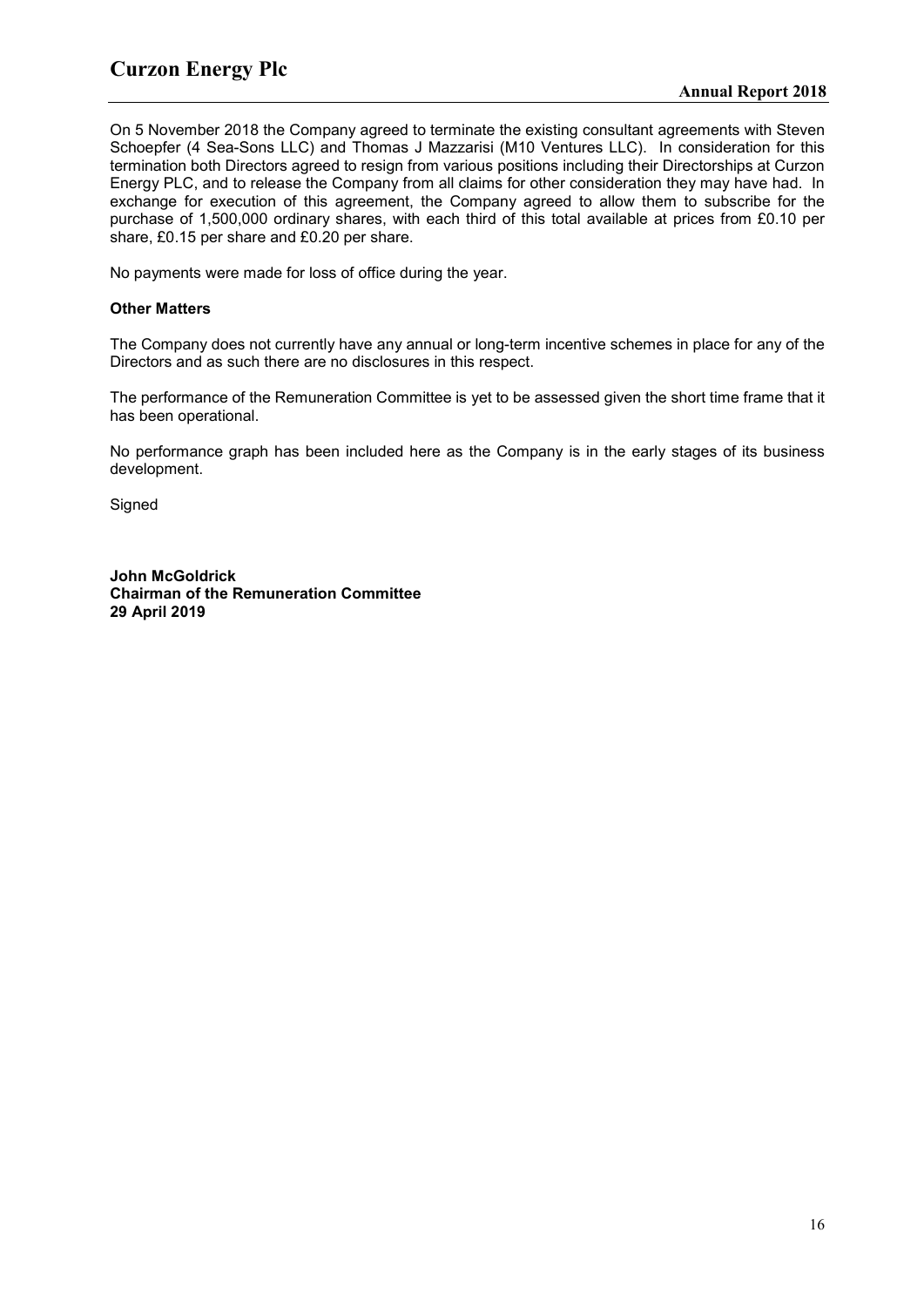On 5 November 2018 the Company agreed to terminate the existing consultant agreements with Steven Schoepfer (4 Sea-Sons LLC) and Thomas J Mazzarisi (M10 Ventures LLC). In consideration for this termination both Directors agreed to resign from various positions including their Directorships at Curzon Energy PLC, and to release the Company from all claims for other consideration they may have had. In exchange for execution of this agreement, the Company agreed to allow them to subscribe for the purchase of 1,500,000 ordinary shares, with each third of this total available at prices from £0.10 per share, £0.15 per share and £0.20 per share.

No payments were made for loss of office during the year.

**Other Matters**

The Company does not currently have any annual or long-term incentive schemes in place for any of the Directors and as such there are no disclosures in this respect.

The performance of the Remuneration Committee is yet to be assessed given the short time frame that it has been operational.

No performance graph has been included here as the Company is in the early stages of its business development.

Signed

**John McGoldrick**
**Chairman of the Remuneration Committee**
**29 April 2019**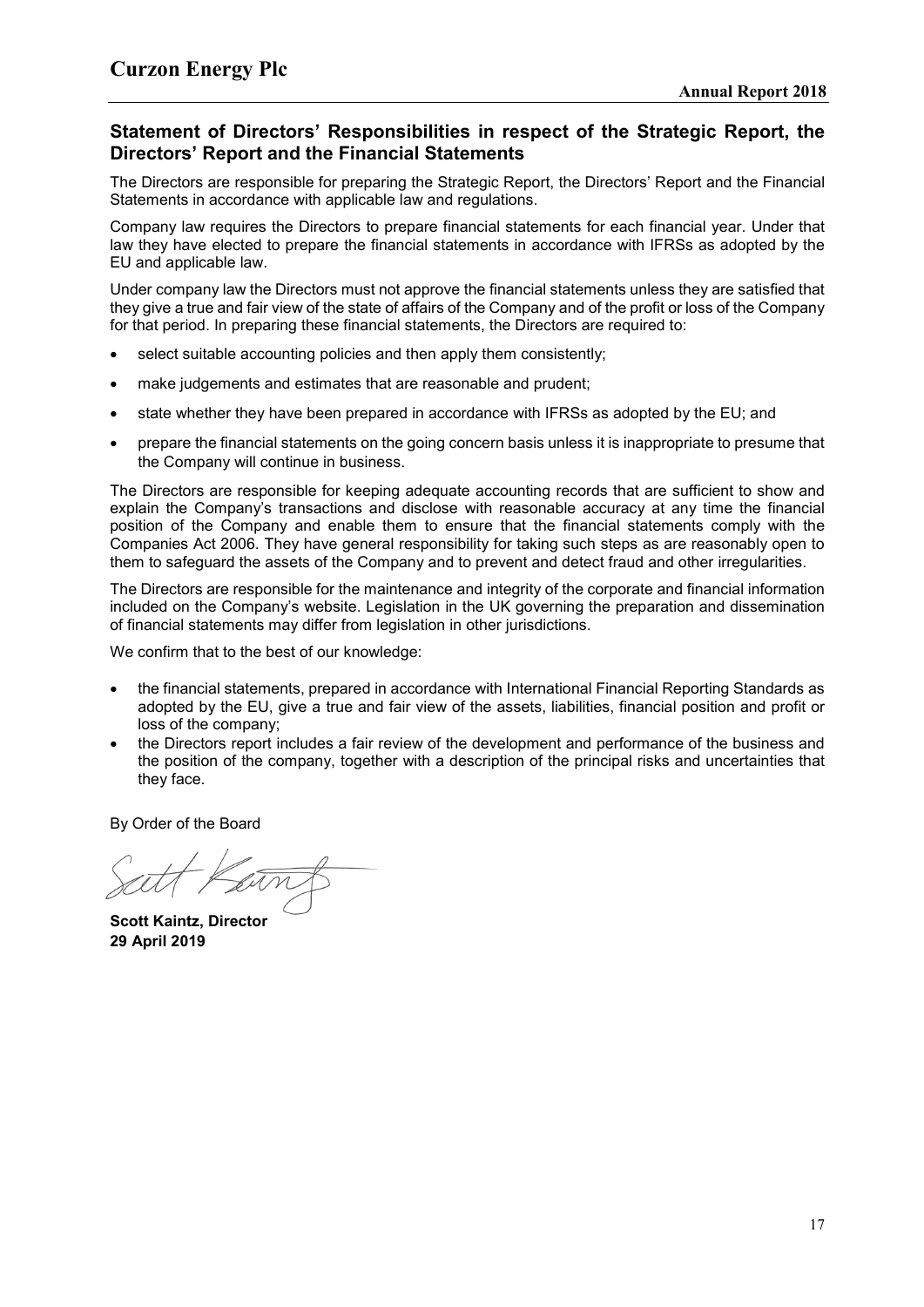## Statement of Directors' Responsibilities in respect of the Strategic Report, the Directors' Report and the Financial Statements

The Directors are responsible for preparing the Strategic Report, the Directors' Report and the Financial Statements in accordance with applicable law and regulations.

Company law requires the Directors to prepare financial statements for each financial year. Under that law they have elected to prepare the financial statements in accordance with IFRSs as adopted by the EU and applicable law.

Under company law the Directors must not approve the financial statements unless they are satisfied that they give a true and fair view of the state of affairs of the Company and of the profit or loss of the Company for that period. In preparing these financial statements, the Directors are required to:

- select suitable accounting policies and then apply them consistently;
- make judgements and estimates that are reasonable and prudent;
- state whether they have been prepared in accordance with IFRSs as adopted by the EU; and
- prepare the financial statements on the going concern basis unless it is inappropriate to presume that the Company will continue in business.

The Directors are responsible for keeping adequate accounting records that are sufficient to show and explain the Company's transactions and disclose with reasonable accuracy at any time the financial position of the Company and enable them to ensure that the financial statements comply with the Companies Act 2006. They have general responsibility for taking such steps as are reasonably open to them to safeguard the assets of the Company and to prevent and detect fraud and other irregularities.

The Directors are responsible for the maintenance and integrity of the corporate and financial information included on the Company's website. Legislation in the UK governing the preparation and dissemination of financial statements may differ from legislation in other jurisdictions.

We confirm that to the best of our knowledge:

- the financial statements, prepared in accordance with International Financial Reporting Standards as adopted by the EU, give a true and fair view of the assets, liabilities, financial position and profit or loss of the company;
- the Directors report includes a fair review of the development and performance of the business and the position of the company, together with a description of the principal risks and uncertainties that they face.

By Order of the Board

**Scott Kaintz, Director**
**29 April 2019**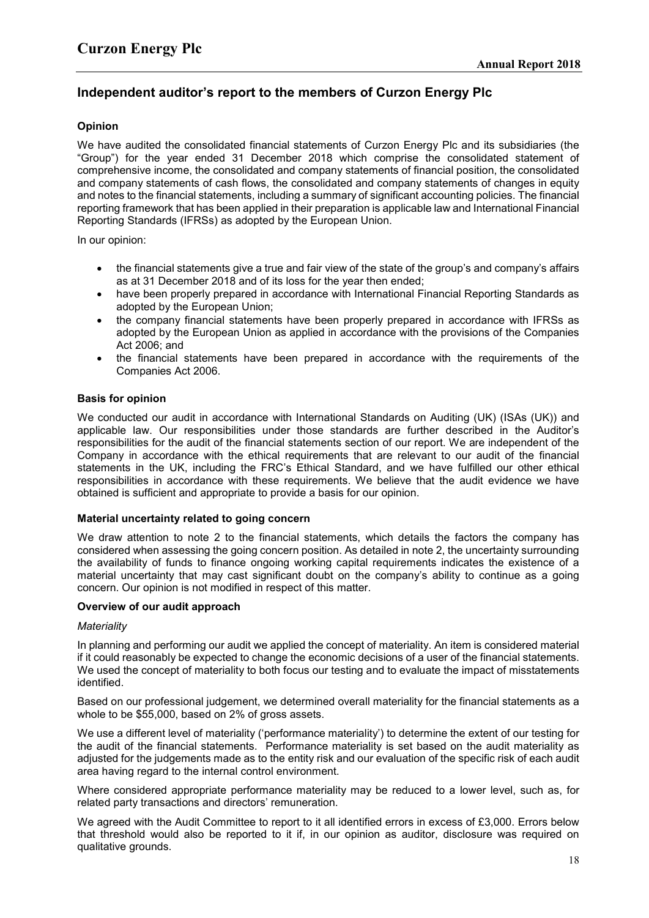# Independent auditor's report to the members of Curzon Energy Plc

## Opinion

We have audited the consolidated financial statements of Curzon Energy Plc and its subsidiaries (the "Group") for the year ended 31 December 2018 which comprise the consolidated statement of comprehensive income, the consolidated and company statements of financial position, the consolidated and company statements of cash flows, the consolidated and company statements of changes in equity and notes to the financial statements, including a summary of significant accounting policies. The financial reporting framework that has been applied in their preparation is applicable law and International Financial Reporting Standards (IFRSs) as adopted by the European Union.

In our opinion:

- the financial statements give a true and fair view of the state of the group's and company's affairs as at 31 December 2018 and of its loss for the year then ended;
- have been properly prepared in accordance with International Financial Reporting Standards as adopted by the European Union;
- the company financial statements have been properly prepared in accordance with IFRSs as adopted by the European Union as applied in accordance with the provisions of the Companies Act 2006; and
- the financial statements have been prepared in accordance with the requirements of the Companies Act 2006.

## Basis for opinion

We conducted our audit in accordance with International Standards on Auditing (UK) (ISAs (UK)) and applicable law. Our responsibilities under those standards are further described in the Auditor's responsibilities for the audit of the financial statements section of our report. We are independent of the Company in accordance with the ethical requirements that are relevant to our audit of the financial statements in the UK, including the FRC's Ethical Standard, and we have fulfilled our other ethical responsibilities in accordance with these requirements. We believe that the audit evidence we have obtained is sufficient and appropriate to provide a basis for our opinion.

## Material uncertainty related to going concern

We draw attention to note 2 to the financial statements, which details the factors the company has considered when assessing the going concern position. As detailed in note 2, the uncertainty surrounding the availability of funds to finance ongoing working capital requirements indicates the existence of a material uncertainty that may cast significant doubt on the company's ability to continue as a going concern. Our opinion is not modified in respect of this matter.

## Overview of our audit approach

*Materiality*

In planning and performing our audit we applied the concept of materiality. An item is considered material if it could reasonably be expected to change the economic decisions of a user of the financial statements. We used the concept of materiality to both focus our testing and to evaluate the impact of misstatements identified.

Based on our professional judgement, we determined overall materiality for the financial statements as a whole to be $55,000, based on 2% of gross assets.

We use a different level of materiality ('performance materiality') to determine the extent of our testing for the audit of the financial statements. Performance materiality is set based on the audit materiality as adjusted for the judgements made as to the entity risk and our evaluation of the specific risk of each audit area having regard to the internal control environment.

Where considered appropriate performance materiality may be reduced to a lower level, such as, for related party transactions and directors' remuneration.

We agreed with the Audit Committee to report to it all identified errors in excess of £3,000. Errors below that threshold would also be reported to it if, in our opinion as auditor, disclosure was required on qualitative grounds.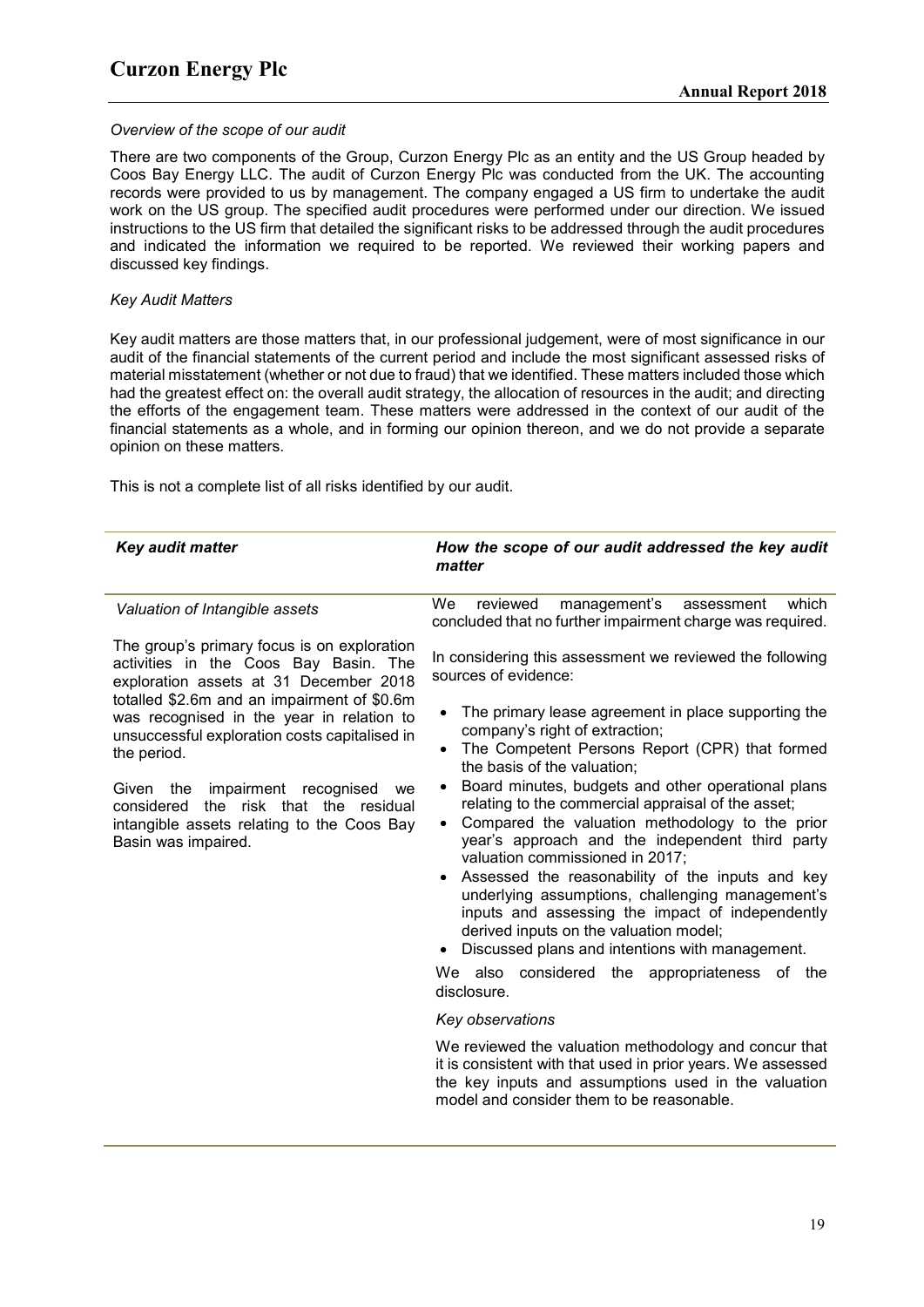*Overview of the scope of our audit*

There are two components of the Group, Curzon Energy Plc as an entity and the US Group headed by Coos Bay Energy LLC. The audit of Curzon Energy Plc was conducted from the UK. The accounting records were provided to us by management. The company engaged a US firm to undertake the audit work on the US group. The specified audit procedures were performed under our direction. We issued instructions to the US firm that detailed the significant risks to be addressed through the audit procedures and indicated the information we required to be reported. We reviewed their working papers and discussed key findings.

*Key Audit Matters*

Key audit matters are those matters that, in our professional judgement, were of most significance in our audit of the financial statements of the current period and include the most significant assessed risks of material misstatement (whether or not due to fraud) that we identified. These matters included those which had the greatest effect on: the overall audit strategy, the allocation of resources in the audit; and directing the efforts of the engagement team. These matters were addressed in the context of our audit of the financial statements as a whole, and in forming our opinion thereon, and we do not provide a separate opinion on these matters.

This is not a complete list of all risks identified by our audit.

| ***Key audit matter*** | ***How the scope of our audit addressed the key audit matter*** |
|---|---|
| *Valuation of Intangible assets*<br><br>The group's primary focus is on exploration activities in the Coos Bay Basin. The exploration assets at 31 December 2018 totalled \$2.6m and an impairment of \$0.6m was recognised in the year in relation to unsuccessful exploration costs capitalised in the period.<br><br>Given the impairment recognised we considered the risk that the residual intangible assets relating to the Coos Bay Basin was impaired. | We reviewed management's assessment which concluded that no further impairment charge was required.<br><br>In considering this assessment we reviewed the following sources of evidence:<br><br>• The primary lease agreement in place supporting the company's right of extraction;<br>• The Competent Persons Report (CPR) that formed the basis of the valuation;<br>• Board minutes, budgets and other operational plans relating to the commercial appraisal of the asset;<br>• Compared the valuation methodology to the prior year's approach and the independent third party valuation commissioned in 2017;<br>• Assessed the reasonability of the inputs and key underlying assumptions, challenging management's inputs and assessing the impact of independently derived inputs on the valuation model;<br>• Discussed plans and intentions with management.<br><br>We also considered the appropriateness of the disclosure.<br><br>*Key observations*<br><br>We reviewed the valuation methodology and concur that it is consistent with that used in prior years. We assessed the key inputs and assumptions used in the valuation model and consider them to be reasonable. |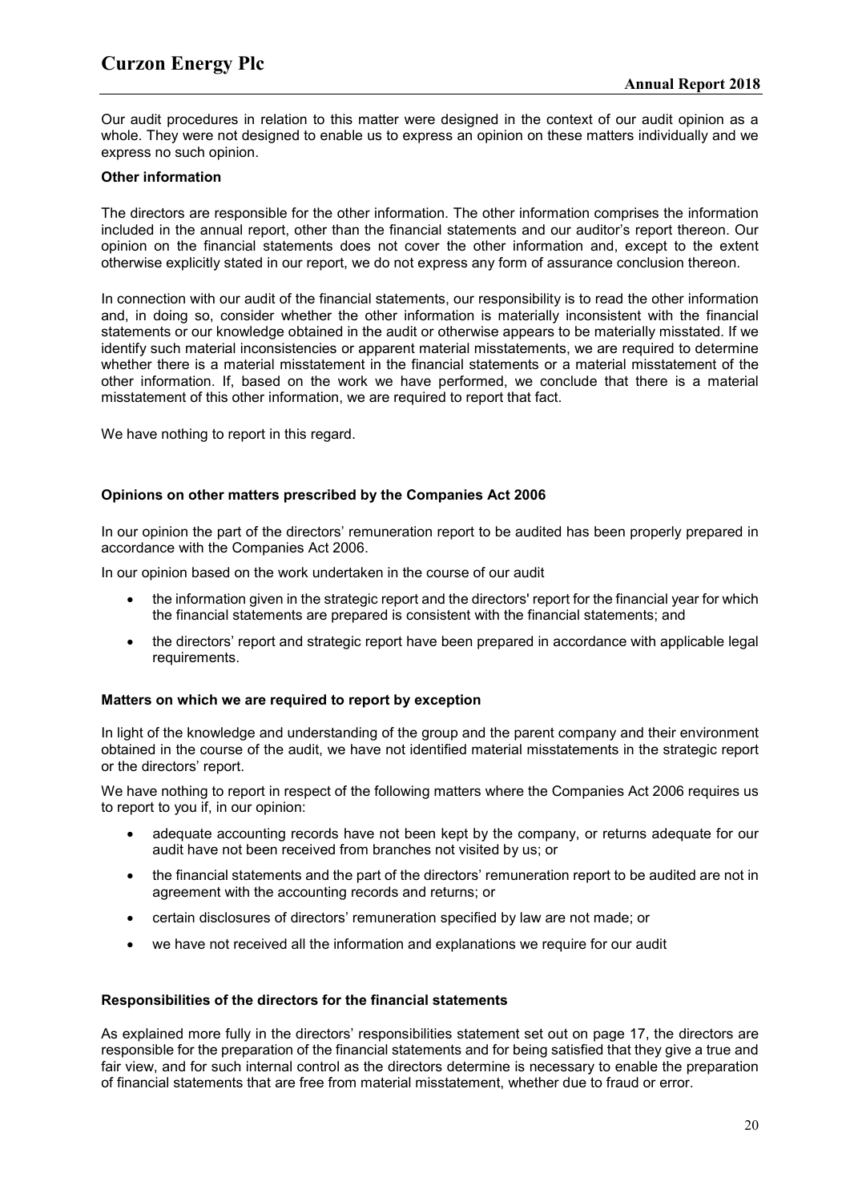Our audit procedures in relation to this matter were designed in the context of our audit opinion as a whole. They were not designed to enable us to express an opinion on these matters individually and we express no such opinion.

**Other information**

The directors are responsible for the other information. The other information comprises the information included in the annual report, other than the financial statements and our auditor's report thereon. Our opinion on the financial statements does not cover the other information and, except to the extent otherwise explicitly stated in our report, we do not express any form of assurance conclusion thereon.

In connection with our audit of the financial statements, our responsibility is to read the other information and, in doing so, consider whether the other information is materially inconsistent with the financial statements or our knowledge obtained in the audit or otherwise appears to be materially misstated. If we identify such material inconsistencies or apparent material misstatements, we are required to determine whether there is a material misstatement in the financial statements or a material misstatement of the other information. If, based on the work we have performed, we conclude that there is a material misstatement of this other information, we are required to report that fact.

We have nothing to report in this regard.

**Opinions on other matters prescribed by the Companies Act 2006**

In our opinion the part of the directors' remuneration report to be audited has been properly prepared in accordance with the Companies Act 2006.

In our opinion based on the work undertaken in the course of our audit

- the information given in the strategic report and the directors' report for the financial year for which the financial statements are prepared is consistent with the financial statements; and
- the directors' report and strategic report have been prepared in accordance with applicable legal requirements.

**Matters on which we are required to report by exception**

In light of the knowledge and understanding of the group and the parent company and their environment obtained in the course of the audit, we have not identified material misstatements in the strategic report or the directors' report.

We have nothing to report in respect of the following matters where the Companies Act 2006 requires us to report to you if, in our opinion:

- adequate accounting records have not been kept by the company, or returns adequate for our audit have not been received from branches not visited by us; or
- the financial statements and the part of the directors' remuneration report to be audited are not in agreement with the accounting records and returns; or
- certain disclosures of directors' remuneration specified by law are not made; or
- we have not received all the information and explanations we require for our audit

**Responsibilities of the directors for the financial statements**

As explained more fully in the directors' responsibilities statement set out on page 17, the directors are responsible for the preparation of the financial statements and for being satisfied that they give a true and fair view, and for such internal control as the directors determine is necessary to enable the preparation of financial statements that are free from material misstatement, whether due to fraud or error.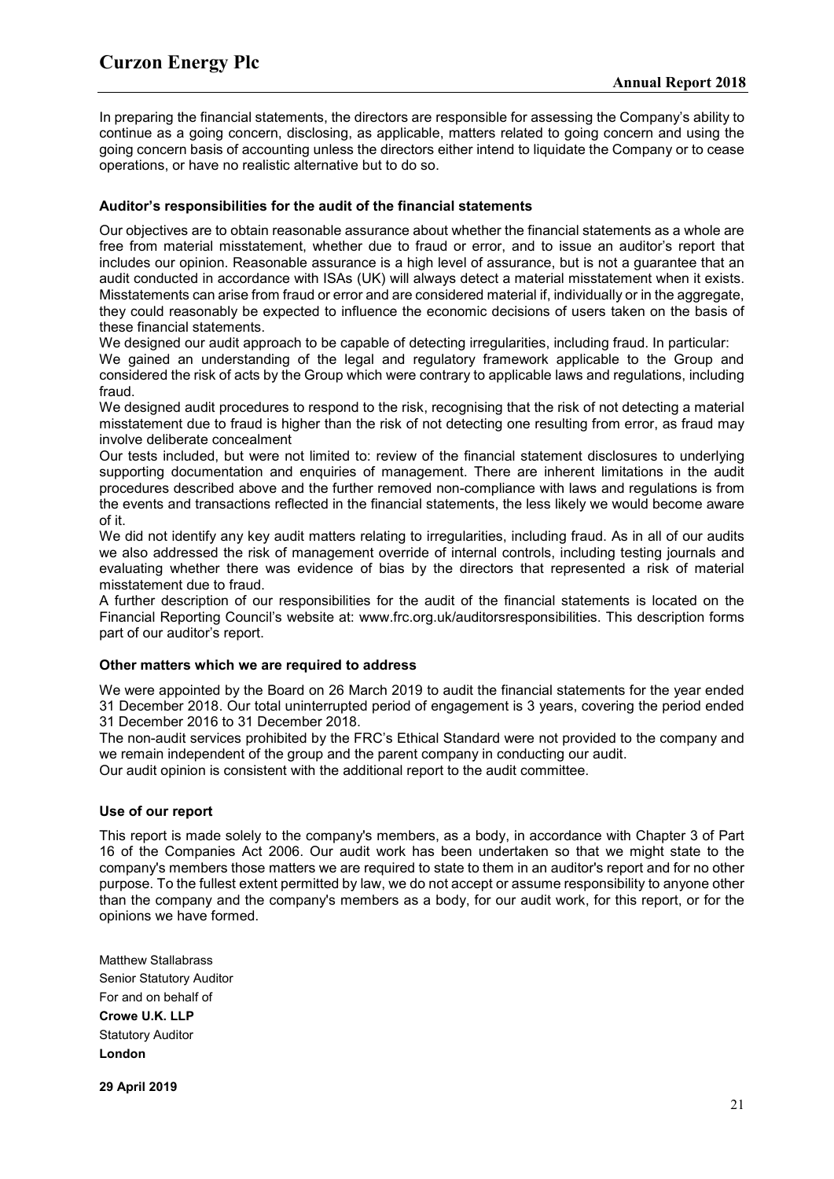In preparing the financial statements, the directors are responsible for assessing the Company's ability to continue as a going concern, disclosing, as applicable, matters related to going concern and using the going concern basis of accounting unless the directors either intend to liquidate the Company or to cease operations, or have no realistic alternative but to do so.

### Auditor's responsibilities for the audit of the financial statements

Our objectives are to obtain reasonable assurance about whether the financial statements as a whole are free from material misstatement, whether due to fraud or error, and to issue an auditor's report that includes our opinion. Reasonable assurance is a high level of assurance, but is not a guarantee that an audit conducted in accordance with ISAs (UK) will always detect a material misstatement when it exists. Misstatements can arise from fraud or error and are considered material if, individually or in the aggregate, they could reasonably be expected to influence the economic decisions of users taken on the basis of these financial statements.

We designed our audit approach to be capable of detecting irregularities, including fraud. In particular:

We gained an understanding of the legal and regulatory framework applicable to the Group and considered the risk of acts by the Group which were contrary to applicable laws and regulations, including fraud.

We designed audit procedures to respond to the risk, recognising that the risk of not detecting a material misstatement due to fraud is higher than the risk of not detecting one resulting from error, as fraud may involve deliberate concealment

Our tests included, but were not limited to: review of the financial statement disclosures to underlying supporting documentation and enquiries of management. There are inherent limitations in the audit procedures described above and the further removed non-compliance with laws and regulations is from the events and transactions reflected in the financial statements, the less likely we would become aware of it.

We did not identify any key audit matters relating to irregularities, including fraud. As in all of our audits we also addressed the risk of management override of internal controls, including testing journals and evaluating whether there was evidence of bias by the directors that represented a risk of material misstatement due to fraud.

A further description of our responsibilities for the audit of the financial statements is located on the Financial Reporting Council's website at: www.frc.org.uk/auditorsresponsibilities. This description forms part of our auditor's report.

### Other matters which we are required to address

We were appointed by the Board on 26 March 2019 to audit the financial statements for the year ended 31 December 2018. Our total uninterrupted period of engagement is 3 years, covering the period ended 31 December 2016 to 31 December 2018.

The non-audit services prohibited by the FRC's Ethical Standard were not provided to the company and we remain independent of the group and the parent company in conducting our audit.

Our audit opinion is consistent with the additional report to the audit committee.

### Use of our report

This report is made solely to the company's members, as a body, in accordance with Chapter 3 of Part 16 of the Companies Act 2006. Our audit work has been undertaken so that we might state to the company's members those matters we are required to state to them in an auditor's report and for no other purpose. To the fullest extent permitted by law, we do not accept or assume responsibility to anyone other than the company and the company's members as a body, for our audit work, for this report, or for the opinions we have formed.

Matthew Stallabrass
Senior Statutory Auditor
For and on behalf of
**Crowe U.K. LLP**
Statutory Auditor
**London**

**29 April 2019**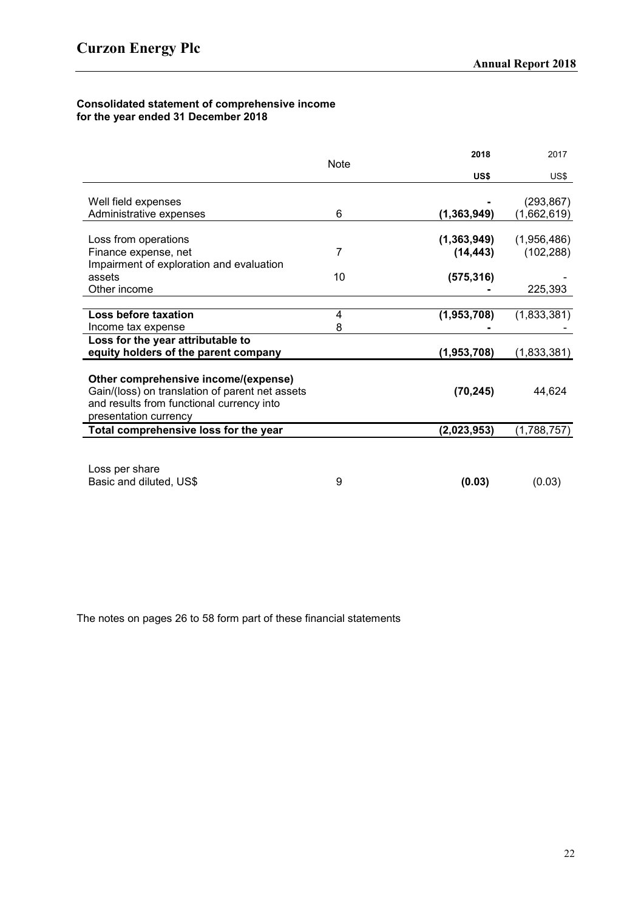**Consolidated statement of comprehensive income for the year ended 31 December 2018**

| | Note | 2018 | 2017 |
|---|---|---|---|
| | | **US$** | US$ |
| Well field expenses | | **-** | (293,867) |
| Administrative expenses | 6 | **(1,363,949)** | (1,662,619) |
| Loss from operations | | **(1,363,949)** | (1,956,486) |
| Finance expense, net | 7 | **(14,443)** | (102,288) |
| Impairment of exploration and evaluation assets | 10 | **(575,316)** | - |
| Other income | | **-** | 225,393 |
| **Loss before taxation** | 4 | **(1,953,708)** | (1,833,381) |
| Income tax expense | 8 | **-** | - |
| **Loss for the year attributable to equity holders of the parent company** | | **(1,953,708)** | (1,833,381) |
| **Other comprehensive income/(expense)** | | | |
| Gain/(loss) on translation of parent net assets and results from functional currency into presentation currency | | **(70,245)** | 44,624 |
| **Total comprehensive loss for the year** | | **(2,023,953)** | (1,788,757) |
| Loss per share | | | |
| Basic and diluted, US$ | 9 | **(0.03)** | (0.03) |

The notes on pages 26 to 58 form part of these financial statements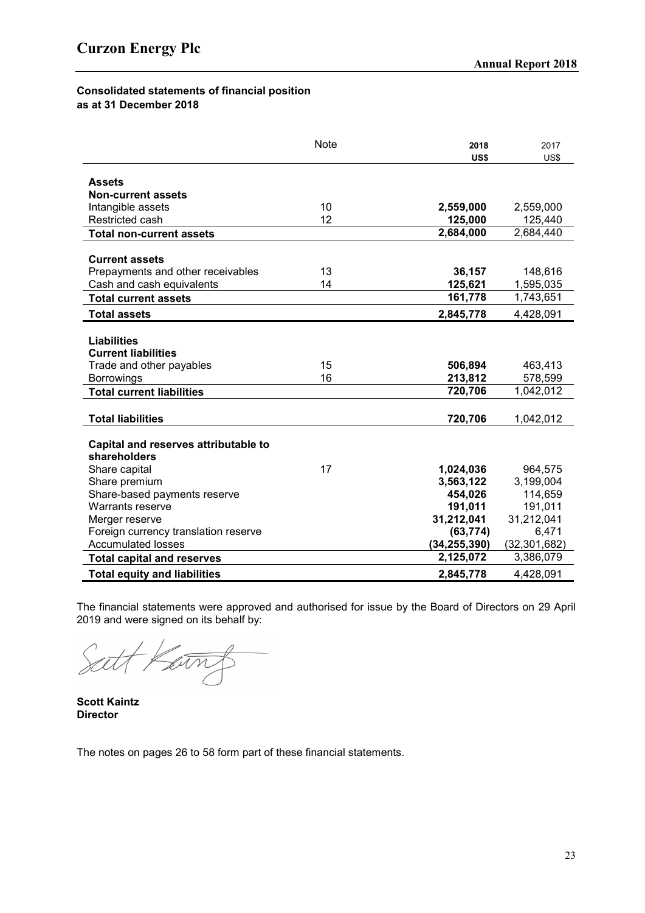**Consolidated statements of financial position**
**as at 31 December 2018**

| | Note | 2018<br>US$ | 2017<br>US$ |
|---|---|---|---|
| **Assets** | | | |
| **Non-current assets** | | | |
| Intangible assets | 10 | **2,559,000** | 2,559,000 |
| Restricted cash | 12 | **125,000** | 125,440 |
| **Total non-current assets** | | **2,684,000** | 2,684,440 |
| | | | |
| **Current assets** | | | |
| Prepayments and other receivables | 13 | **36,157** | 148,616 |
| Cash and cash equivalents | 14 | **125,621** | 1,595,035 |
| **Total current assets** | | **161,778** | 1,743,651 |
| **Total assets** | | **2,845,778** | 4,428,091 |
| | | | |
| **Liabilities** | | | |
| **Current liabilities** | | | |
| Trade and other payables | 15 | **506,894** | 463,413 |
| Borrowings | 16 | **213,812** | 578,599 |
| **Total current liabilities** | | **720,706** | 1,042,012 |
| | | | |
| **Total liabilities** | | **720,706** | 1,042,012 |
| | | | |
| **Capital and reserves attributable to shareholders** | | | |
| Share capital | 17 | **1,024,036** | 964,575 |
| Share premium | | **3,563,122** | 3,199,004 |
| Share-based payments reserve | | **454,026** | 114,659 |
| Warrants reserve | | **191,011** | 191,011 |
| Merger reserve | | **31,212,041** | 31,212,041 |
| Foreign currency translation reserve | | **(63,774)** | 6,471 |
| Accumulated losses | | **(34,255,390)** | (32,301,682) |
| **Total capital and reserves** | | **2,125,072** | 3,386,079 |
| **Total equity and liabilities** | | **2,845,778** | 4,428,091 |

The financial statements were approved and authorised for issue by the Board of Directors on 29 April 2019 and were signed on its behalf by:

**Scott Kaintz**
**Director**

The notes on pages 26 to 58 form part of these financial statements.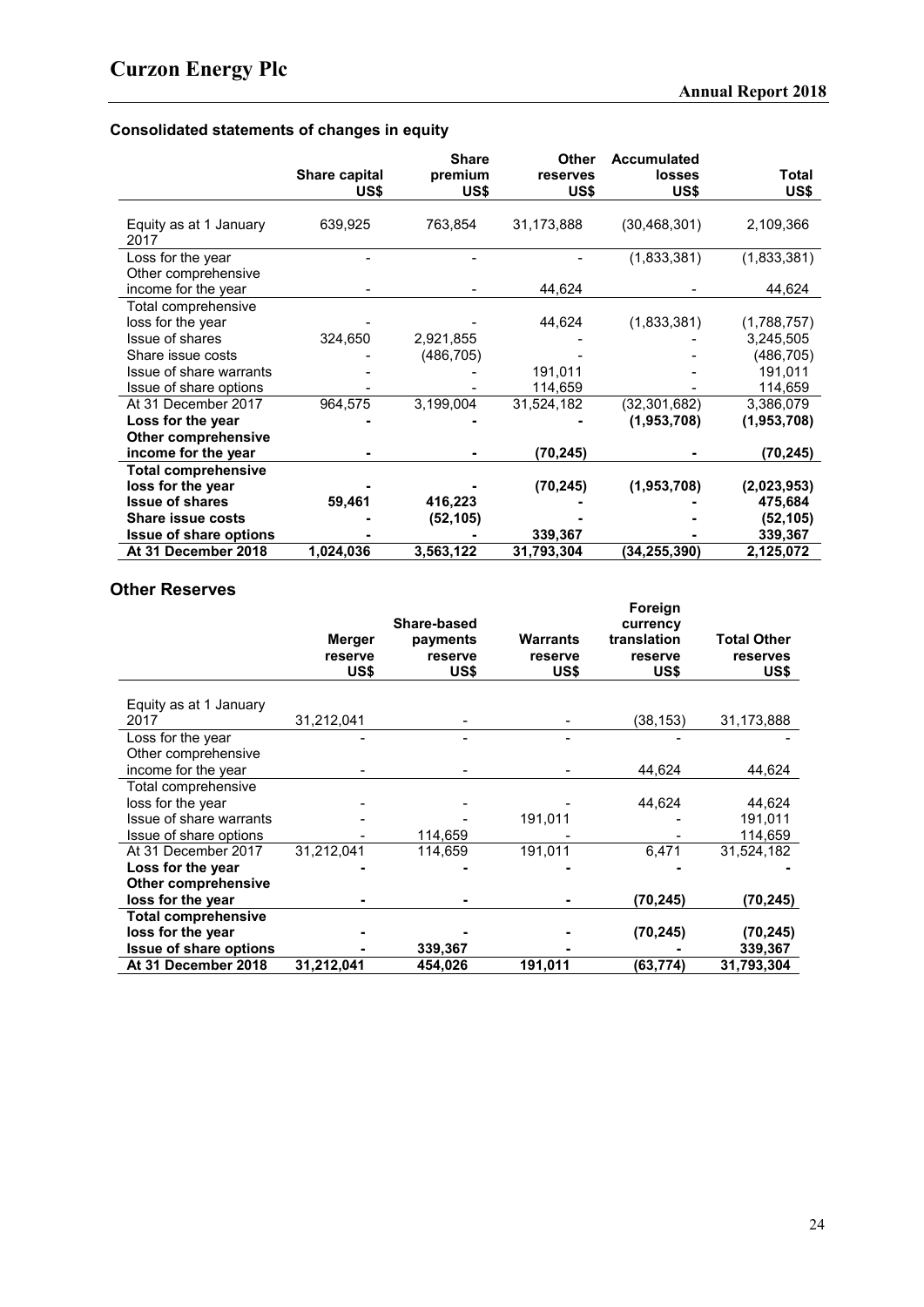## Consolidated statements of changes in equity

| | Share capital US$ | Share premium US$ | Other reserves US$ | Accumulated losses US$ | Total US$ |
|---|---|---|---|---|---|
| Equity as at 1 January 2017 | 639,925 | 763,854 | 31,173,888 | (30,468,301) | 2,109,366 |
| Loss for the year | - | - | - | (1,833,381) | (1,833,381) |
| Other comprehensive income for the year | - | - | 44,624 | - | 44,624 |
| Total comprehensive loss for the year | - | - | 44,624 | (1,833,381) | (1,788,757) |
| Issue of shares | 324,650 | 2,921,855 | - | - | 3,245,505 |
| Share issue costs | - | (486,705) | - | - | (486,705) |
| Issue of share warrants | - | - | 191,011 | - | 191,011 |
| Issue of share options | - | - | 114,659 | - | 114,659 |
| At 31 December 2017 | 964,575 | 3,199,004 | 31,524,182 | (32,301,682) | 3,386,079 |
| **Loss for the year** | **-** | **-** | **-** | **(1,953,708)** | **(1,953,708)** |
| **Other comprehensive income for the year** | **-** | **-** | **(70,245)** | **-** | **(70,245)** |
| **Total comprehensive loss for the year** | **-** | **-** | **(70,245)** | **(1,953,708)** | **(2,023,953)** |
| **Issue of shares** | **59,461** | **416,223** | **-** | **-** | **475,684** |
| **Share issue costs** | **-** | **(52,105)** | **-** | **-** | **(52,105)** |
| **Issue of share options** | **-** | **-** | **339,367** | **-** | **339,367** |
| **At 31 December 2018** | **1,024,036** | **3,563,122** | **31,793,304** | **(34,255,390)** | **2,125,072** |

## Other Reserves

| | Merger reserve US$ | Share-based payments reserve US$ | Warrants reserve US$ | Foreign currency translation reserve US$ | Total Other reserves US$ |
|---|---|---|---|---|---|
| Equity as at 1 January 2017 | 31,212,041 | - | - | (38,153) | 31,173,888 |
| Loss for the year | - | - | - | - | - |
| Other comprehensive income for the year | - | - | - | 44,624 | 44,624 |
| Total comprehensive loss for the year | - | - | - | 44,624 | 44,624 |
| Issue of share warrants | - | - | 191,011 | - | 191,011 |
| Issue of share options | - | 114,659 | - | - | 114,659 |
| At 31 December 2017 | 31,212,041 | 114,659 | 191,011 | 6,471 | 31,524,182 |
| **Loss for the year** | **-** | **-** | **-** | **-** | **-** |
| **Other comprehensive loss for the year** | **-** | **-** | **-** | **(70,245)** | **(70,245)** |
| **Total comprehensive loss for the year** | **-** | **-** | **-** | **(70,245)** | **(70,245)** |
| **Issue of share options** | **-** | **339,367** | **-** | **-** | **339,367** |
| **At 31 December 2018** | **31,212,041** | **454,026** | **191,011** | **(63,774)** | **31,793,304** |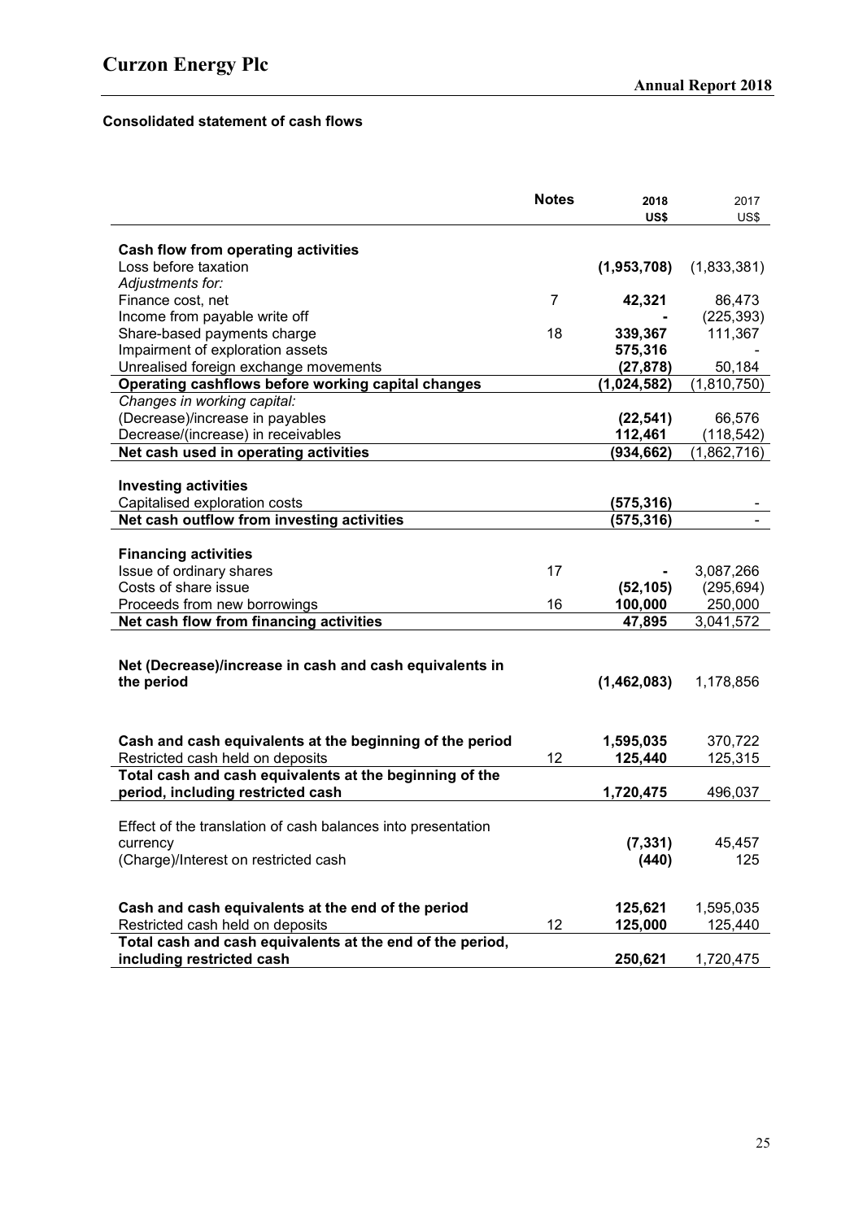### Consolidated statement of cash flows

| | Notes | 2018 US$ | 2017 US$ |
|---|---|---|---|
| **Cash flow from operating activities** | | | |
| Loss before taxation | | **(1,953,708)** | (1,833,381) |
| *Adjustments for:* | | | |
| Finance cost, net | 7 | **42,321** | 86,473 |
| Income from payable write off | | **-** | (225,393) |
| Share-based payments charge | 18 | **339,367** | 111,367 |
| Impairment of exploration assets | | **575,316** | - |
| Unrealised foreign exchange movements | | **(27,878)** | 50,184 |
| **Operating cashflows before working capital changes** | | **(1,024,582)** | (1,810,750) |
| *Changes in working capital:* | | | |
| (Decrease)/increase in payables | | **(22,541)** | 66,576 |
| Decrease/(increase) in receivables | | **112,461** | (118,542) |
| **Net cash used in operating activities** | | **(934,662)** | (1,862,716) |
| | | | |
| **Investing activities** | | | |
| Capitalised exploration costs | | **(575,316)** | - |
| **Net cash outflow from investing activities** | | **(575,316)** | - |
| | | | |
| **Financing activities** | | | |
| Issue of ordinary shares | 17 | **-** | 3,087,266 |
| Costs of share issue | | **(52,105)** | (295,694) |
| Proceeds from new borrowings | 16 | **100,000** | 250,000 |
| **Net cash flow from financing activities** | | **47,895** | 3,041,572 |
| | | | |
| **Net (Decrease)/increase in cash and cash equivalents in the period** | | **(1,462,083)** | 1,178,856 |
| | | | |
| **Cash and cash equivalents at the beginning of the period** | | **1,595,035** | 370,722 |
| Restricted cash held on deposits | 12 | **125,440** | 125,315 |
| **Total cash and cash equivalents at the beginning of the period, including restricted cash** | | **1,720,475** | 496,037 |
| | | | |
| Effect of the translation of cash balances into presentation currency | | **(7,331)** | 45,457 |
| (Charge)/Interest on restricted cash | | **(440)** | 125 |
| | | | |
| **Cash and cash equivalents at the end of the period** | | **125,621** | 1,595,035 |
| Restricted cash held on deposits | 12 | **125,000** | 125,440 |
| **Total cash and cash equivalents at the end of the period, including restricted cash** | | **250,621** | 1,720,475 |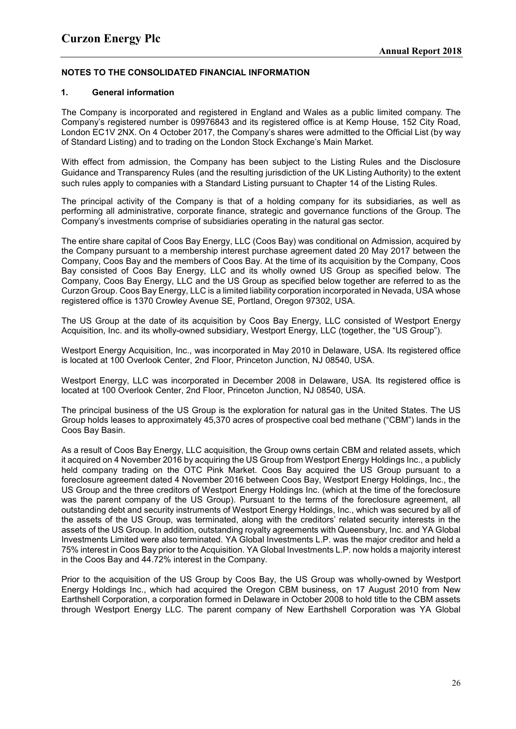## NOTES TO THE CONSOLIDATED FINANCIAL INFORMATION

### 1. General information

The Company is incorporated and registered in England and Wales as a public limited company. The Company's registered number is 09976843 and its registered office is at Kemp House, 152 City Road, London EC1V 2NX. On 4 October 2017, the Company's shares were admitted to the Official List (by way of Standard Listing) and to trading on the London Stock Exchange's Main Market.

With effect from admission, the Company has been subject to the Listing Rules and the Disclosure Guidance and Transparency Rules (and the resulting jurisdiction of the UK Listing Authority) to the extent such rules apply to companies with a Standard Listing pursuant to Chapter 14 of the Listing Rules.

The principal activity of the Company is that of a holding company for its subsidiaries, as well as performing all administrative, corporate finance, strategic and governance functions of the Group. The Company's investments comprise of subsidiaries operating in the natural gas sector.

The entire share capital of Coos Bay Energy, LLC (Coos Bay) was conditional on Admission, acquired by the Company pursuant to a membership interest purchase agreement dated 20 May 2017 between the Company, Coos Bay and the members of Coos Bay. At the time of its acquisition by the Company, Coos Bay consisted of Coos Bay Energy, LLC and its wholly owned US Group as specified below. The Company, Coos Bay Energy, LLC and the US Group as specified below together are referred to as the Curzon Group. Coos Bay Energy, LLC is a limited liability corporation incorporated in Nevada, USA whose registered office is 1370 Crowley Avenue SE, Portland, Oregon 97302, USA.

The US Group at the date of its acquisition by Coos Bay Energy, LLC consisted of Westport Energy Acquisition, Inc. and its wholly-owned subsidiary, Westport Energy, LLC (together, the "US Group").

Westport Energy Acquisition, Inc., was incorporated in May 2010 in Delaware, USA. Its registered office is located at 100 Overlook Center, 2nd Floor, Princeton Junction, NJ 08540, USA.

Westport Energy, LLC was incorporated in December 2008 in Delaware, USA. Its registered office is located at 100 Overlook Center, 2nd Floor, Princeton Junction, NJ 08540, USA.

The principal business of the US Group is the exploration for natural gas in the United States. The US Group holds leases to approximately 45,370 acres of prospective coal bed methane ("CBM") lands in the Coos Bay Basin.

As a result of Coos Bay Energy, LLC acquisition, the Group owns certain CBM and related assets, which it acquired on 4 November 2016 by acquiring the US Group from Westport Energy Holdings Inc., a publicly held company trading on the OTC Pink Market. Coos Bay acquired the US Group pursuant to a foreclosure agreement dated 4 November 2016 between Coos Bay, Westport Energy Holdings, Inc., the US Group and the three creditors of Westport Energy Holdings Inc. (which at the time of the foreclosure was the parent company of the US Group). Pursuant to the terms of the foreclosure agreement, all outstanding debt and security instruments of Westport Energy Holdings, Inc., which was secured by all of the assets of the US Group, was terminated, along with the creditors' related security interests in the assets of the US Group. In addition, outstanding royalty agreements with Queensbury, Inc. and YA Global Investments Limited were also terminated. YA Global Investments L.P. was the major creditor and held a 75% interest in Coos Bay prior to the Acquisition. YA Global Investments L.P. now holds a majority interest in the Coos Bay and 44.72% interest in the Company.

Prior to the acquisition of the US Group by Coos Bay, the US Group was wholly-owned by Westport Energy Holdings Inc., which had acquired the Oregon CBM business, on 17 August 2010 from New Earthshell Corporation, a corporation formed in Delaware in October 2008 to hold title to the CBM assets through Westport Energy LLC. The parent company of New Earthshell Corporation was YA Global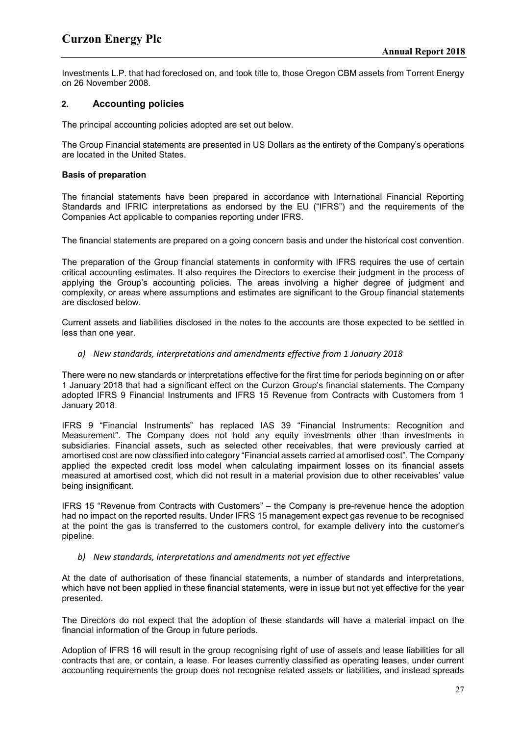Investments L.P. that had foreclosed on, and took title to, those Oregon CBM assets from Torrent Energy on 26 November 2008.

## 2. Accounting policies

The principal accounting policies adopted are set out below.

The Group Financial statements are presented in US Dollars as the entirety of the Company's operations are located in the United States.

**Basis of preparation**

The financial statements have been prepared in accordance with International Financial Reporting Standards and IFRIC interpretations as endorsed by the EU ("IFRS") and the requirements of the Companies Act applicable to companies reporting under IFRS.

The financial statements are prepared on a going concern basis and under the historical cost convention.

The preparation of the Group financial statements in conformity with IFRS requires the use of certain critical accounting estimates. It also requires the Directors to exercise their judgment in the process of applying the Group's accounting policies. The areas involving a higher degree of judgment and complexity, or areas where assumptions and estimates are significant to the Group financial statements are disclosed below.

Current assets and liabilities disclosed in the notes to the accounts are those expected to be settled in less than one year.

*a) New standards, interpretations and amendments effective from 1 January 2018*

There were no new standards or interpretations effective for the first time for periods beginning on or after 1 January 2018 that had a significant effect on the Curzon Group's financial statements. The Company adopted IFRS 9 Financial Instruments and IFRS 15 Revenue from Contracts with Customers from 1 January 2018.

IFRS 9 "Financial Instruments" has replaced IAS 39 "Financial Instruments: Recognition and Measurement". The Company does not hold any equity investments other than investments in subsidiaries. Financial assets, such as selected other receivables, that were previously carried at amortised cost are now classified into category "Financial assets carried at amortised cost". The Company applied the expected credit loss model when calculating impairment losses on its financial assets measured at amortised cost, which did not result in a material provision due to other receivables' value being insignificant.

IFRS 15 "Revenue from Contracts with Customers" – the Company is pre-revenue hence the adoption had no impact on the reported results. Under IFRS 15 management expect gas revenue to be recognised at the point the gas is transferred to the customers control, for example delivery into the customer's pipeline.

*b) New standards, interpretations and amendments not yet effective*

At the date of authorisation of these financial statements, a number of standards and interpretations, which have not been applied in these financial statements, were in issue but not yet effective for the year presented.

The Directors do not expect that the adoption of these standards will have a material impact on the financial information of the Group in future periods.

Adoption of IFRS 16 will result in the group recognising right of use of assets and lease liabilities for all contracts that are, or contain, a lease. For leases currently classified as operating leases, under current accounting requirements the group does not recognise related assets or liabilities, and instead spreads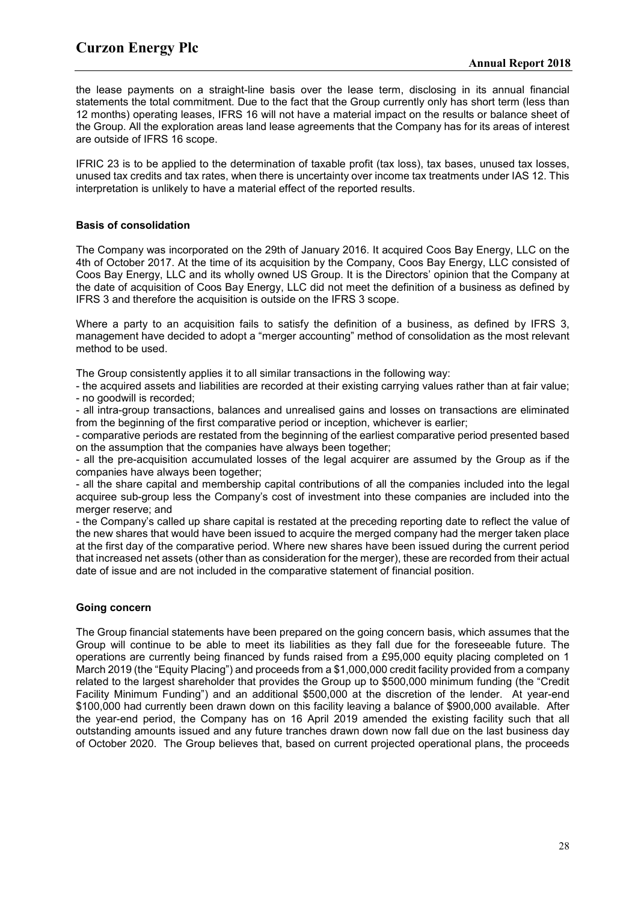the lease payments on a straight-line basis over the lease term, disclosing in its annual financial statements the total commitment. Due to the fact that the Group currently only has short term (less than 12 months) operating leases, IFRS 16 will not have a material impact on the results or balance sheet of the Group. All the exploration areas land lease agreements that the Company has for its areas of interest are outside of IFRS 16 scope.

IFRIC 23 is to be applied to the determination of taxable profit (tax loss), tax bases, unused tax losses, unused tax credits and tax rates, when there is uncertainty over income tax treatments under IAS 12. This interpretation is unlikely to have a material effect of the reported results.

**Basis of consolidation**

The Company was incorporated on the 29th of January 2016. It acquired Coos Bay Energy, LLC on the 4th of October 2017. At the time of its acquisition by the Company, Coos Bay Energy, LLC consisted of Coos Bay Energy, LLC and its wholly owned US Group. It is the Directors' opinion that the Company at the date of acquisition of Coos Bay Energy, LLC did not meet the definition of a business as defined by IFRS 3 and therefore the acquisition is outside on the IFRS 3 scope.

Where a party to an acquisition fails to satisfy the definition of a business, as defined by IFRS 3, management have decided to adopt a "merger accounting" method of consolidation as the most relevant method to be used.

The Group consistently applies it to all similar transactions in the following way:

- the acquired assets and liabilities are recorded at their existing carrying values rather than at fair value;
- no goodwill is recorded;
- all intra-group transactions, balances and unrealised gains and losses on transactions are eliminated from the beginning of the first comparative period or inception, whichever is earlier;
- comparative periods are restated from the beginning of the earliest comparative period presented based on the assumption that the companies have always been together;
- all the pre-acquisition accumulated losses of the legal acquirer are assumed by the Group as if the companies have always been together;
- all the share capital and membership capital contributions of all the companies included into the legal acquiree sub-group less the Company's cost of investment into these companies are included into the merger reserve; and
- the Company's called up share capital is restated at the preceding reporting date to reflect the value of the new shares that would have been issued to acquire the merged company had the merger taken place at the first day of the comparative period. Where new shares have been issued during the current period that increased net assets (other than as consideration for the merger), these are recorded from their actual date of issue and are not included in the comparative statement of financial position.

**Going concern**

The Group financial statements have been prepared on the going concern basis, which assumes that the Group will continue to be able to meet its liabilities as they fall due for the foreseeable future. The operations are currently being financed by funds raised from a £95,000 equity placing completed on 1 March 2019 (the "Equity Placing") and proceeds from a $1,000,000 credit facility provided from a company related to the largest shareholder that provides the Group up to $500,000 minimum funding (the "Credit Facility Minimum Funding") and an additional $500,000 at the discretion of the lender. At year-end $100,000 had currently been drawn down on this facility leaving a balance of $900,000 available. After the year-end period, the Company has on 16 April 2019 amended the existing facility such that all outstanding amounts issued and any future tranches drawn down now fall due on the last business day of October 2020. The Group believes that, based on current projected operational plans, the proceeds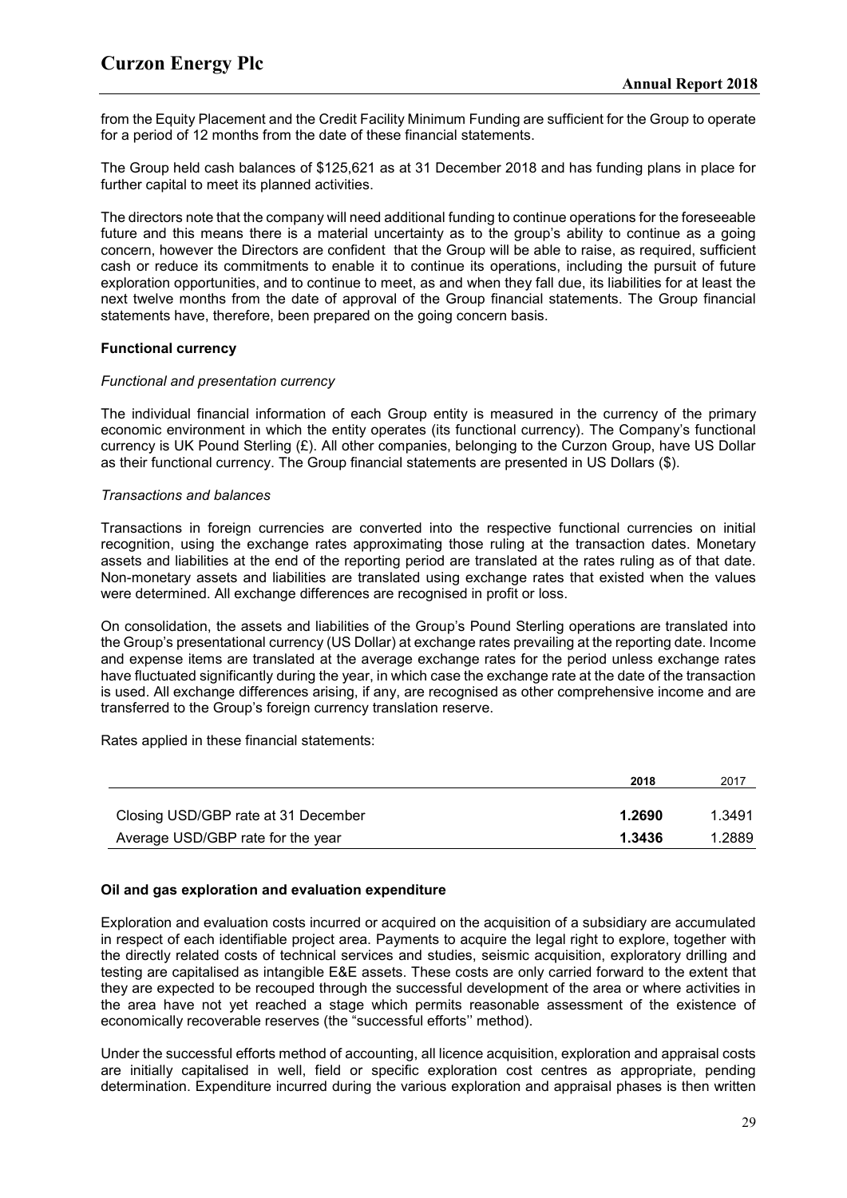from the Equity Placement and the Credit Facility Minimum Funding are sufficient for the Group to operate for a period of 12 months from the date of these financial statements.

The Group held cash balances of $125,621 as at 31 December 2018 and has funding plans in place for further capital to meet its planned activities.

The directors note that the company will need additional funding to continue operations for the foreseeable future and this means there is a material uncertainty as to the group's ability to continue as a going concern, however the Directors are confident that the Group will be able to raise, as required, sufficient cash or reduce its commitments to enable it to continue its operations, including the pursuit of future exploration opportunities, and to continue to meet, as and when they fall due, its liabilities for at least the next twelve months from the date of approval of the Group financial statements. The Group financial statements have, therefore, been prepared on the going concern basis.

**Functional currency**

*Functional and presentation currency*

The individual financial information of each Group entity is measured in the currency of the primary economic environment in which the entity operates (its functional currency). The Company's functional currency is UK Pound Sterling (£). All other companies, belonging to the Curzon Group, have US Dollar as their functional currency. The Group financial statements are presented in US Dollars ($).

*Transactions and balances*

Transactions in foreign currencies are converted into the respective functional currencies on initial recognition, using the exchange rates approximating those ruling at the transaction dates. Monetary assets and liabilities at the end of the reporting period are translated at the rates ruling as of that date. Non-monetary assets and liabilities are translated using exchange rates that existed when the values were determined. All exchange differences are recognised in profit or loss.

On consolidation, the assets and liabilities of the Group's Pound Sterling operations are translated into the Group's presentational currency (US Dollar) at exchange rates prevailing at the reporting date. Income and expense items are translated at the average exchange rates for the period unless exchange rates have fluctuated significantly during the year, in which case the exchange rate at the date of the transaction is used. All exchange differences arising, if any, are recognised as other comprehensive income and are transferred to the Group's foreign currency translation reserve.

Rates applied in these financial statements:

| | **2018** | 2017 |
|---|---|---|
| Closing USD/GBP rate at 31 December | **1.2690** | 1.3491 |
| Average USD/GBP rate for the year | **1.3436** | 1.2889 |

**Oil and gas exploration and evaluation expenditure**

Exploration and evaluation costs incurred or acquired on the acquisition of a subsidiary are accumulated in respect of each identifiable project area. Payments to acquire the legal right to explore, together with the directly related costs of technical services and studies, seismic acquisition, exploratory drilling and testing are capitalised as intangible E&E assets. These costs are only carried forward to the extent that they are expected to be recouped through the successful development of the area or where activities in the area have not yet reached a stage which permits reasonable assessment of the existence of economically recoverable reserves (the "successful efforts'' method).

Under the successful efforts method of accounting, all licence acquisition, exploration and appraisal costs are initially capitalised in well, field or specific exploration cost centres as appropriate, pending determination. Expenditure incurred during the various exploration and appraisal phases is then written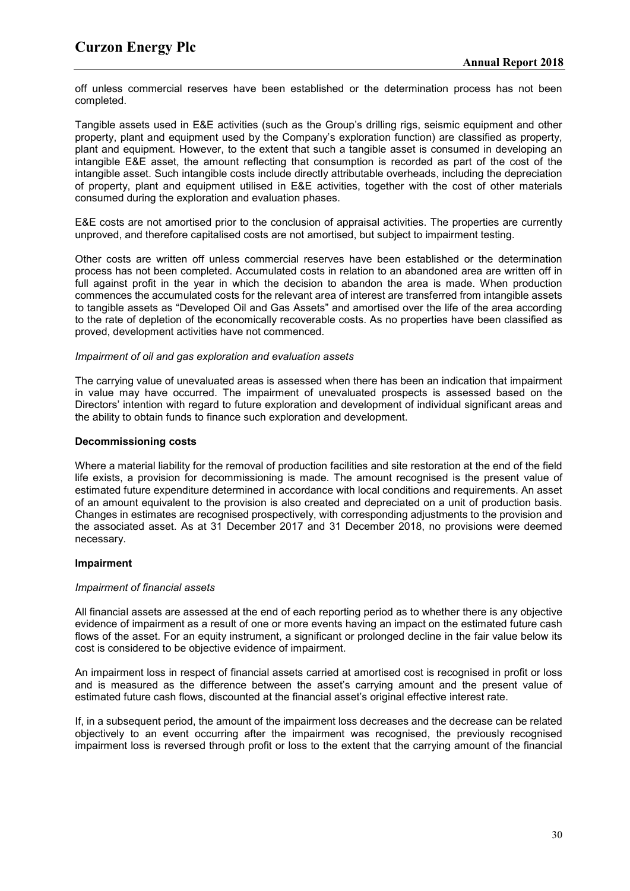off unless commercial reserves have been established or the determination process has not been completed.

Tangible assets used in E&E activities (such as the Group's drilling rigs, seismic equipment and other property, plant and equipment used by the Company's exploration function) are classified as property, plant and equipment. However, to the extent that such a tangible asset is consumed in developing an intangible E&E asset, the amount reflecting that consumption is recorded as part of the cost of the intangible asset. Such intangible costs include directly attributable overheads, including the depreciation of property, plant and equipment utilised in E&E activities, together with the cost of other materials consumed during the exploration and evaluation phases.

E&E costs are not amortised prior to the conclusion of appraisal activities. The properties are currently unproved, and therefore capitalised costs are not amortised, but subject to impairment testing.

Other costs are written off unless commercial reserves have been established or the determination process has not been completed. Accumulated costs in relation to an abandoned area are written off in full against profit in the year in which the decision to abandon the area is made. When production commences the accumulated costs for the relevant area of interest are transferred from intangible assets to tangible assets as "Developed Oil and Gas Assets" and amortised over the life of the area according to the rate of depletion of the economically recoverable costs. As no properties have been classified as proved, development activities have not commenced.

*Impairment of oil and gas exploration and evaluation assets*

The carrying value of unevaluated areas is assessed when there has been an indication that impairment in value may have occurred. The impairment of unevaluated prospects is assessed based on the Directors' intention with regard to future exploration and development of individual significant areas and the ability to obtain funds to finance such exploration and development.

**Decommissioning costs**

Where a material liability for the removal of production facilities and site restoration at the end of the field life exists, a provision for decommissioning is made. The amount recognised is the present value of estimated future expenditure determined in accordance with local conditions and requirements. An asset of an amount equivalent to the provision is also created and depreciated on a unit of production basis. Changes in estimates are recognised prospectively, with corresponding adjustments to the provision and the associated asset. As at 31 December 2017 and 31 December 2018, no provisions were deemed necessary.

**Impairment**

*Impairment of financial assets*

All financial assets are assessed at the end of each reporting period as to whether there is any objective evidence of impairment as a result of one or more events having an impact on the estimated future cash flows of the asset. For an equity instrument, a significant or prolonged decline in the fair value below its cost is considered to be objective evidence of impairment.

An impairment loss in respect of financial assets carried at amortised cost is recognised in profit or loss and is measured as the difference between the asset's carrying amount and the present value of estimated future cash flows, discounted at the financial asset's original effective interest rate.

If, in a subsequent period, the amount of the impairment loss decreases and the decrease can be related objectively to an event occurring after the impairment was recognised, the previously recognised impairment loss is reversed through profit or loss to the extent that the carrying amount of the financial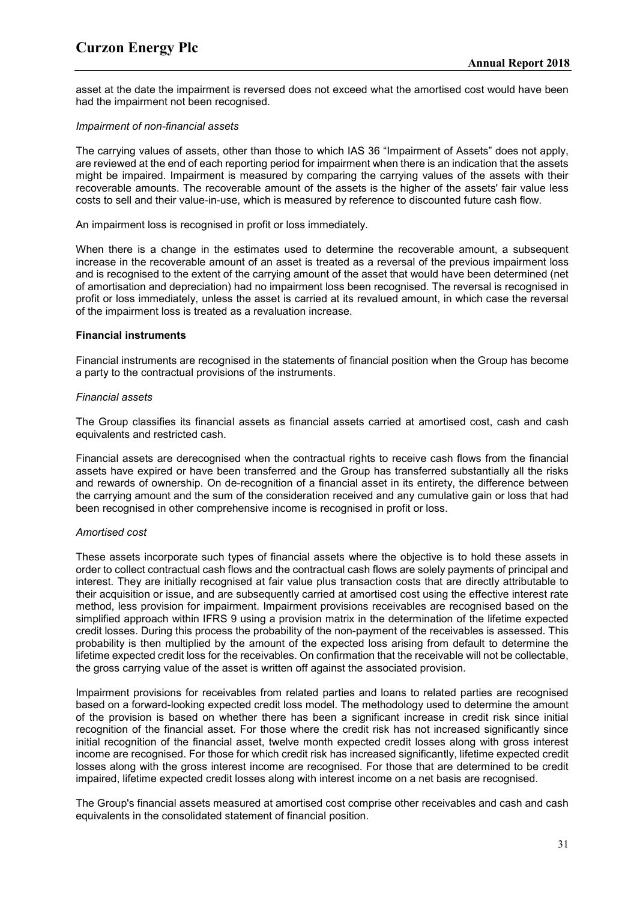asset at the date the impairment is reversed does not exceed what the amortised cost would have been had the impairment not been recognised.

*Impairment of non-financial assets*

The carrying values of assets, other than those to which IAS 36 "Impairment of Assets" does not apply, are reviewed at the end of each reporting period for impairment when there is an indication that the assets might be impaired. Impairment is measured by comparing the carrying values of the assets with their recoverable amounts. The recoverable amount of the assets is the higher of the assets' fair value less costs to sell and their value-in-use, which is measured by reference to discounted future cash flow.

An impairment loss is recognised in profit or loss immediately.

When there is a change in the estimates used to determine the recoverable amount, a subsequent increase in the recoverable amount of an asset is treated as a reversal of the previous impairment loss and is recognised to the extent of the carrying amount of the asset that would have been determined (net of amortisation and depreciation) had no impairment loss been recognised. The reversal is recognised in profit or loss immediately, unless the asset is carried at its revalued amount, in which case the reversal of the impairment loss is treated as a revaluation increase.

**Financial instruments**

Financial instruments are recognised in the statements of financial position when the Group has become a party to the contractual provisions of the instruments.

*Financial assets*

The Group classifies its financial assets as financial assets carried at amortised cost, cash and cash equivalents and restricted cash.

Financial assets are derecognised when the contractual rights to receive cash flows from the financial assets have expired or have been transferred and the Group has transferred substantially all the risks and rewards of ownership. On de-recognition of a financial asset in its entirety, the difference between the carrying amount and the sum of the consideration received and any cumulative gain or loss that had been recognised in other comprehensive income is recognised in profit or loss.

*Amortised cost*

These assets incorporate such types of financial assets where the objective is to hold these assets in order to collect contractual cash flows and the contractual cash flows are solely payments of principal and interest. They are initially recognised at fair value plus transaction costs that are directly attributable to their acquisition or issue, and are subsequently carried at amortised cost using the effective interest rate method, less provision for impairment. Impairment provisions receivables are recognised based on the simplified approach within IFRS 9 using a provision matrix in the determination of the lifetime expected credit losses. During this process the probability of the non-payment of the receivables is assessed. This probability is then multiplied by the amount of the expected loss arising from default to determine the lifetime expected credit loss for the receivables. On confirmation that the receivable will not be collectable, the gross carrying value of the asset is written off against the associated provision.

Impairment provisions for receivables from related parties and loans to related parties are recognised based on a forward-looking expected credit loss model. The methodology used to determine the amount of the provision is based on whether there has been a significant increase in credit risk since initial recognition of the financial asset. For those where the credit risk has not increased significantly since initial recognition of the financial asset, twelve month expected credit losses along with gross interest income are recognised. For those for which credit risk has increased significantly, lifetime expected credit losses along with the gross interest income are recognised. For those that are determined to be credit impaired, lifetime expected credit losses along with interest income on a net basis are recognised.

The Group's financial assets measured at amortised cost comprise other receivables and cash and cash equivalents in the consolidated statement of financial position.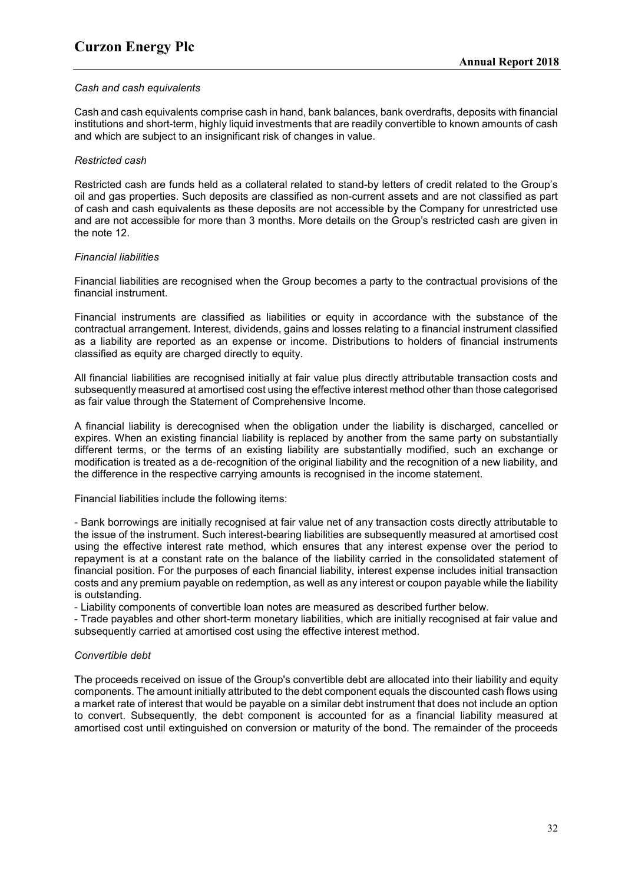*Cash and cash equivalents*

Cash and cash equivalents comprise cash in hand, bank balances, bank overdrafts, deposits with financial institutions and short-term, highly liquid investments that are readily convertible to known amounts of cash and which are subject to an insignificant risk of changes in value.

*Restricted cash*

Restricted cash are funds held as a collateral related to stand-by letters of credit related to the Group's oil and gas properties. Such deposits are classified as non-current assets and are not classified as part of cash and cash equivalents as these deposits are not accessible by the Company for unrestricted use and are not accessible for more than 3 months. More details on the Group's restricted cash are given in the note 12.

*Financial liabilities*

Financial liabilities are recognised when the Group becomes a party to the contractual provisions of the financial instrument.

Financial instruments are classified as liabilities or equity in accordance with the substance of the contractual arrangement. Interest, dividends, gains and losses relating to a financial instrument classified as a liability are reported as an expense or income. Distributions to holders of financial instruments classified as equity are charged directly to equity.

All financial liabilities are recognised initially at fair value plus directly attributable transaction costs and subsequently measured at amortised cost using the effective interest method other than those categorised as fair value through the Statement of Comprehensive Income.

A financial liability is derecognised when the obligation under the liability is discharged, cancelled or expires. When an existing financial liability is replaced by another from the same party on substantially different terms, or the terms of an existing liability are substantially modified, such an exchange or modification is treated as a de-recognition of the original liability and the recognition of a new liability, and the difference in the respective carrying amounts is recognised in the income statement.

Financial liabilities include the following items:

- Bank borrowings are initially recognised at fair value net of any transaction costs directly attributable to the issue of the instrument. Such interest-bearing liabilities are subsequently measured at amortised cost using the effective interest rate method, which ensures that any interest expense over the period to repayment is at a constant rate on the balance of the liability carried in the consolidated statement of financial position. For the purposes of each financial liability, interest expense includes initial transaction costs and any premium payable on redemption, as well as any interest or coupon payable while the liability is outstanding.
- Liability components of convertible loan notes are measured as described further below.
- Trade payables and other short-term monetary liabilities, which are initially recognised at fair value and subsequently carried at amortised cost using the effective interest method.

*Convertible debt*

The proceeds received on issue of the Group's convertible debt are allocated into their liability and equity components. The amount initially attributed to the debt component equals the discounted cash flows using a market rate of interest that would be payable on a similar debt instrument that does not include an option to convert. Subsequently, the debt component is accounted for as a financial liability measured at amortised cost until extinguished on conversion or maturity of the bond. The remainder of the proceeds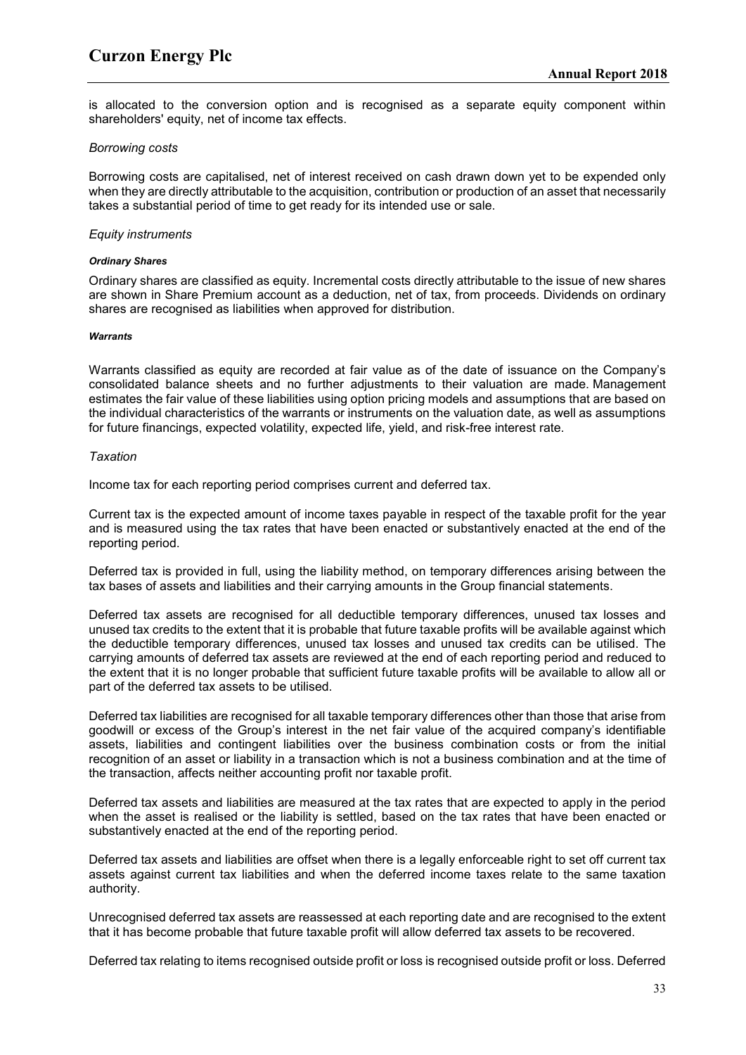is allocated to the conversion option and is recognised as a separate equity component within shareholders' equity, net of income tax effects.

*Borrowing costs*

Borrowing costs are capitalised, net of interest received on cash drawn down yet to be expended only when they are directly attributable to the acquisition, contribution or production of an asset that necessarily takes a substantial period of time to get ready for its intended use or sale.

*Equity instruments*

***Ordinary Shares***

Ordinary shares are classified as equity. Incremental costs directly attributable to the issue of new shares are shown in Share Premium account as a deduction, net of tax, from proceeds. Dividends on ordinary shares are recognised as liabilities when approved for distribution.

***Warrants***

Warrants classified as equity are recorded at fair value as of the date of issuance on the Company's consolidated balance sheets and no further adjustments to their valuation are made. Management estimates the fair value of these liabilities using option pricing models and assumptions that are based on the individual characteristics of the warrants or instruments on the valuation date, as well as assumptions for future financings, expected volatility, expected life, yield, and risk-free interest rate.

*Taxation*

Income tax for each reporting period comprises current and deferred tax.

Current tax is the expected amount of income taxes payable in respect of the taxable profit for the year and is measured using the tax rates that have been enacted or substantively enacted at the end of the reporting period.

Deferred tax is provided in full, using the liability method, on temporary differences arising between the tax bases of assets and liabilities and their carrying amounts in the Group financial statements.

Deferred tax assets are recognised for all deductible temporary differences, unused tax losses and unused tax credits to the extent that it is probable that future taxable profits will be available against which the deductible temporary differences, unused tax losses and unused tax credits can be utilised. The carrying amounts of deferred tax assets are reviewed at the end of each reporting period and reduced to the extent that it is no longer probable that sufficient future taxable profits will be available to allow all or part of the deferred tax assets to be utilised.

Deferred tax liabilities are recognised for all taxable temporary differences other than those that arise from goodwill or excess of the Group's interest in the net fair value of the acquired company's identifiable assets, liabilities and contingent liabilities over the business combination costs or from the initial recognition of an asset or liability in a transaction which is not a business combination and at the time of the transaction, affects neither accounting profit nor taxable profit.

Deferred tax assets and liabilities are measured at the tax rates that are expected to apply in the period when the asset is realised or the liability is settled, based on the tax rates that have been enacted or substantively enacted at the end of the reporting period.

Deferred tax assets and liabilities are offset when there is a legally enforceable right to set off current tax assets against current tax liabilities and when the deferred income taxes relate to the same taxation authority.

Unrecognised deferred tax assets are reassessed at each reporting date and are recognised to the extent that it has become probable that future taxable profit will allow deferred tax assets to be recovered.

Deferred tax relating to items recognised outside profit or loss is recognised outside profit or loss. Deferred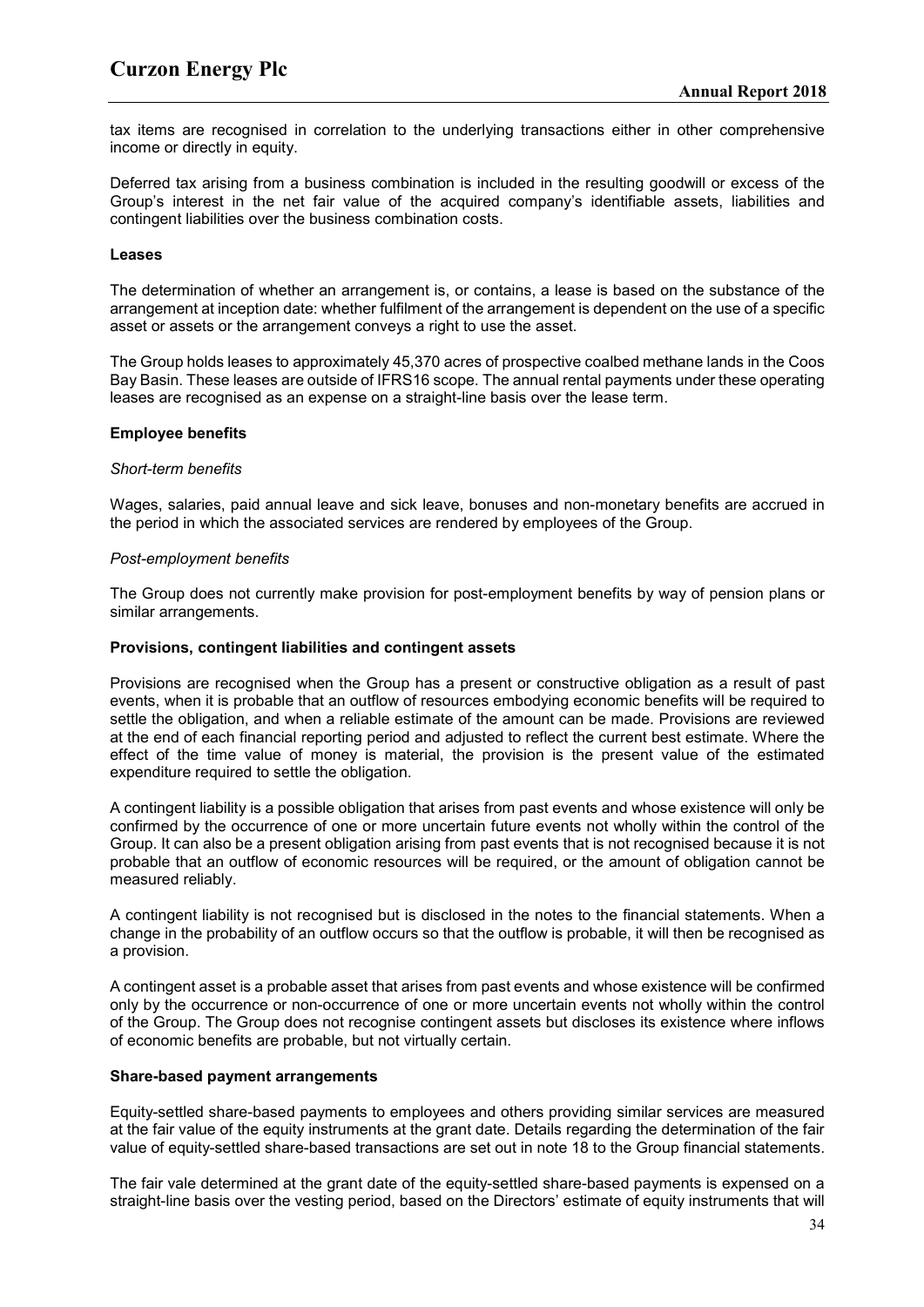tax items are recognised in correlation to the underlying transactions either in other comprehensive income or directly in equity.

Deferred tax arising from a business combination is included in the resulting goodwill or excess of the Group's interest in the net fair value of the acquired company's identifiable assets, liabilities and contingent liabilities over the business combination costs.

**Leases**

The determination of whether an arrangement is, or contains, a lease is based on the substance of the arrangement at inception date: whether fulfilment of the arrangement is dependent on the use of a specific asset or assets or the arrangement conveys a right to use the asset.

The Group holds leases to approximately 45,370 acres of prospective coalbed methane lands in the Coos Bay Basin. These leases are outside of IFRS16 scope. The annual rental payments under these operating leases are recognised as an expense on a straight-line basis over the lease term.

**Employee benefits**

*Short-term benefits*

Wages, salaries, paid annual leave and sick leave, bonuses and non-monetary benefits are accrued in the period in which the associated services are rendered by employees of the Group.

*Post-employment benefits*

The Group does not currently make provision for post-employment benefits by way of pension plans or similar arrangements.

**Provisions, contingent liabilities and contingent assets**

Provisions are recognised when the Group has a present or constructive obligation as a result of past events, when it is probable that an outflow of resources embodying economic benefits will be required to settle the obligation, and when a reliable estimate of the amount can be made. Provisions are reviewed at the end of each financial reporting period and adjusted to reflect the current best estimate. Where the effect of the time value of money is material, the provision is the present value of the estimated expenditure required to settle the obligation.

A contingent liability is a possible obligation that arises from past events and whose existence will only be confirmed by the occurrence of one or more uncertain future events not wholly within the control of the Group. It can also be a present obligation arising from past events that is not recognised because it is not probable that an outflow of economic resources will be required, or the amount of obligation cannot be measured reliably.

A contingent liability is not recognised but is disclosed in the notes to the financial statements. When a change in the probability of an outflow occurs so that the outflow is probable, it will then be recognised as a provision.

A contingent asset is a probable asset that arises from past events and whose existence will be confirmed only by the occurrence or non-occurrence of one or more uncertain events not wholly within the control of the Group. The Group does not recognise contingent assets but discloses its existence where inflows of economic benefits are probable, but not virtually certain.

**Share-based payment arrangements**

Equity-settled share-based payments to employees and others providing similar services are measured at the fair value of the equity instruments at the grant date. Details regarding the determination of the fair value of equity-settled share-based transactions are set out in note 18 to the Group financial statements.

The fair vale determined at the grant date of the equity-settled share-based payments is expensed on a straight-line basis over the vesting period, based on the Directors' estimate of equity instruments that will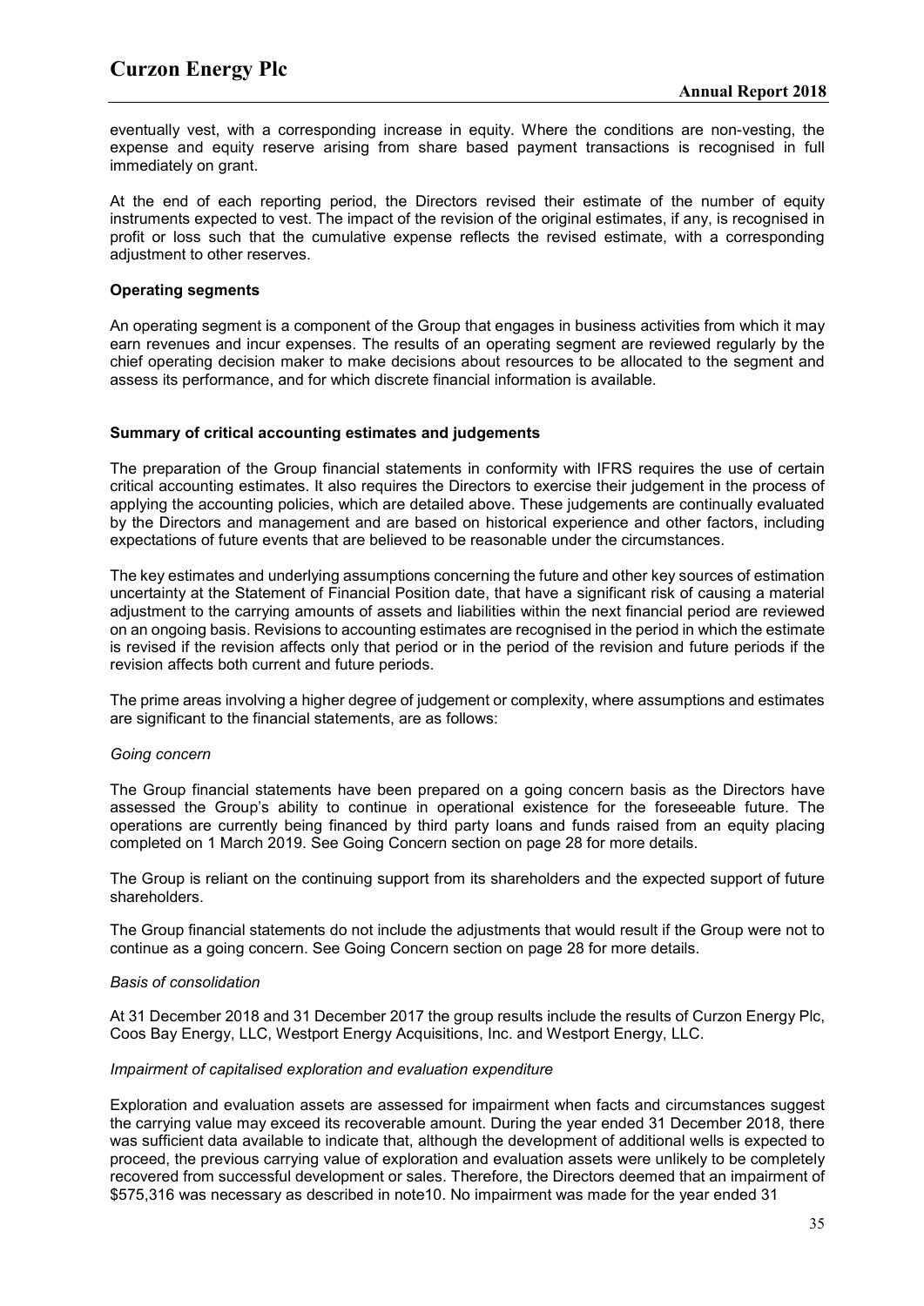eventually vest, with a corresponding increase in equity. Where the conditions are non-vesting, the expense and equity reserve arising from share based payment transactions is recognised in full immediately on grant.

At the end of each reporting period, the Directors revised their estimate of the number of equity instruments expected to vest. The impact of the revision of the original estimates, if any, is recognised in profit or loss such that the cumulative expense reflects the revised estimate, with a corresponding adjustment to other reserves.

**Operating segments**

An operating segment is a component of the Group that engages in business activities from which it may earn revenues and incur expenses. The results of an operating segment are reviewed regularly by the chief operating decision maker to make decisions about resources to be allocated to the segment and assess its performance, and for which discrete financial information is available.

**Summary of critical accounting estimates and judgements**

The preparation of the Group financial statements in conformity with IFRS requires the use of certain critical accounting estimates. It also requires the Directors to exercise their judgement in the process of applying the accounting policies, which are detailed above. These judgements are continually evaluated by the Directors and management and are based on historical experience and other factors, including expectations of future events that are believed to be reasonable under the circumstances.

The key estimates and underlying assumptions concerning the future and other key sources of estimation uncertainty at the Statement of Financial Position date, that have a significant risk of causing a material adjustment to the carrying amounts of assets and liabilities within the next financial period are reviewed on an ongoing basis. Revisions to accounting estimates are recognised in the period in which the estimate is revised if the revision affects only that period or in the period of the revision and future periods if the revision affects both current and future periods.

The prime areas involving a higher degree of judgement or complexity, where assumptions and estimates are significant to the financial statements, are as follows:

*Going concern*

The Group financial statements have been prepared on a going concern basis as the Directors have assessed the Group's ability to continue in operational existence for the foreseeable future. The operations are currently being financed by third party loans and funds raised from an equity placing completed on 1 March 2019. See Going Concern section on page 28 for more details.

The Group is reliant on the continuing support from its shareholders and the expected support of future shareholders.

The Group financial statements do not include the adjustments that would result if the Group were not to continue as a going concern. See Going Concern section on page 28 for more details.

*Basis of consolidation*

At 31 December 2018 and 31 December 2017 the group results include the results of Curzon Energy Plc, Coos Bay Energy, LLC, Westport Energy Acquisitions, Inc. and Westport Energy, LLC.

*Impairment of capitalised exploration and evaluation expenditure*

Exploration and evaluation assets are assessed for impairment when facts and circumstances suggest the carrying value may exceed its recoverable amount. During the year ended 31 December 2018, there was sufficient data available to indicate that, although the development of additional wells is expected to proceed, the previous carrying value of exploration and evaluation assets were unlikely to be completely recovered from successful development or sales. Therefore, the Directors deemed that an impairment of $575,316 was necessary as described in note10. No impairment was made for the year ended 31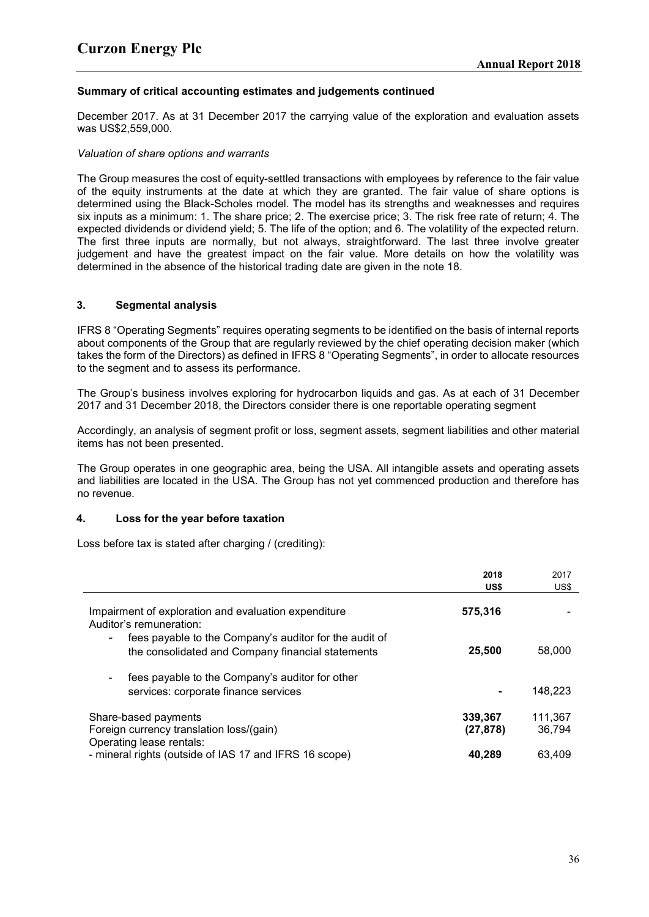### Summary of critical accounting estimates and judgements continued

December 2017. As at 31 December 2017 the carrying value of the exploration and evaluation assets was US$2,559,000.

*Valuation of share options and warrants*

The Group measures the cost of equity-settled transactions with employees by reference to the fair value of the equity instruments at the date at which they are granted. The fair value of share options is determined using the Black-Scholes model. The model has its strengths and weaknesses and requires six inputs as a minimum: 1. The share price; 2. The exercise price; 3. The risk free rate of return; 4. The expected dividends or dividend yield; 5. The life of the option; and 6. The volatility of the expected return. The first three inputs are normally, but not always, straightforward. The last three involve greater judgement and have the greatest impact on the fair value. More details on how the volatility was determined in the absence of the historical trading date are given in the note 18.

## 3. Segmental analysis

IFRS 8 "Operating Segments" requires operating segments to be identified on the basis of internal reports about components of the Group that are regularly reviewed by the chief operating decision maker (which takes the form of the Directors) as defined in IFRS 8 "Operating Segments", in order to allocate resources to the segment and to assess its performance.

The Group's business involves exploring for hydrocarbon liquids and gas. As at each of 31 December 2017 and 31 December 2018, the Directors consider there is one reportable operating segment

Accordingly, an analysis of segment profit or loss, segment assets, segment liabilities and other material items has not been presented.

The Group operates in one geographic area, being the USA. All intangible assets and operating assets and liabilities are located in the USA. The Group has not yet commenced production and therefore has no revenue.

## 4. Loss for the year before taxation

Loss before tax is stated after charging / (crediting):

| | **2018 US$** | 2017 US$ |
|---|---|---|
| Impairment of exploration and evaluation expenditure | **575,316** | - |
| Auditor's remuneration: | | |
| - fees payable to the Company's auditor for the audit of the consolidated and Company financial statements | **25,500** | 58,000 |
| - fees payable to the Company's auditor for other services: corporate finance services | **-** | 148,223 |
| Share-based payments | **339,367** | 111,367 |
| Foreign currency translation loss/(gain) | **(27,878)** | 36,794 |
| Operating lease rentals: | | |
| - mineral rights (outside of IAS 17 and IFRS 16 scope) | **40,289** | 63,409 |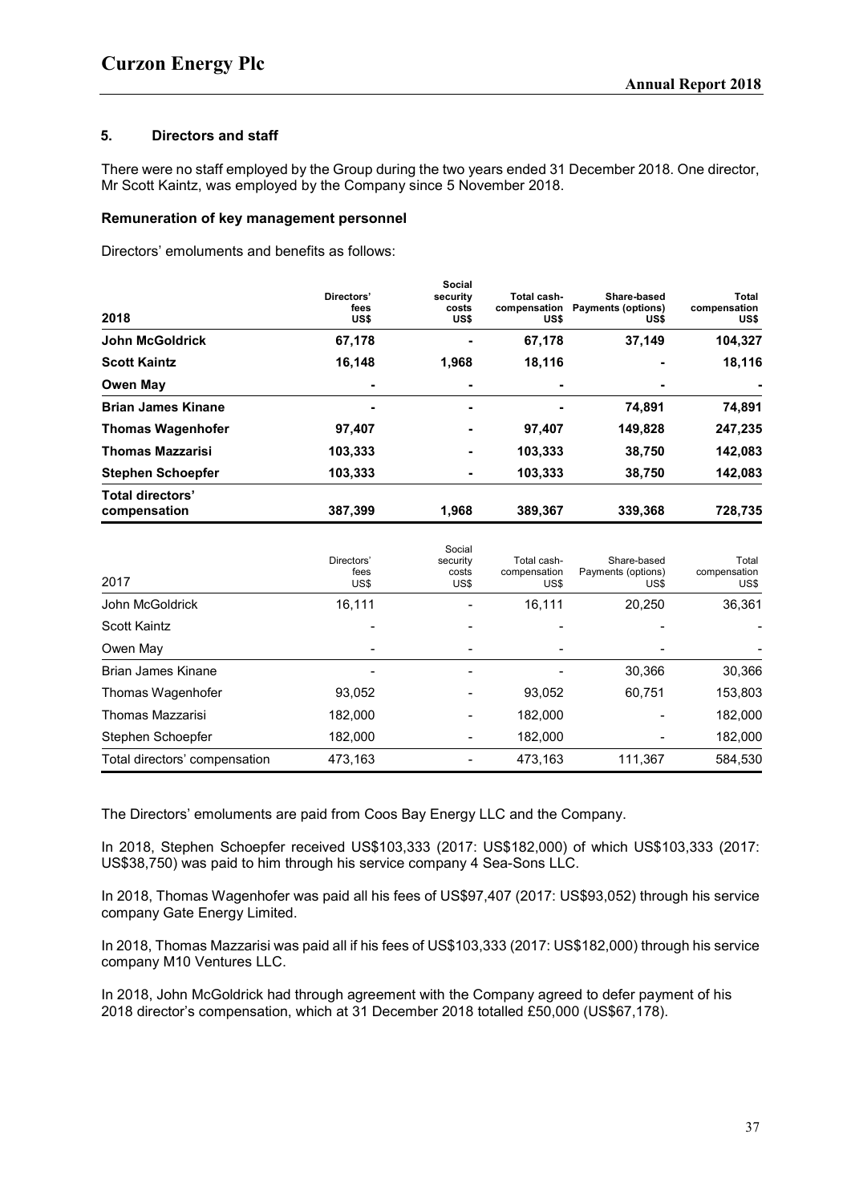### 5. Directors and staff

There were no staff employed by the Group during the two years ended 31 December 2018. One director, Mr Scott Kaintz, was employed by the Company since 5 November 2018.

#### Remuneration of key management personnel

Directors' emoluments and benefits as follows:

| 2018 | Directors' fees US$ | Social security costs US$ | Total cash-compensation US$ | Share-based Payments (options) US$ | Total compensation US$ |
|---|---|---|---|---|---|
| **John McGoldrick** | **67,178** | **-** | **67,178** | **37,149** | **104,327** |
| **Scott Kaintz** | **16,148** | **1,968** | **18,116** | **-** | **18,116** |
| **Owen May** | **-** | **-** | **-** | **-** | **-** |
| **Brian James Kinane** | **-** | **-** | **-** | **74,891** | **74,891** |
| **Thomas Wagenhofer** | **97,407** | **-** | **97,407** | **149,828** | **247,235** |
| **Thomas Mazzarisi** | **103,333** | **-** | **103,333** | **38,750** | **142,083** |
| **Stephen Schoepfer** | **103,333** | **-** | **103,333** | **38,750** | **142,083** |
| **Total directors' compensation** | **387,399** | **1,968** | **389,367** | **339,368** | **728,735** |

| 2017 | Directors' fees US$ | Social security costs US$ | Total cash-compensation US$ | Share-based Payments (options) US$ | Total compensation US$ |
|---|---|---|---|---|---|
| John McGoldrick | 16,111 | - | 16,111 | 20,250 | 36,361 |
| Scott Kaintz | - | - | - | - | - |
| Owen May | - | - | - | - | - |
| Brian James Kinane | - | - | - | 30,366 | 30,366 |
| Thomas Wagenhofer | 93,052 | - | 93,052 | 60,751 | 153,803 |
| Thomas Mazzarisi | 182,000 | - | 182,000 | - | 182,000 |
| Stephen Schoepfer | 182,000 | - | 182,000 | - | 182,000 |
| Total directors' compensation | 473,163 | - | 473,163 | 111,367 | 584,530 |

The Directors' emoluments are paid from Coos Bay Energy LLC and the Company.

In 2018, Stephen Schoepfer received US$103,333 (2017: US$182,000) of which US$103,333 (2017: US$38,750) was paid to him through his service company 4 Sea-Sons LLC.

In 2018, Thomas Wagenhofer was paid all his fees of US$97,407 (2017: US$93,052) through his service company Gate Energy Limited.

In 2018, Thomas Mazzarisi was paid all if his fees of US$103,333 (2017: US$182,000) through his service company M10 Ventures LLC.

In 2018, John McGoldrick had through agreement with the Company agreed to defer payment of his 2018 director's compensation, which at 31 December 2018 totalled £50,000 (US$67,178).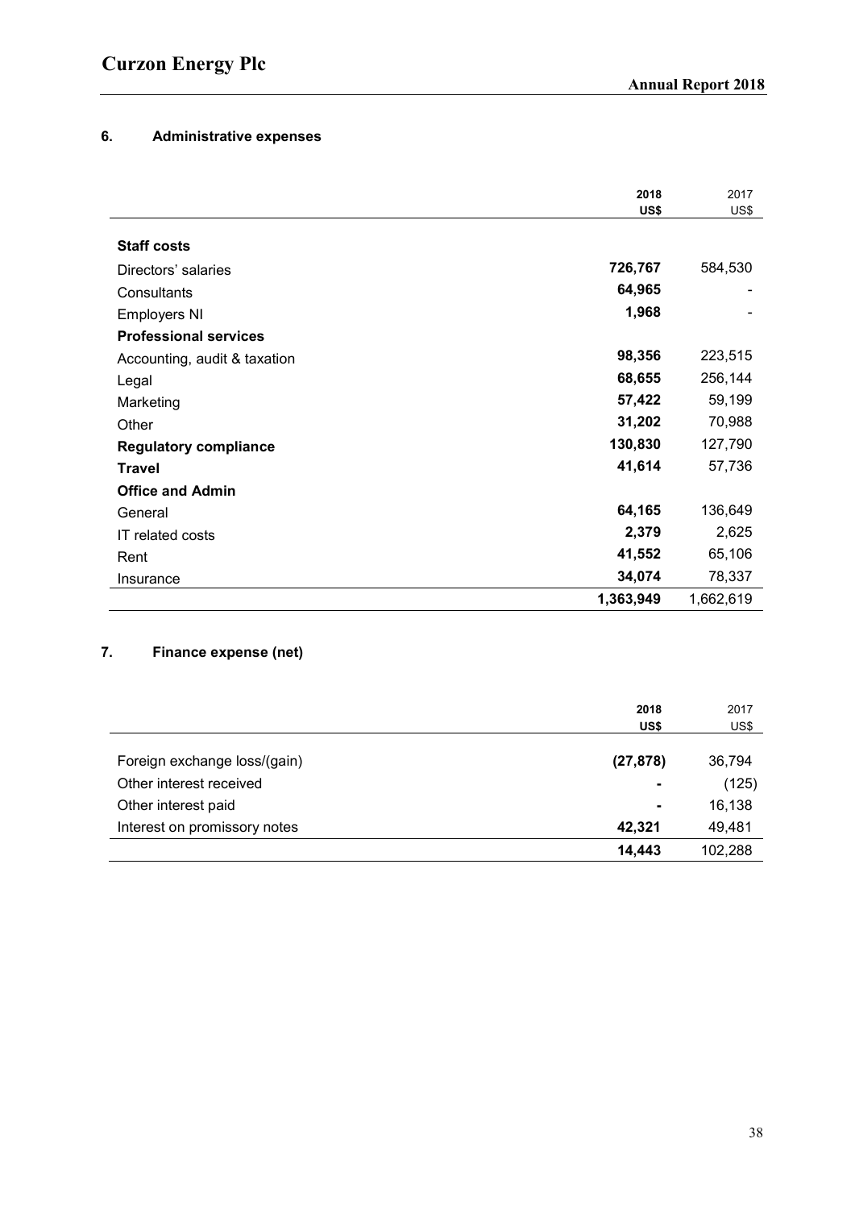## 6. Administrative expenses

| | 2018 US$ | 2017 US$ |
|---|---|---|
| **Staff costs** | | |
| Directors' salaries | **726,767** | 584,530 |
| Consultants | **64,965** | - |
| Employers NI | **1,968** | - |
| **Professional services** | | |
| Accounting, audit & taxation | **98,356** | 223,515 |
| Legal | **68,655** | 256,144 |
| Marketing | **57,422** | 59,199 |
| Other | **31,202** | 70,988 |
| **Regulatory compliance** | **130,830** | 127,790 |
| **Travel** | **41,614** | 57,736 |
| **Office and Admin** | | |
| General | **64,165** | 136,649 |
| IT related costs | **2,379** | 2,625 |
| Rent | **41,552** | 65,106 |
| Insurance | **34,074** | 78,337 |
| | **1,363,949** | 1,662,619 |

## 7. Finance expense (net)

| | 2018 US$ | 2017 US$ |
|---|---|---|
| Foreign exchange loss/(gain) | **(27,878)** | 36,794 |
| Other interest received | **-** | (125) |
| Other interest paid | **-** | 16,138 |
| Interest on promissory notes | **42,321** | 49,481 |
| | **14,443** | 102,288 |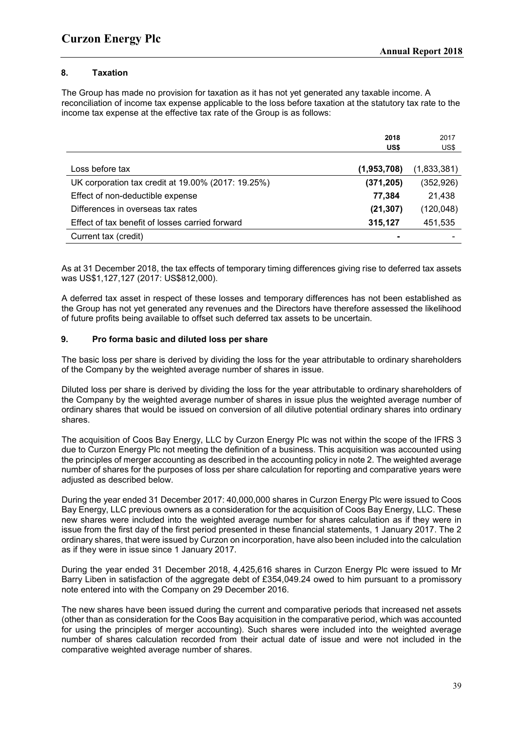## 8. Taxation

The Group has made no provision for taxation as it has not yet generated any taxable income. A reconciliation of income tax expense applicable to the loss before taxation at the statutory tax rate to the income tax expense at the effective tax rate of the Group is as follows:

| | **2018** **US$** | 2017 US$ |
|---|---|---|
| Loss before tax | **(1,953,708)** | (1,833,381) |
| UK corporation tax credit at 19.00% (2017: 19.25%) | **(371,205)** | (352,926) |
| Effect of non-deductible expense | **77,384** | 21,438 |
| Differences in overseas tax rates | **(21,307)** | (120,048) |
| Effect of tax benefit of losses carried forward | **315,127** | 451,535 |
| Current tax (credit) | **-** | - |

As at 31 December 2018, the tax effects of temporary timing differences giving rise to deferred tax assets was US$1,127,127 (2017: US$812,000).

A deferred tax asset in respect of these losses and temporary differences has not been established as the Group has not yet generated any revenues and the Directors have therefore assessed the likelihood of future profits being available to offset such deferred tax assets to be uncertain.

## 9. Pro forma basic and diluted loss per share

The basic loss per share is derived by dividing the loss for the year attributable to ordinary shareholders of the Company by the weighted average number of shares in issue.

Diluted loss per share is derived by dividing the loss for the year attributable to ordinary shareholders of the Company by the weighted average number of shares in issue plus the weighted average number of ordinary shares that would be issued on conversion of all dilutive potential ordinary shares into ordinary shares.

The acquisition of Coos Bay Energy, LLC by Curzon Energy Plc was not within the scope of the IFRS 3 due to Curzon Energy Plc not meeting the definition of a business. This acquisition was accounted using the principles of merger accounting as described in the accounting policy in note 2. The weighted average number of shares for the purposes of loss per share calculation for reporting and comparative years were adjusted as described below.

During the year ended 31 December 2017: 40,000,000 shares in Curzon Energy Plc were issued to Coos Bay Energy, LLC previous owners as a consideration for the acquisition of Coos Bay Energy, LLC. These new shares were included into the weighted average number for shares calculation as if they were in issue from the first day of the first period presented in these financial statements, 1 January 2017. The 2 ordinary shares, that were issued by Curzon on incorporation, have also been included into the calculation as if they were in issue since 1 January 2017.

During the year ended 31 December 2018, 4,425,616 shares in Curzon Energy Plc were issued to Mr Barry Liben in satisfaction of the aggregate debt of £354,049.24 owed to him pursuant to a promissory note entered into with the Company on 29 December 2016.

The new shares have been issued during the current and comparative periods that increased net assets (other than as consideration for the Coos Bay acquisition in the comparative period, which was accounted for using the principles of merger accounting). Such shares were included into the weighted average number of shares calculation recorded from their actual date of issue and were not included in the comparative weighted average number of shares.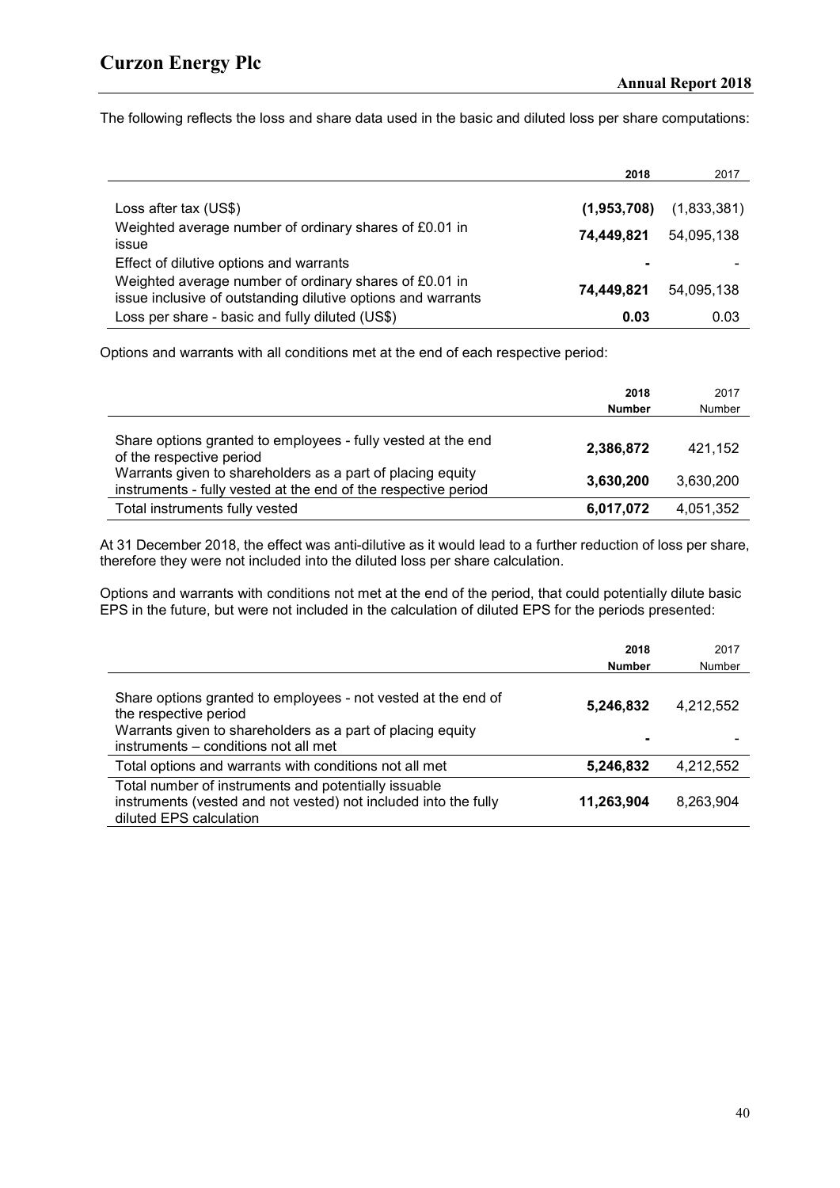The following reflects the loss and share data used in the basic and diluted loss per share computations:

| | **2018** | 2017 |
|---|---|---|
| Loss after tax (US$) | **(1,953,708)** | (1,833,381) |
| Weighted average number of ordinary shares of £0.01 in issue | **74,449,821** | 54,095,138 |
| Effect of dilutive options and warrants | **-** | - |
| Weighted average number of ordinary shares of £0.01 in issue inclusive of outstanding dilutive options and warrants | **74,449,821** | 54,095,138 |
| Loss per share - basic and fully diluted (US$) | **0.03** | 0.03 |

Options and warrants with all conditions met at the end of each respective period:

| | **2018 Number** | 2017 Number |
|---|---|---|
| Share options granted to employees - fully vested at the end of the respective period | **2,386,872** | 421,152 |
| Warrants given to shareholders as a part of placing equity instruments - fully vested at the end of the respective period | **3,630,200** | 3,630,200 |
| Total instruments fully vested | **6,017,072** | 4,051,352 |

At 31 December 2018, the effect was anti-dilutive as it would lead to a further reduction of loss per share, therefore they were not included into the diluted loss per share calculation.

Options and warrants with conditions not met at the end of the period, that could potentially dilute basic EPS in the future, but were not included in the calculation of diluted EPS for the periods presented:

| | **2018 Number** | 2017 Number |
|---|---|---|
| Share options granted to employees - not vested at the end of the respective period | **5,246,832** | 4,212,552 |
| Warrants given to shareholders as a part of placing equity instruments – conditions not all met | **-** | - |
| Total options and warrants with conditions not all met | **5,246,832** | 4,212,552 |
| Total number of instruments and potentially issuable instruments (vested and not vested) not included into the fully diluted EPS calculation | **11,263,904** | 8,263,904 |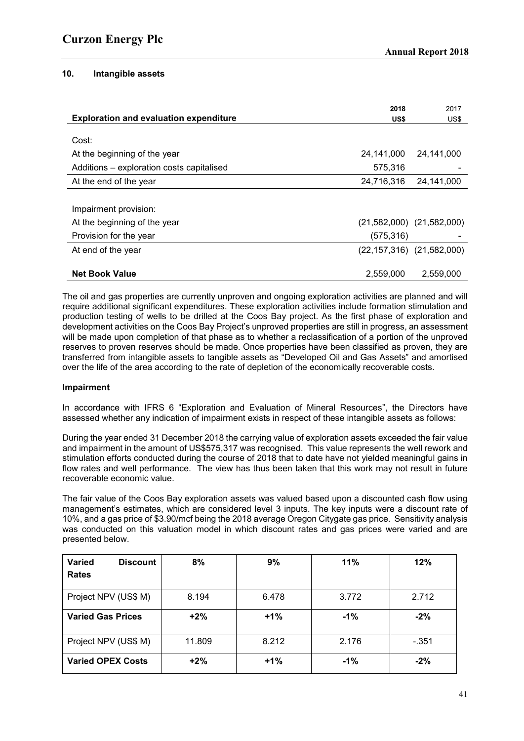## 10. Intangible assets

| Exploration and evaluation expenditure | 2018 US$ | 2017 US$ |
|---|---|---|
| Cost: | | |
| At the beginning of the year | 24,141,000 | 24,141,000 |
| Additions – exploration costs capitalised | 575,316 | - |
| At the end of the year | 24,716,316 | 24,141,000 |
| | | |
| Impairment provision: | | |
| At the beginning of the year | (21,582,000) | (21,582,000) |
| Provision for the year | (575,316) | - |
| At end of the year | (22,157,316) | (21,582,000) |
| | | |
| **Net Book Value** | 2,559,000 | 2,559,000 |

The oil and gas properties are currently unproven and ongoing exploration activities are planned and will require additional significant expenditures. These exploration activities include formation stimulation and production testing of wells to be drilled at the Coos Bay project. As the first phase of exploration and development activities on the Coos Bay Project's unproved properties are still in progress, an assessment will be made upon completion of that phase as to whether a reclassification of a portion of the unproved reserves to proven reserves should be made. Once properties have been classified as proven, they are transferred from intangible assets to tangible assets as "Developed Oil and Gas Assets" and amortised over the life of the area according to the rate of depletion of the economically recoverable costs.

### Impairment

In accordance with IFRS 6 "Exploration and Evaluation of Mineral Resources", the Directors have assessed whether any indication of impairment exists in respect of these intangible assets as follows:

During the year ended 31 December 2018 the carrying value of exploration assets exceeded the fair value and impairment in the amount of US$575,317 was recognised. This value represents the well rework and stimulation efforts conducted during the course of 2018 that to date have not yielded meaningful gains in flow rates and well performance. The view has thus been taken that this work may not result in future recoverable economic value.

The fair value of the Coos Bay exploration assets was valued based upon a discounted cash flow using management's estimates, which are considered level 3 inputs. The key inputs were a discount rate of 10%, and a gas price of $3.90/mcf being the 2018 average Oregon Citygate gas price. Sensitivity analysis was conducted on this valuation model in which discount rates and gas prices were varied and are presented below.

| **Varied Discount Rates** | **8%** | **9%** | **11%** | **12%** |
|---|---|---|---|---|
| Project NPV (US$ M) | 8.194 | 6.478 | 3.772 | 2.712 |
| **Varied Gas Prices** | **+2%** | **+1%** | **-1%** | **-2%** |
| Project NPV (US$ M) | 11.809 | 8.212 | 2.176 | -.351 |
| **Varied OPEX Costs** | **+2%** | **+1%** | **-1%** | **-2%** |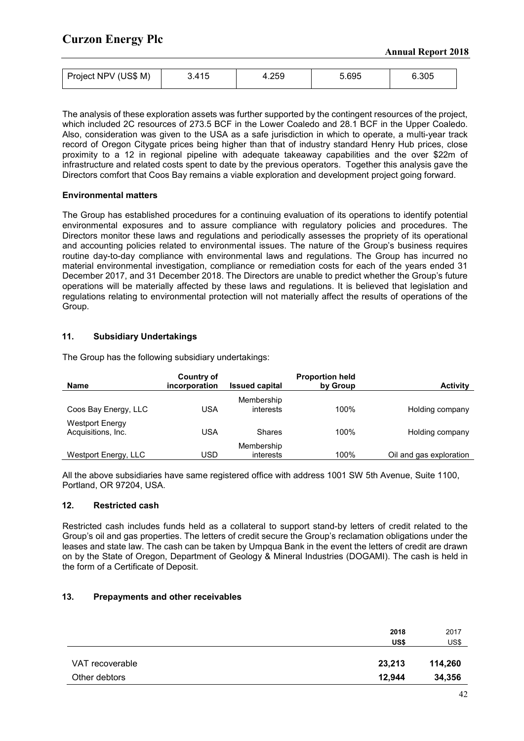| Project NPV (US$ M) | 3.415 | 4.259 | 5.695 | 6.305 |
|---|---|---|---|---|

The analysis of these exploration assets was further supported by the contingent resources of the project, which included 2C resources of 273.5 BCF in the Lower Coaledo and 28.1 BCF in the Upper Coaledo. Also, consideration was given to the USA as a safe jurisdiction in which to operate, a multi-year track record of Oregon Citygate prices being higher than that of industry standard Henry Hub prices, close proximity to a 12 in regional pipeline with adequate takeaway capabilities and the over \$22m of infrastructure and related costs spent to date by the previous operators. Together this analysis gave the Directors comfort that Coos Bay remains a viable exploration and development project going forward.

**Environmental matters**

The Group has established procedures for a continuing evaluation of its operations to identify potential environmental exposures and to assure compliance with regulatory policies and procedures. The Directors monitor these laws and regulations and periodically assesses the propriety of its operational and accounting policies related to environmental issues. The nature of the Group's business requires routine day-to-day compliance with environmental laws and regulations. The Group has incurred no material environmental investigation, compliance or remediation costs for each of the years ended 31 December 2017, and 31 December 2018. The Directors are unable to predict whether the Group's future operations will be materially affected by these laws and regulations. It is believed that legislation and regulations relating to environmental protection will not materially affect the results of operations of the Group.

## 11. Subsidiary Undertakings

The Group has the following subsidiary undertakings:

| Name | Country of incorporation | Issued capital | Proportion held by Group | Activity |
|---|---|---|---|---|
| Coos Bay Energy, LLC | USA | Membership interests | 100% | Holding company |
| Westport Energy Acquisitions, Inc. | USA | Shares | 100% | Holding company |
| Westport Energy, LLC | USD | Membership interests | 100% | Oil and gas exploration |

All the above subsidiaries have same registered office with address 1001 SW 5th Avenue, Suite 1100, Portland, OR 97204, USA.

## 12. Restricted cash

Restricted cash includes funds held as a collateral to support stand-by letters of credit related to the Group's oil and gas properties. The letters of credit secure the Group's reclamation obligations under the leases and state law. The cash can be taken by Umpqua Bank in the event the letters of credit are drawn on by the State of Oregon, Department of Geology & Mineral Industries (DOGAMI). The cash is held in the form of a Certificate of Deposit.

## 13. Prepayments and other receivables

| | **2018** | 2017 |
|---|---|---|
| | **US\$** | US\$ |
| VAT recoverable | **23,213** | **114,260** |
| Other debtors | **12,944** | **34,356** |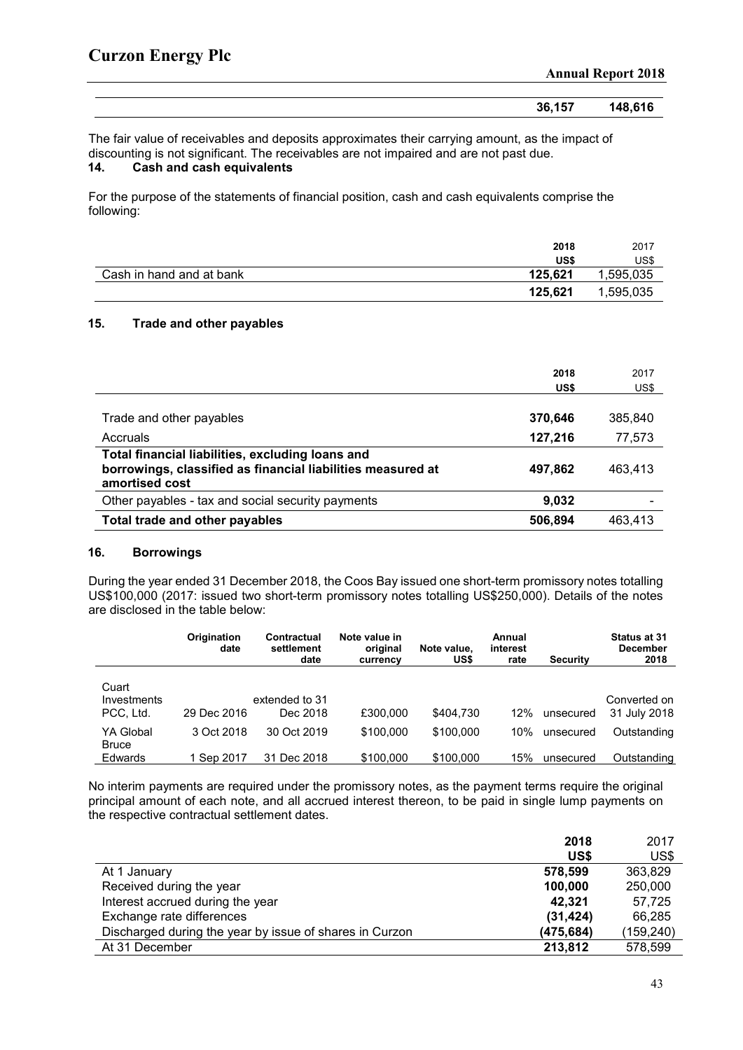| | | |
|---|---|---|
| | 36,157 | 148,616 |

The fair value of receivables and deposits approximates their carrying amount, as the impact of discounting is not significant. The receivables are not impaired and are not past due.

## 14. Cash and cash equivalents

For the purpose of the statements of financial position, cash and cash equivalents comprise the following:

| | 2018 US$ | 2017 US$ |
|---|---|---|
| Cash in hand and at bank | **125,621** | 1,595,035 |
| | **125,621** | 1,595,035 |

## 15. Trade and other payables

| | 2018 US$ | 2017 US$ |
|---|---|---|
| Trade and other payables | **370,646** | 385,840 |
| Accruals | **127,216** | 77,573 |
| **Total financial liabilities, excluding loans and borrowings, classified as financial liabilities measured at amortised cost** | **497,862** | 463,413 |
| Other payables - tax and social security payments | **9,032** | - |
| **Total trade and other payables** | **506,894** | 463,413 |

## 16. Borrowings

During the year ended 31 December 2018, the Coos Bay issued one short-term promissory notes totalling US$100,000 (2017: issued two short-term promissory notes totalling US$250,000). Details of the notes are disclosed in the table below:

| | Origination date | Contractual settlement date | Note value in original currency | Note value, US$ | Annual interest rate | Security | Status at 31 December 2018 |
|---|---|---|---|---|---|---|---|
| Cuart Investments PCC, Ltd. | 29 Dec 2016 | extended to 31 Dec 2018 | £300,000 | $404,730 | 12% | unsecured | Converted on 31 July 2018 |
| YA Global | 3 Oct 2018 | 30 Oct 2019 | $100,000 | $100,000 | 10% | unsecured | Outstanding |
| Bruce Edwards | 1 Sep 2017 | 31 Dec 2018 | $100,000 | $100,000 | 15% | unsecured | Outstanding |

No interim payments are required under the promissory notes, as the payment terms require the original principal amount of each note, and all accrued interest thereon, to be paid in single lump payments on the respective contractual settlement dates.

| | 2018 US$ | 2017 US$ |
|---|---|---|
| At 1 January | **578,599** | 363,829 |
| Received during the year | **100,000** | 250,000 |
| Interest accrued during the year | **42,321** | 57,725 |
| Exchange rate differences | **(31,424)** | 66,285 |
| Discharged during the year by issue of shares in Curzon | **(475,684)** | (159,240) |
| At 31 December | **213,812** | 578,599 |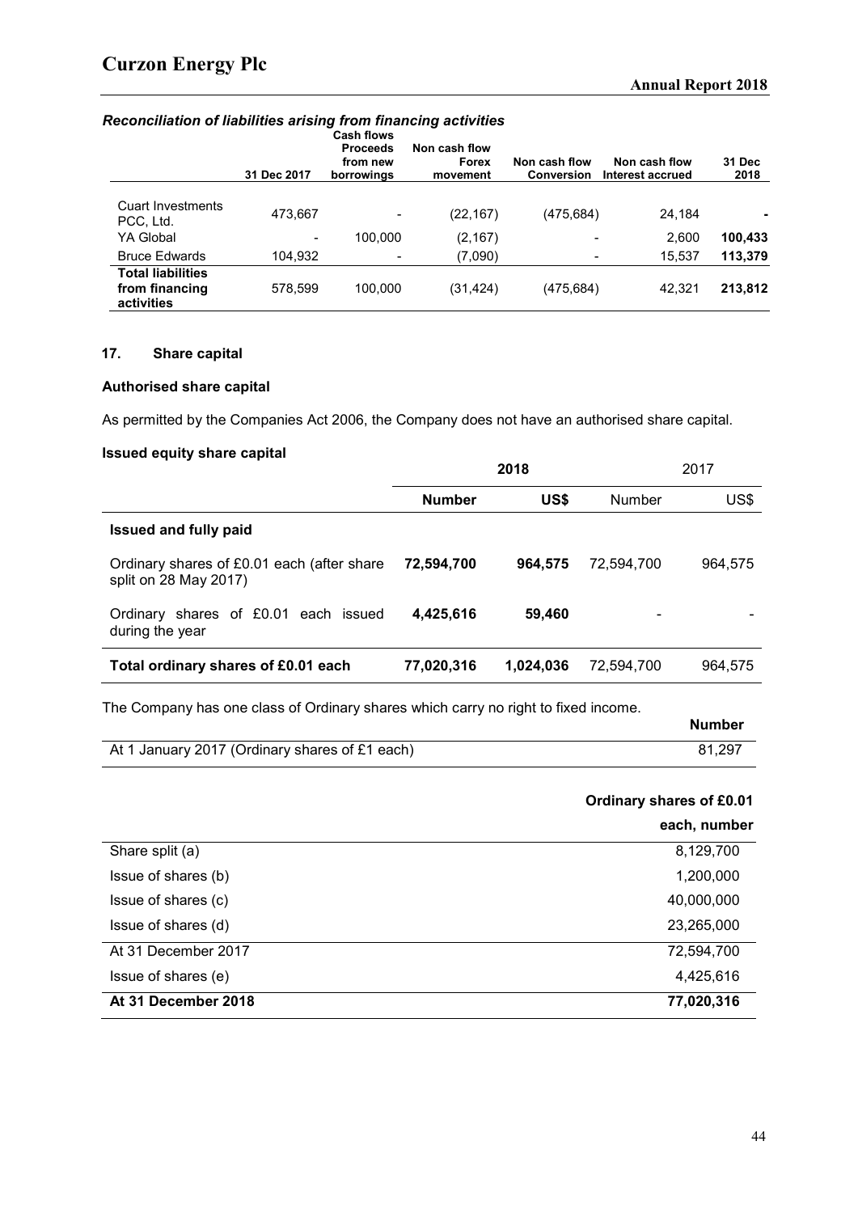### *Reconciliation of liabilities arising from financing activities*

| | 31 Dec 2017 | Cash flows Proceeds from new borrowings | Non cash flow Forex movement | Non cash flow Conversion | Non cash flow Interest accrued | 31 Dec 2018 |
|---|---|---|---|---|---|---|
| Cuart Investments PCC, Ltd. | 473,667 | - | (22,167) | (475,684) | 24,184 | **-** |
| YA Global | - | 100,000 | (2,167) | - | 2,600 | **100,433** |
| Bruce Edwards | 104,932 | - | (7,090) | - | 15,537 | **113,379** |
| **Total liabilities from financing activities** | 578,599 | 100,000 | (31,424) | (475,684) | 42,321 | **213,812** |

## 17. Share capital

### Authorised share capital

As permitted by the Companies Act 2006, the Company does not have an authorised share capital.

### Issued equity share capital

| | 2018 | | 2017 | |
|---|---|---|---|---|
| | **Number** | **US$** | Number | US$ |
| **Issued and fully paid** | | | | |
| Ordinary shares of £0.01 each (after share split on 28 May 2017) | **72,594,700** | **964,575** | 72,594,700 | 964,575 |
| Ordinary shares of £0.01 each issued during the year | **4,425,616** | **59,460** | - | - |
| **Total ordinary shares of £0.01 each** | **77,020,316** | **1,024,036** | 72,594,700 | 964,575 |

The Company has one class of Ordinary shares which carry no right to fixed income.

| | **Number** |
|---|---|
| At 1 January 2017 (Ordinary shares of £1 each) | 81,297 |

| | **Ordinary shares of £0.01 each, number** |
|---|---|
| Share split (a) | 8,129,700 |
| Issue of shares (b) | 1,200,000 |
| Issue of shares (c) | 40,000,000 |
| Issue of shares (d) | 23,265,000 |
| At 31 December 2017 | 72,594,700 |
| Issue of shares (e) | 4,425,616 |
| **At 31 December 2018** | **77,020,316** |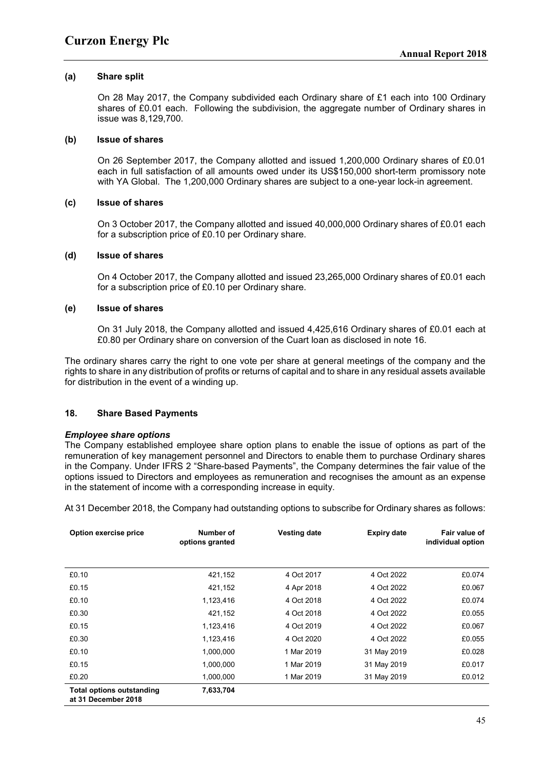**(a) Share split**

On 28 May 2017, the Company subdivided each Ordinary share of £1 each into 100 Ordinary shares of £0.01 each. Following the subdivision, the aggregate number of Ordinary shares in issue was 8,129,700.

**(b) Issue of shares**

On 26 September 2017, the Company allotted and issued 1,200,000 Ordinary shares of £0.01 each in full satisfaction of all amounts owed under its US$150,000 short-term promissory note with YA Global. The 1,200,000 Ordinary shares are subject to a one-year lock-in agreement.

**(c) Issue of shares**

On 3 October 2017, the Company allotted and issued 40,000,000 Ordinary shares of £0.01 each for a subscription price of £0.10 per Ordinary share.

**(d) Issue of shares**

On 4 October 2017, the Company allotted and issued 23,265,000 Ordinary shares of £0.01 each for a subscription price of £0.10 per Ordinary share.

**(e) Issue of shares**

On 31 July 2018, the Company allotted and issued 4,425,616 Ordinary shares of £0.01 each at £0.80 per Ordinary share on conversion of the Cuart loan as disclosed in note 16.

The ordinary shares carry the right to one vote per share at general meetings of the company and the rights to share in any distribution of profits or returns of capital and to share in any residual assets available for distribution in the event of a winding up.

## 18. Share Based Payments

***Employee share options***

The Company established employee share option plans to enable the issue of options as part of the remuneration of key management personnel and Directors to enable them to purchase Ordinary shares in the Company. Under IFRS 2 "Share-based Payments", the Company determines the fair value of the options issued to Directors and employees as remuneration and recognises the amount as an expense in the statement of income with a corresponding increase in equity.

At 31 December 2018, the Company had outstanding options to subscribe for Ordinary shares as follows:

| Option exercise price | Number of options granted | Vesting date | Expiry date | Fair value of individual option |
|---|---|---|---|---|
| £0.10 | 421,152 | 4 Oct 2017 | 4 Oct 2022 | £0.074 |
| £0.15 | 421,152 | 4 Apr 2018 | 4 Oct 2022 | £0.067 |
| £0.10 | 1,123,416 | 4 Oct 2018 | 4 Oct 2022 | £0.074 |
| £0.30 | 421,152 | 4 Oct 2018 | 4 Oct 2022 | £0.055 |
| £0.15 | 1,123,416 | 4 Oct 2019 | 4 Oct 2022 | £0.067 |
| £0.30 | 1,123,416 | 4 Oct 2020 | 4 Oct 2022 | £0.055 |
| £0.10 | 1,000,000 | 1 Mar 2019 | 31 May 2019 | £0.028 |
| £0.15 | 1,000,000 | 1 Mar 2019 | 31 May 2019 | £0.017 |
| £0.20 | 1,000,000 | 1 Mar 2019 | 31 May 2019 | £0.012 |
| **Total options outstanding at 31 December 2018** | **7,633,704** | | | |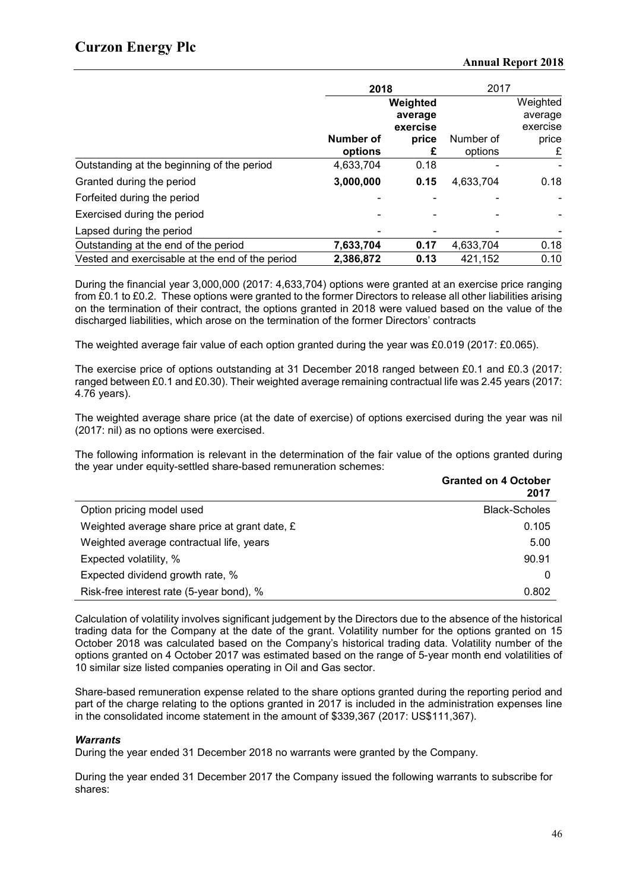| | 2018 | | 2017 | |
|---|---|---|---|---|
| | | **Weighted average exercise** | | Weighted average exercise |
| | **Number of options** | **price £** | Number of options | price £ |
| Outstanding at the beginning of the period | 4,633,704 | 0.18 | - | - |
| Granted during the period | **3,000,000** | **0.15** | 4,633,704 | 0.18 |
| Forfeited during the period | - | - | - | - |
| Exercised during the period | - | - | - | - |
| Lapsed during the period | - | - | - | - |
| Outstanding at the end of the period | **7,633,704** | **0.17** | 4,633,704 | 0.18 |
| Vested and exercisable at the end of the period | **2,386,872** | **0.13** | 421,152 | 0.10 |

During the financial year 3,000,000 (2017: 4,633,704) options were granted at an exercise price ranging from £0.1 to £0.2. These options were granted to the former Directors to release all other liabilities arising on the termination of their contract, the options granted in 2018 were valued based on the value of the discharged liabilities, which arose on the termination of the former Directors' contracts

The weighted average fair value of each option granted during the year was £0.019 (2017: £0.065).

The exercise price of options outstanding at 31 December 2018 ranged between £0.1 and £0.3 (2017: ranged between £0.1 and £0.30). Their weighted average remaining contractual life was 2.45 years (2017: 4.76 years).

The weighted average share price (at the date of exercise) of options exercised during the year was nil (2017: nil) as no options were exercised.

The following information is relevant in the determination of the fair value of the options granted during the year under equity-settled share-based remuneration schemes:

| | **Granted on 4 October 2017** |
|---|---|
| Option pricing model used | Black-Scholes |
| Weighted average share price at grant date, £ | 0.105 |
| Weighted average contractual life, years | 5.00 |
| Expected volatility, % | 90.91 |
| Expected dividend growth rate, % | 0 |
| Risk-free interest rate (5-year bond), % | 0.802 |

Calculation of volatility involves significant judgement by the Directors due to the absence of the historical trading data for the Company at the date of the grant. Volatility number for the options granted on 15 October 2018 was calculated based on the Company's historical trading data. Volatility number of the options granted on 4 October 2017 was estimated based on the range of 5-year month end volatilities of 10 similar size listed companies operating in Oil and Gas sector.

Share-based remuneration expense related to the share options granted during the reporting period and part of the charge relating to the options granted in 2017 is included in the administration expenses line in the consolidated income statement in the amount of $339,367 (2017: US$111,367).

***Warrants***

During the year ended 31 December 2018 no warrants were granted by the Company.

During the year ended 31 December 2017 the Company issued the following warrants to subscribe for shares: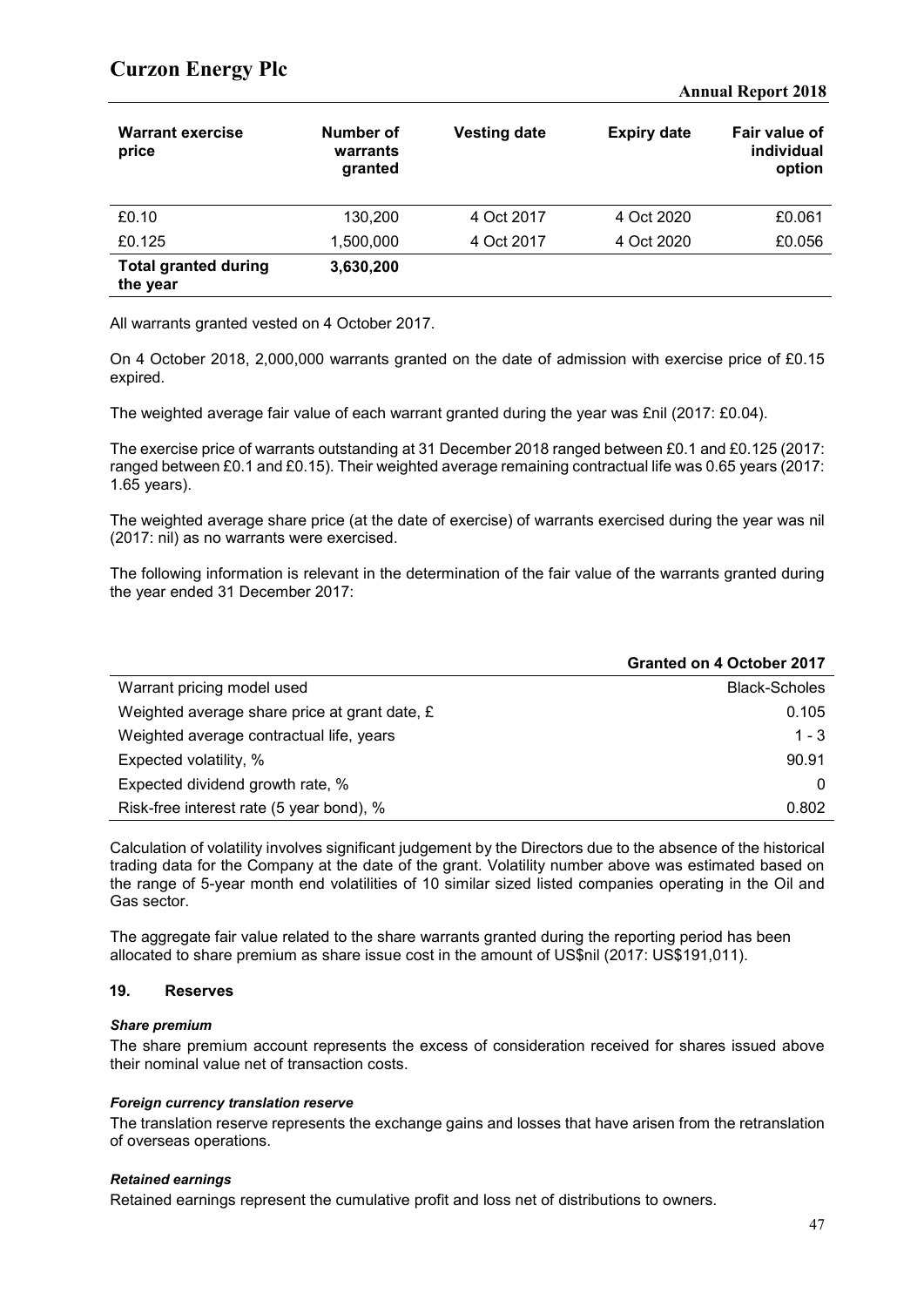| Warrant exercise price | Number of warrants granted | Vesting date | Expiry date | Fair value of individual option |
|---|---|---|---|---|
| £0.10 | 130,200 | 4 Oct 2017 | 4 Oct 2020 | £0.061 |
| £0.125 | 1,500,000 | 4 Oct 2017 | 4 Oct 2020 | £0.056 |
| **Total granted during the year** | **3,630,200** | | | |

All warrants granted vested on 4 October 2017.

On 4 October 2018, 2,000,000 warrants granted on the date of admission with exercise price of £0.15 expired.

The weighted average fair value of each warrant granted during the year was £nil (2017: £0.04).

The exercise price of warrants outstanding at 31 December 2018 ranged between £0.1 and £0.125 (2017: ranged between £0.1 and £0.15). Their weighted average remaining contractual life was 0.65 years (2017: 1.65 years).

The weighted average share price (at the date of exercise) of warrants exercised during the year was nil (2017: nil) as no warrants were exercised.

The following information is relevant in the determination of the fair value of the warrants granted during the year ended 31 December 2017:

| | Granted on 4 October 2017 |
|---|---|
| Warrant pricing model used | Black-Scholes |
| Weighted average share price at grant date, £ | 0.105 |
| Weighted average contractual life, years | 1 - 3 |
| Expected volatility, % | 90.91 |
| Expected dividend growth rate, % | 0 |
| Risk-free interest rate (5 year bond), % | 0.802 |

Calculation of volatility involves significant judgement by the Directors due to the absence of the historical trading data for the Company at the date of the grant. Volatility number above was estimated based on the range of 5-year month end volatilities of 10 similar sized listed companies operating in the Oil and Gas sector.

The aggregate fair value related to the share warrants granted during the reporting period has been allocated to share premium as share issue cost in the amount of US$nil (2017: US$191,011).

## 19. Reserves

***Share premium***

The share premium account represents the excess of consideration received for shares issued above their nominal value net of transaction costs.

***Foreign currency translation reserve***

The translation reserve represents the exchange gains and losses that have arisen from the retranslation of overseas operations.

***Retained earnings***

Retained earnings represent the cumulative profit and loss net of distributions to owners.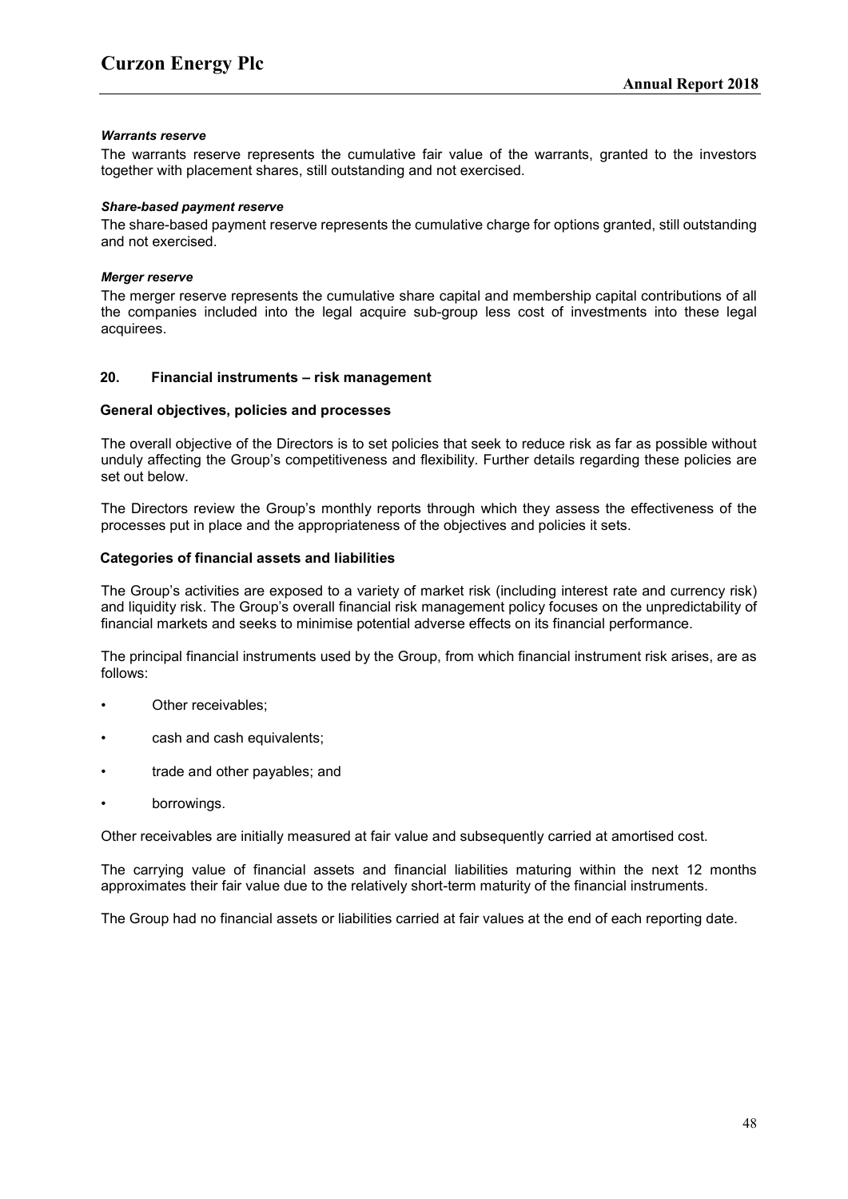***Warrants reserve***

The warrants reserve represents the cumulative fair value of the warrants, granted to the investors together with placement shares, still outstanding and not exercised.

***Share-based payment reserve***

The share-based payment reserve represents the cumulative charge for options granted, still outstanding and not exercised.

***Merger reserve***

The merger reserve represents the cumulative share capital and membership capital contributions of all the companies included into the legal acquire sub-group less cost of investments into these legal acquirees.

## 20. Financial instruments – risk management

### General objectives, policies and processes

The overall objective of the Directors is to set policies that seek to reduce risk as far as possible without unduly affecting the Group's competitiveness and flexibility. Further details regarding these policies are set out below.

The Directors review the Group's monthly reports through which they assess the effectiveness of the processes put in place and the appropriateness of the objectives and policies it sets.

### Categories of financial assets and liabilities

The Group's activities are exposed to a variety of market risk (including interest rate and currency risk) and liquidity risk. The Group's overall financial risk management policy focuses on the unpredictability of financial markets and seeks to minimise potential adverse effects on its financial performance.

The principal financial instruments used by the Group, from which financial instrument risk arises, are as follows:

- Other receivables;
- cash and cash equivalents;
- trade and other payables; and
- borrowings.

Other receivables are initially measured at fair value and subsequently carried at amortised cost.

The carrying value of financial assets and financial liabilities maturing within the next 12 months approximates their fair value due to the relatively short-term maturity of the financial instruments.

The Group had no financial assets or liabilities carried at fair values at the end of each reporting date.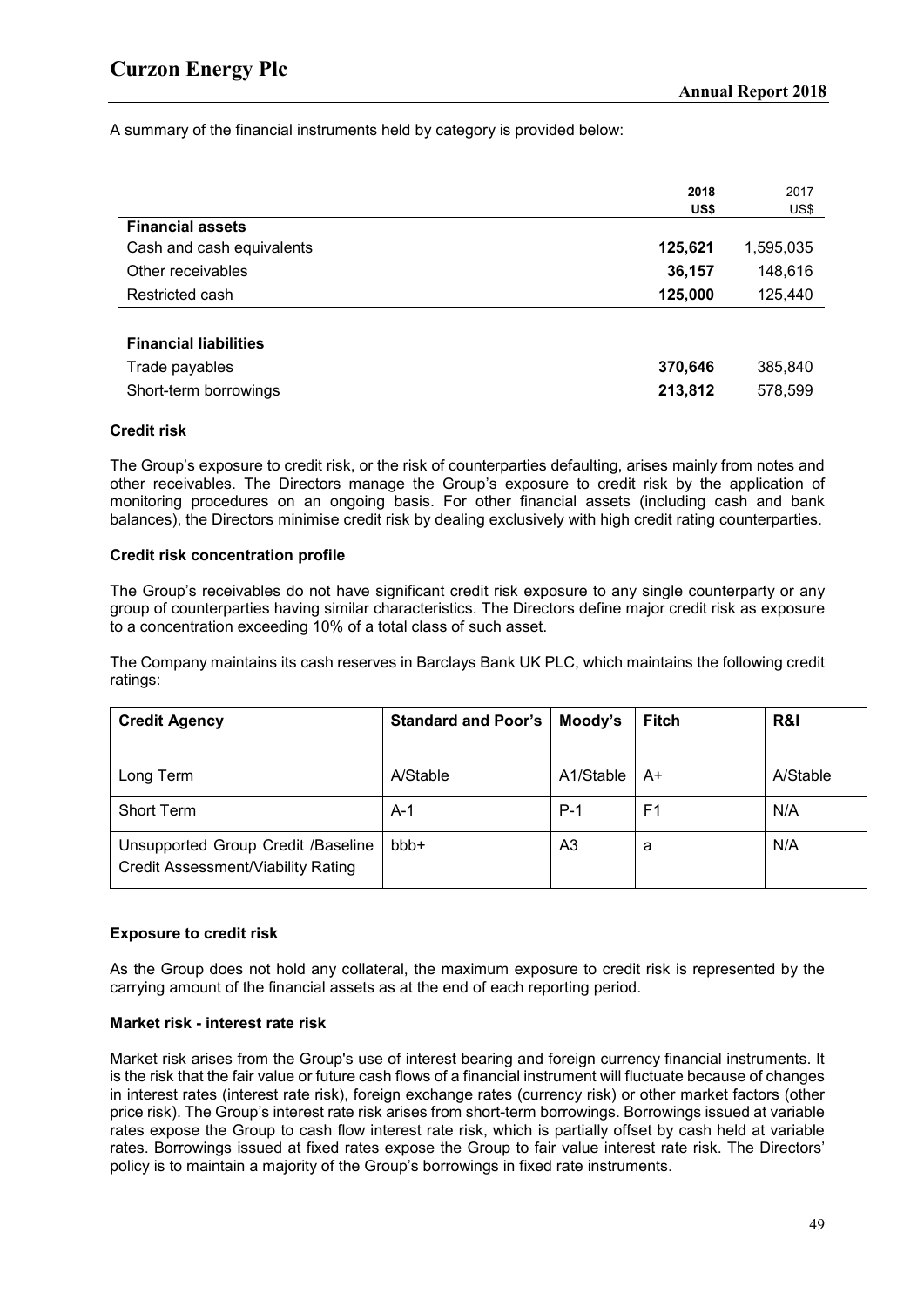A summary of the financial instruments held by category is provided below:

| | 2018 US$ | 2017 US$ |
|---|---|---|
| **Financial assets** | | |
| Cash and cash equivalents | **125,621** | 1,595,035 |
| Other receivables | **36,157** | 148,616 |
| Restricted cash | **125,000** | 125,440 |
| | | |
| **Financial liabilities** | | |
| Trade payables | **370,646** | 385,840 |
| Short-term borrowings | **213,812** | 578,599 |

**Credit risk**

The Group's exposure to credit risk, or the risk of counterparties defaulting, arises mainly from notes and other receivables. The Directors manage the Group's exposure to credit risk by the application of monitoring procedures on an ongoing basis. For other financial assets (including cash and bank balances), the Directors minimise credit risk by dealing exclusively with high credit rating counterparties.

**Credit risk concentration profile**

The Group's receivables do not have significant credit risk exposure to any single counterparty or any group of counterparties having similar characteristics. The Directors define major credit risk as exposure to a concentration exceeding 10% of a total class of such asset.

The Company maintains its cash reserves in Barclays Bank UK PLC, which maintains the following credit ratings:

| Credit Agency | Standard and Poor's | Moody's | Fitch | R&I |
|---|---|---|---|---|
| Long Term | A/Stable | A1/Stable | A+ | A/Stable |
| Short Term | A-1 | P-1 | F1 | N/A |
| Unsupported Group Credit /Baseline Credit Assessment/Viability Rating | bbb+ | A3 | a | N/A |

**Exposure to credit risk**

As the Group does not hold any collateral, the maximum exposure to credit risk is represented by the carrying amount of the financial assets as at the end of each reporting period.

**Market risk - interest rate risk**

Market risk arises from the Group's use of interest bearing and foreign currency financial instruments. It is the risk that the fair value or future cash flows of a financial instrument will fluctuate because of changes in interest rates (interest rate risk), foreign exchange rates (currency risk) or other market factors (other price risk). The Group's interest rate risk arises from short-term borrowings. Borrowings issued at variable rates expose the Group to cash flow interest rate risk, which is partially offset by cash held at variable rates. Borrowings issued at fixed rates expose the Group to fair value interest rate risk. The Directors' policy is to maintain a majority of the Group's borrowings in fixed rate instruments.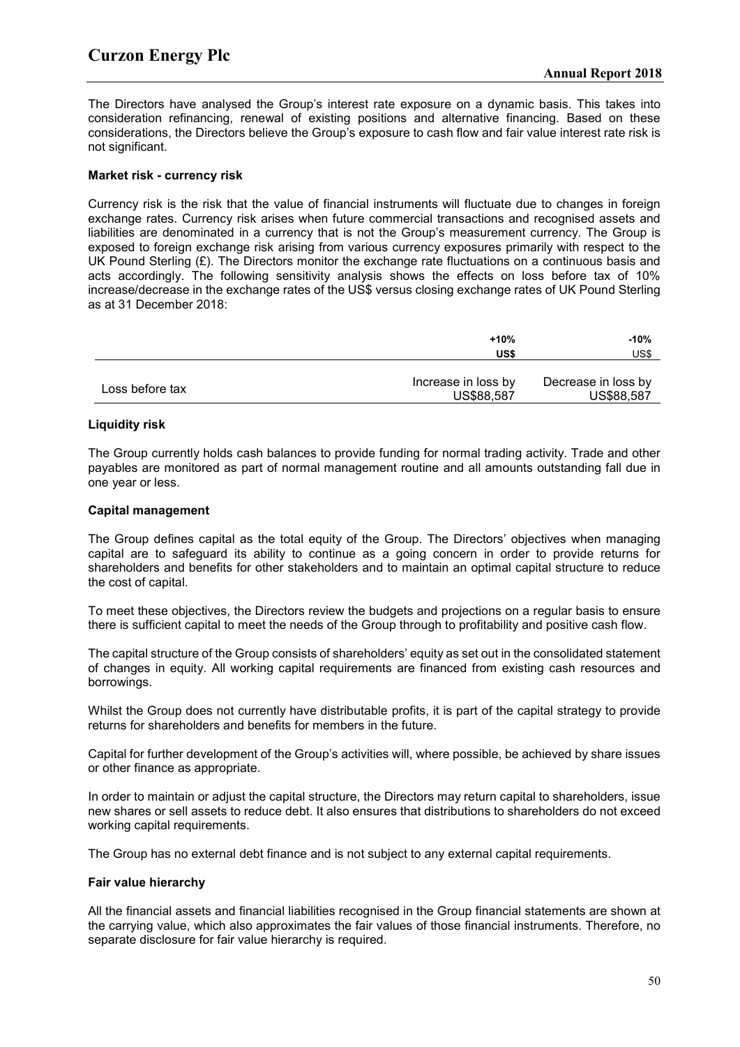The Directors have analysed the Group's interest rate exposure on a dynamic basis. This takes into consideration refinancing, renewal of existing positions and alternative financing. Based on these considerations, the Directors believe the Group's exposure to cash flow and fair value interest rate risk is not significant.

**Market risk - currency risk**

Currency risk is the risk that the value of financial instruments will fluctuate due to changes in foreign exchange rates. Currency risk arises when future commercial transactions and recognised assets and liabilities are denominated in a currency that is not the Group's measurement currency. The Group is exposed to foreign exchange risk arising from various currency exposures primarily with respect to the UK Pound Sterling (£). The Directors monitor the exchange rate fluctuations on a continuous basis and acts accordingly. The following sensitivity analysis shows the effects on loss before tax of 10% increase/decrease in the exchange rates of the US$ versus closing exchange rates of UK Pound Sterling as at 31 December 2018:

| | **+10%** | **-10%** |
|---|---|---|
| | **US$** | US$ |
| Loss before tax | Increase in loss by US$88,587 | Decrease in loss by US$88,587 |

**Liquidity risk**

The Group currently holds cash balances to provide funding for normal trading activity. Trade and other payables are monitored as part of normal management routine and all amounts outstanding fall due in one year or less.

**Capital management**

The Group defines capital as the total equity of the Group. The Directors' objectives when managing capital are to safeguard its ability to continue as a going concern in order to provide returns for shareholders and benefits for other stakeholders and to maintain an optimal capital structure to reduce the cost of capital.

To meet these objectives, the Directors review the budgets and projections on a regular basis to ensure there is sufficient capital to meet the needs of the Group through to profitability and positive cash flow.

The capital structure of the Group consists of shareholders' equity as set out in the consolidated statement of changes in equity. All working capital requirements are financed from existing cash resources and borrowings.

Whilst the Group does not currently have distributable profits, it is part of the capital strategy to provide returns for shareholders and benefits for members in the future.

Capital for further development of the Group's activities will, where possible, be achieved by share issues or other finance as appropriate.

In order to maintain or adjust the capital structure, the Directors may return capital to shareholders, issue new shares or sell assets to reduce debt. It also ensures that distributions to shareholders do not exceed working capital requirements.

The Group has no external debt finance and is not subject to any external capital requirements.

**Fair value hierarchy**

All the financial assets and financial liabilities recognised in the Group financial statements are shown at the carrying value, which also approximates the fair values of those financial instruments. Therefore, no separate disclosure for fair value hierarchy is required.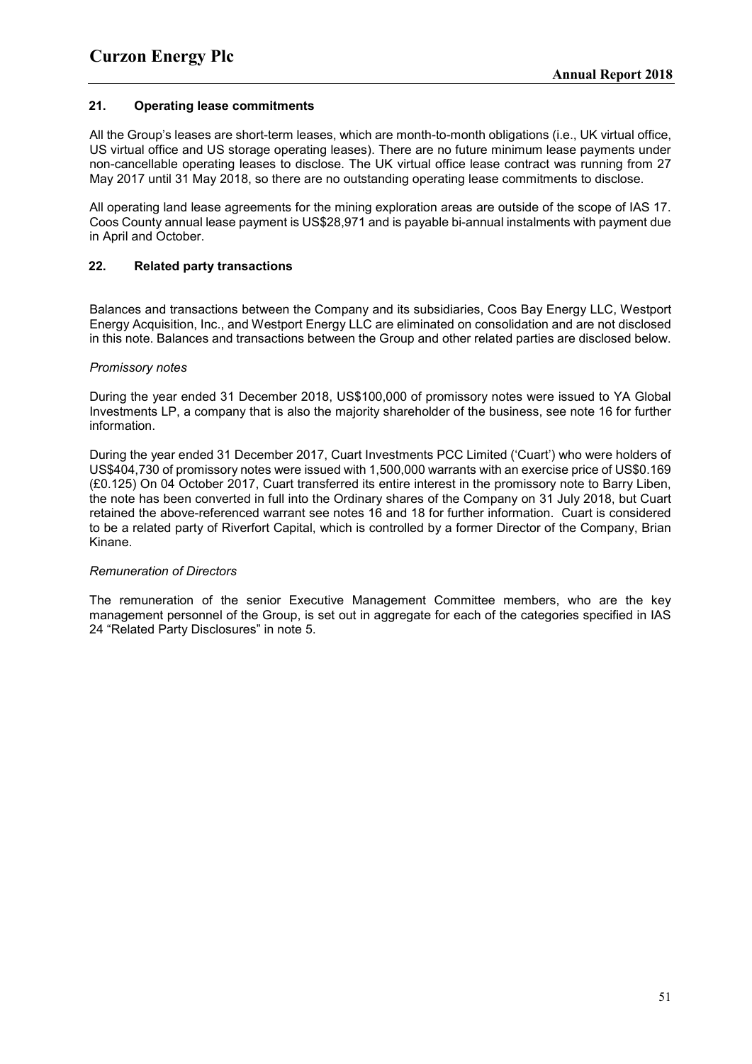## 21. Operating lease commitments

All the Group's leases are short-term leases, which are month-to-month obligations (i.e., UK virtual office, US virtual office and US storage operating leases). There are no future minimum lease payments under non-cancellable operating leases to disclose. The UK virtual office lease contract was running from 27 May 2017 until 31 May 2018, so there are no outstanding operating lease commitments to disclose.

All operating land lease agreements for the mining exploration areas are outside of the scope of IAS 17. Coos County annual lease payment is US$28,971 and is payable bi-annual instalments with payment due in April and October.

## 22. Related party transactions

Balances and transactions between the Company and its subsidiaries, Coos Bay Energy LLC, Westport Energy Acquisition, Inc., and Westport Energy LLC are eliminated on consolidation and are not disclosed in this note. Balances and transactions between the Group and other related parties are disclosed below.

*Promissory notes*

During the year ended 31 December 2018, US$100,000 of promissory notes were issued to YA Global Investments LP, a company that is also the majority shareholder of the business, see note 16 for further information.

During the year ended 31 December 2017, Cuart Investments PCC Limited ('Cuart') who were holders of US$404,730 of promissory notes were issued with 1,500,000 warrants with an exercise price of US$0.169 (£0.125) On 04 October 2017, Cuart transferred its entire interest in the promissory note to Barry Liben, the note has been converted in full into the Ordinary shares of the Company on 31 July 2018, but Cuart retained the above-referenced warrant see notes 16 and 18 for further information. Cuart is considered to be a related party of Riverfort Capital, which is controlled by a former Director of the Company, Brian Kinane.

*Remuneration of Directors*

The remuneration of the senior Executive Management Committee members, who are the key management personnel of the Group, is set out in aggregate for each of the categories specified in IAS 24 "Related Party Disclosures" in note 5.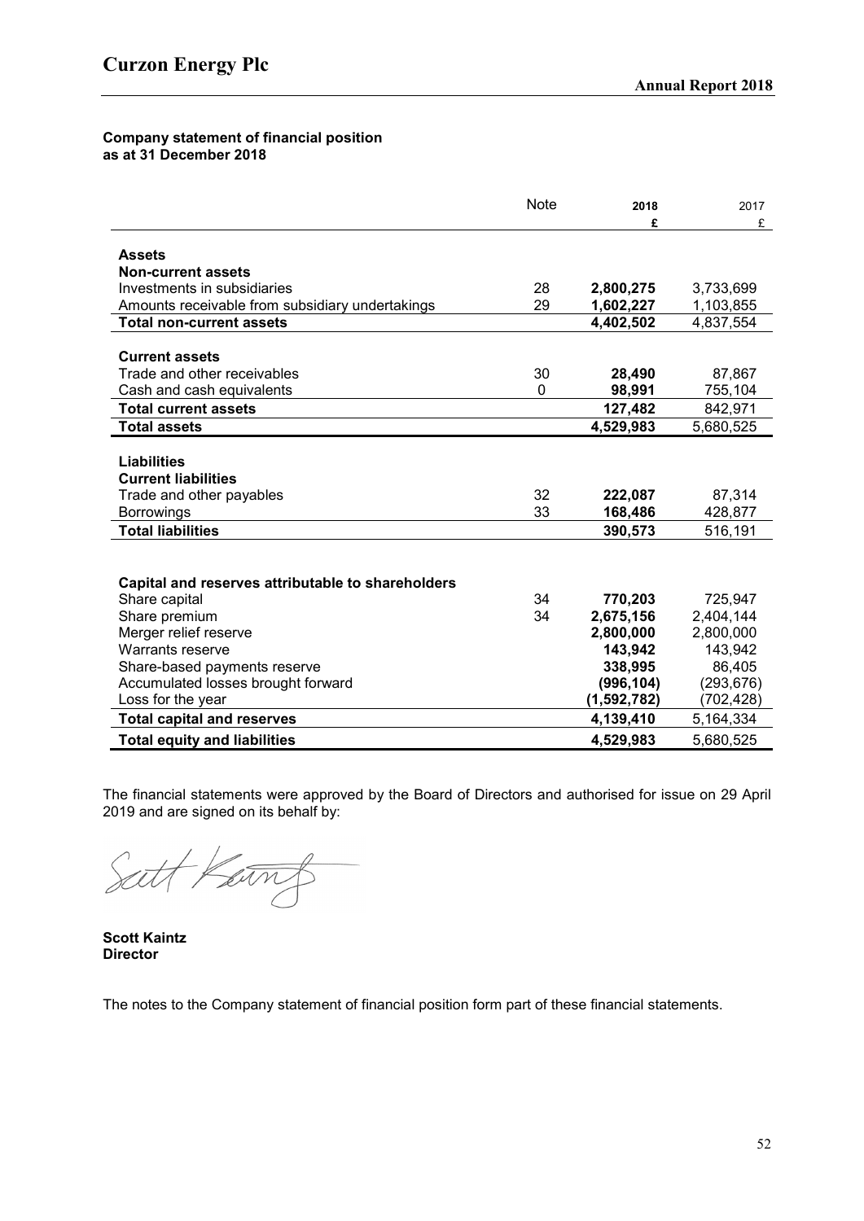**Company statement of financial position**
**as at 31 December 2018**

| | Note | 2018<br>£ | 2017<br>£ |
|---|---|---|---|
| **Assets** | | | |
| **Non-current assets** | | | |
| Investments in subsidiaries | 28 | **2,800,275** | 3,733,699 |
| Amounts receivable from subsidiary undertakings | 29 | **1,602,227** | 1,103,855 |
| **Total non-current assets** | | **4,402,502** | 4,837,554 |
| | | | |
| **Current assets** | | | |
| Trade and other receivables | 30 | **28,490** | 87,867 |
| Cash and cash equivalents | 0 | **98,991** | 755,104 |
| **Total current assets** | | **127,482** | 842,971 |
| **Total assets** | | **4,529,983** | 5,680,525 |
| | | | |
| **Liabilities** | | | |
| **Current liabilities** | | | |
| Trade and other payables | 32 | **222,087** | 87,314 |
| Borrowings | 33 | **168,486** | 428,877 |
| **Total liabilities** | | **390,573** | 516,191 |
| | | | |
| **Capital and reserves attributable to shareholders** | | | |
| Share capital | 34 | **770,203** | 725,947 |
| Share premium | 34 | **2,675,156** | 2,404,144 |
| Merger relief reserve | | **2,800,000** | 2,800,000 |
| Warrants reserve | | **143,942** | 143,942 |
| Share-based payments reserve | | **338,995** | 86,405 |
| Accumulated losses brought forward | | **(996,104)** | (293,676) |
| Loss for the year | | **(1,592,782)** | (702,428) |
| **Total capital and reserves** | | **4,139,410** | 5,164,334 |
| **Total equity and liabilities** | | **4,529,983** | 5,680,525 |

The financial statements were approved by the Board of Directors and authorised for issue on 29 April 2019 and are signed on its behalf by:

Scott Kaintz

**Scott Kaintz**
**Director**

The notes to the Company statement of financial position form part of these financial statements.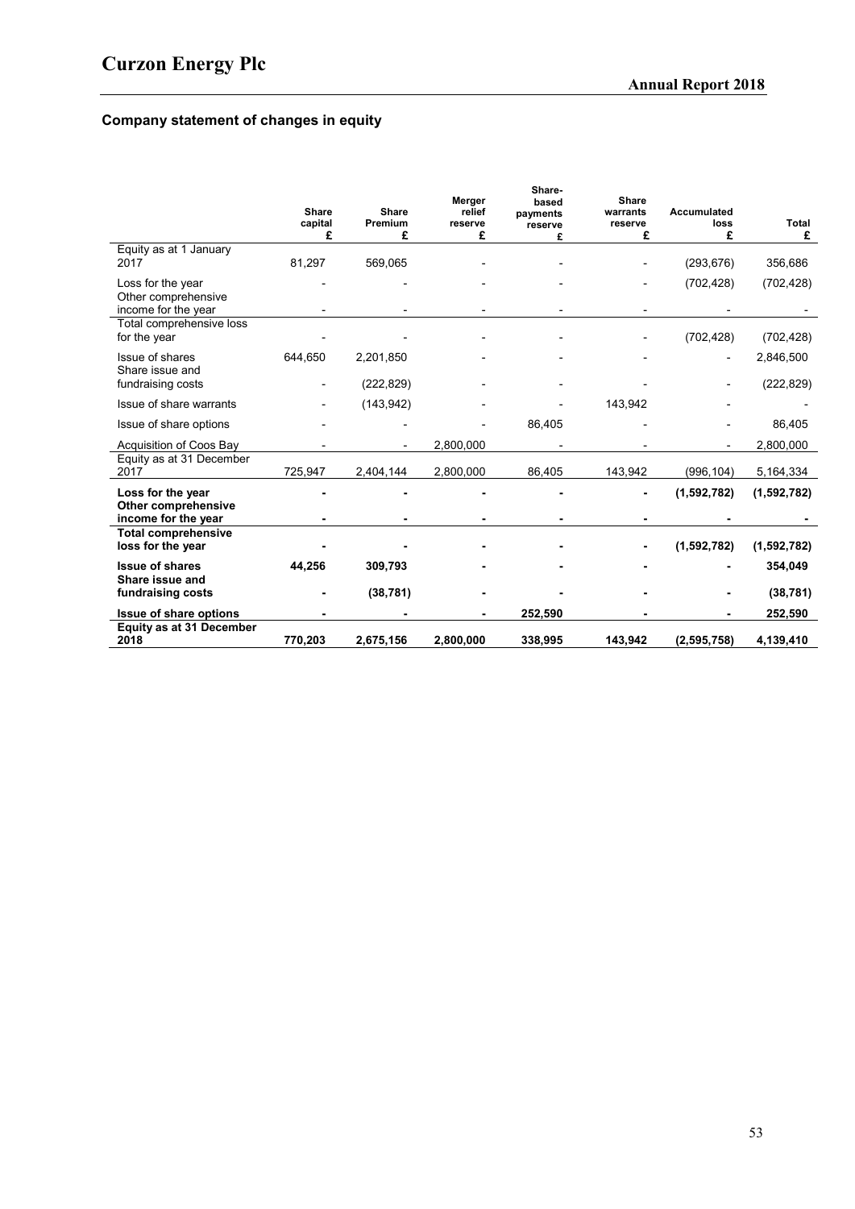## Company statement of changes in equity

| | Share capital £ | Share Premium £ | Merger relief reserve £ | Share-based payments reserve £ | Share warrants reserve £ | Accumulated loss £ | Total £ |
|---|---|---|---|---|---|---|---|
| Equity as at 1 January 2017 | 81,297 | 569,065 | - | - | - | (293,676) | 356,686 |
| Loss for the year | - | - | - | - | - | (702,428) | (702,428) |
| Other comprehensive income for the year | - | - | - | - | - | - | - |
| Total comprehensive loss for the year | - | - | - | - | - | (702,428) | (702,428) |
| Issue of shares | 644,650 | 2,201,850 | - | - | - | - | 2,846,500 |
| Share issue and fundraising costs | - | (222,829) | - | - | - | - | (222,829) |
| Issue of share warrants | - | (143,942) | - | - | 143,942 | - | - |
| Issue of share options | - | - | - | 86,405 | - | - | 86,405 |
| Acquisition of Coos Bay | - | - | 2,800,000 | - | - | - | 2,800,000 |
| Equity as at 31 December 2017 | 725,947 | 2,404,144 | 2,800,000 | 86,405 | 143,942 | (996,104) | 5,164,334 |
| **Loss for the year** | **-** | **-** | **-** | **-** | **-** | **(1,592,782)** | **(1,592,782)** |
| **Other comprehensive income for the year** | **-** | **-** | **-** | **-** | **-** | **-** | **-** |
| **Total comprehensive loss for the year** | **-** | **-** | **-** | **-** | **-** | **(1,592,782)** | **(1,592,782)** |
| **Issue of shares** | **44,256** | **309,793** | **-** | **-** | **-** | **-** | **354,049** |
| **Share issue and fundraising costs** | **-** | **(38,781)** | **-** | **-** | **-** | **-** | **(38,781)** |
| **Issue of share options** | **-** | **-** | **-** | **252,590** | **-** | **-** | **252,590** |
| **Equity as at 31 December 2018** | **770,203** | **2,675,156** | **2,800,000** | **338,995** | **143,942** | **(2,595,758)** | **4,139,410** |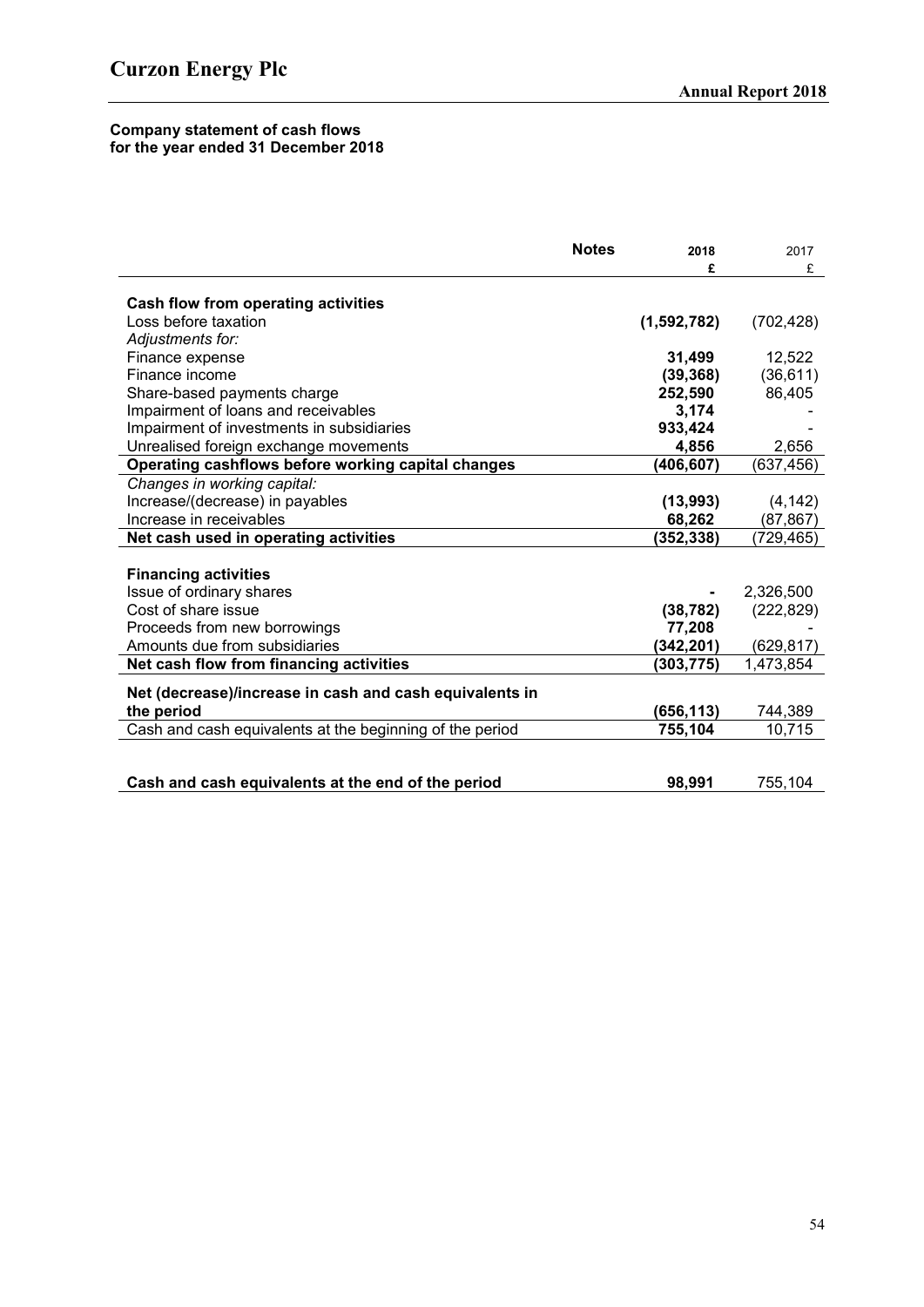**Company statement of cash flows**
**for the year ended 31 December 2018**

| | Notes | 2018 £ | 2017 £ |
|---|---|---|---|
| **Cash flow from operating activities** | | | |
| Loss before taxation | | **(1,592,782)** | (702,428) |
| *Adjustments for:* | | | |
| Finance expense | | **31,499** | 12,522 |
| Finance income | | **(39,368)** | (36,611) |
| Share-based payments charge | | **252,590** | 86,405 |
| Impairment of loans and receivables | | **3,174** | - |
| Impairment of investments in subsidiaries | | **933,424** | - |
| Unrealised foreign exchange movements | | **4,856** | 2,656 |
| **Operating cashflows before working capital changes** | | **(406,607)** | (637,456) |
| *Changes in working capital:* | | | |
| Increase/(decrease) in payables | | **(13,993)** | (4,142) |
| Increase in receivables | | **68,262** | (87,867) |
| **Net cash used in operating activities** | | **(352,338)** | (729,465) |
| **Financing activities** | | | |
| Issue of ordinary shares | | **-** | 2,326,500 |
| Cost of share issue | | **(38,782)** | (222,829) |
| Proceeds from new borrowings | | **77,208** | - |
| Amounts due from subsidiaries | | **(342,201)** | (629,817) |
| **Net cash flow from financing activities** | | **(303,775)** | 1,473,854 |
| **Net (decrease)/increase in cash and cash equivalents in the period** | | **(656,113)** | 744,389 |
| Cash and cash equivalents at the beginning of the period | | **755,104** | 10,715 |
| **Cash and cash equivalents at the end of the period** | | **98,991** | 755,104 |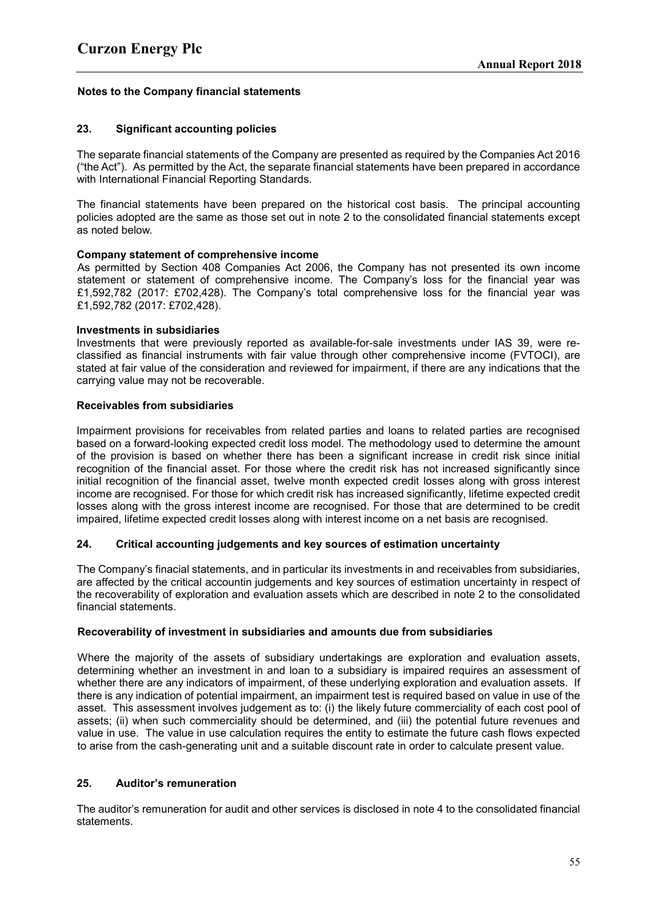## Notes to the Company financial statements

### 23. Significant accounting policies

The separate financial statements of the Company are presented as required by the Companies Act 2016 ("the Act"). As permitted by the Act, the separate financial statements have been prepared in accordance with International Financial Reporting Standards.

The financial statements have been prepared on the historical cost basis. The principal accounting policies adopted are the same as those set out in note 2 to the consolidated financial statements except as noted below.

**Company statement of comprehensive income**

As permitted by Section 408 Companies Act 2006, the Company has not presented its own income statement or statement of comprehensive income. The Company's loss for the financial year was £1,592,782 (2017: £702,428). The Company's total comprehensive loss for the financial year was £1,592,782 (2017: £702,428).

**Investments in subsidiaries**

Investments that were previously reported as available-for-sale investments under IAS 39, were re-classified as financial instruments with fair value through other comprehensive income (FVTOCI), are stated at fair value of the consideration and reviewed for impairment, if there are any indications that the carrying value may not be recoverable.

**Receivables from subsidiaries**

Impairment provisions for receivables from related parties and loans to related parties are recognised based on a forward-looking expected credit loss model. The methodology used to determine the amount of the provision is based on whether there has been a significant increase in credit risk since initial recognition of the financial asset. For those where the credit risk has not increased significantly since initial recognition of the financial asset, twelve month expected credit losses along with gross interest income are recognised. For those for which credit risk has increased significantly, lifetime expected credit losses along with the gross interest income are recognised. For those that are determined to be credit impaired, lifetime expected credit losses along with interest income on a net basis are recognised.

### 24. Critical accounting judgements and key sources of estimation uncertainty

The Company's finacial statements, and in particular its investments in and receivables from subsidiaries, are affected by the critical accountin judgements and key sources of estimation uncertainty in respect of the recoverability of exploration and evaluation assets which are described in note 2 to the consolidated financial statements.

**Recoverability of investment in subsidiaries and amounts due from subsidiaries**

Where the majority of the assets of subsidiary undertakings are exploration and evaluation assets, determining whether an investment in and loan to a subsidiary is impaired requires an assessment of whether there are any indicators of impairment, of these underlying exploration and evaluation assets. If there is any indication of potential impairment, an impairment test is required based on value in use of the asset. This assessment involves judgement as to: (i) the likely future commerciality of each cost pool of assets; (ii) when such commerciality should be determined, and (iii) the potential future revenues and value in use. The value in use calculation requires the entity to estimate the future cash flows expected to arise from the cash-generating unit and a suitable discount rate in order to calculate present value.

### 25. Auditor's remuneration

The auditor's remuneration for audit and other services is disclosed in note 4 to the consolidated financial statements.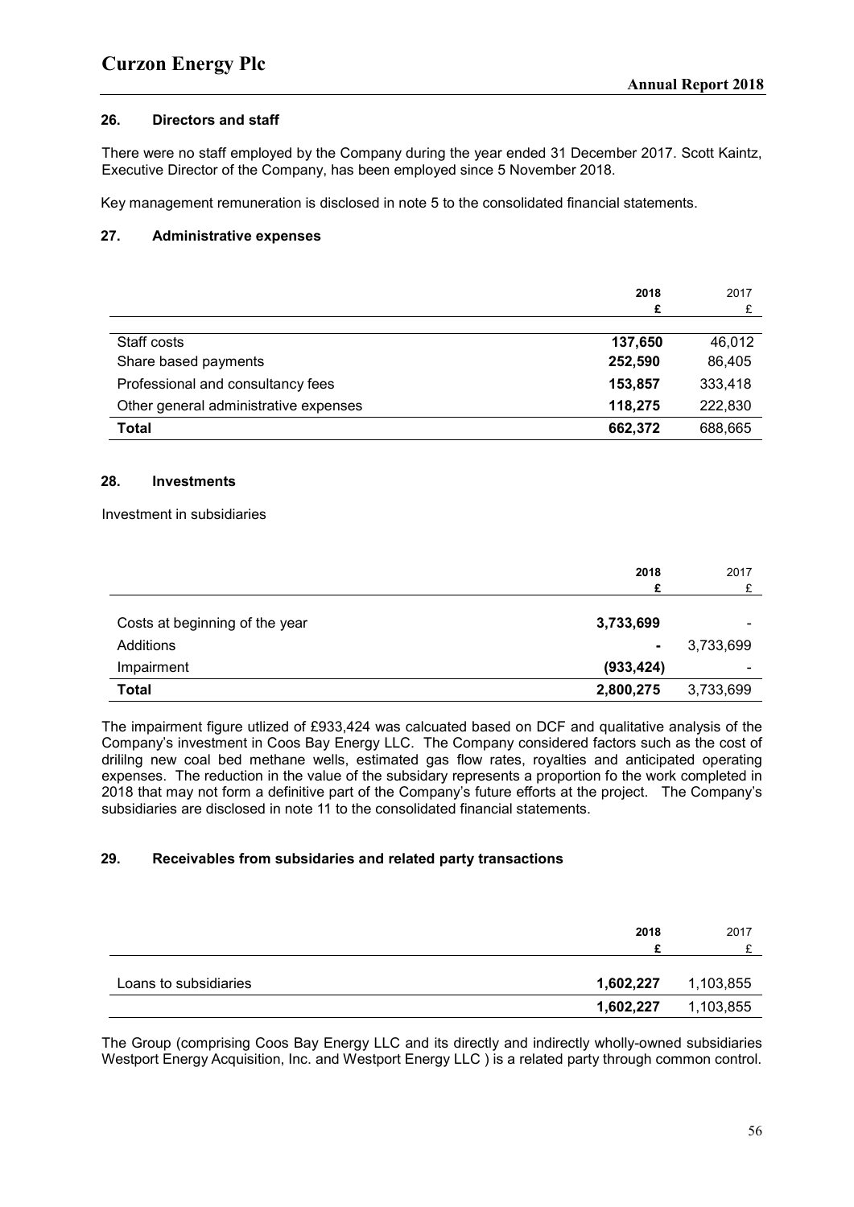## 26. Directors and staff

There were no staff employed by the Company during the year ended 31 December 2017. Scott Kaintz, Executive Director of the Company, has been employed since 5 November 2018.

Key management remuneration is disclosed in note 5 to the consolidated financial statements.

## 27. Administrative expenses

| | **2018** | 2017 |
|---|---|---|
| | **£** | £ |
| Staff costs | **137,650** | 46,012 |
| Share based payments | **252,590** | 86,405 |
| Professional and consultancy fees | **153,857** | 333,418 |
| Other general administrative expenses | **118,275** | 222,830 |
| **Total** | **662,372** | 688,665 |

## 28. Investments

Investment in subsidiaries

| | **2018** | 2017 |
|---|---|---|
| | **£** | £ |
| Costs at beginning of the year | **3,733,699** | - |
| Additions | **-** | 3,733,699 |
| Impairment | **(933,424)** | - |
| **Total** | **2,800,275** | 3,733,699 |

The impairment figure utlized of £933,424 was calcuated based on DCF and qualitative analysis of the Company's investment in Coos Bay Energy LLC. The Company considered factors such as the cost of drililng new coal bed methane wells, estimated gas flow rates, royalties and anticipated operating expenses. The reduction in the value of the subsidary represents a proportion fo the work completed in 2018 that may not form a definitive part of the Company's future efforts at the project. The Company's subsidiaries are disclosed in note 11 to the consolidated financial statements.

## 29. Receivables from subsidaries and related party transactions

| | **2018** | 2017 |
|---|---|---|
| | **£** | £ |
| Loans to subsidiaries | **1,602,227** | 1,103,855 |
| | **1,602,227** | 1,103,855 |

The Group (comprising Coos Bay Energy LLC and its directly and indirectly wholly-owned subsidiaries Westport Energy Acquisition, Inc. and Westport Energy LLC ) is a related party through common control.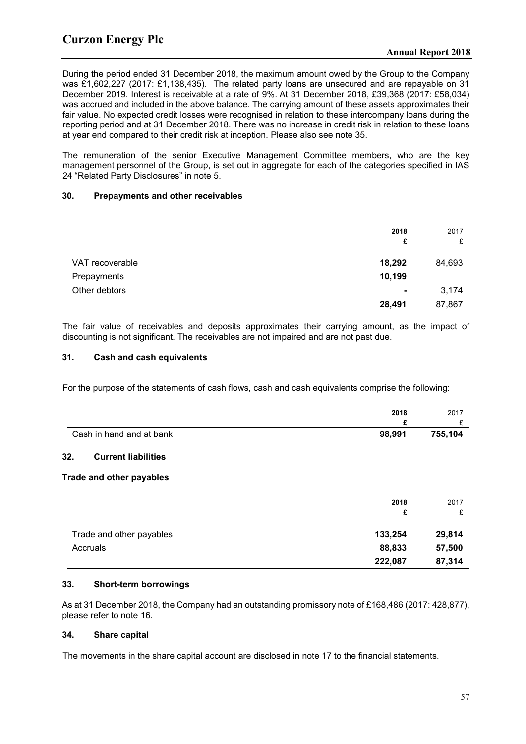During the period ended 31 December 2018, the maximum amount owed by the Group to the Company was £1,602,227 (2017: £1,138,435). The related party loans are unsecured and are repayable on 31 December 2019. Interest is receivable at a rate of 9%. At 31 December 2018, £39,368 (2017: £58,034) was accrued and included in the above balance. The carrying amount of these assets approximates their fair value. No expected credit losses were recognised in relation to these intercompany loans during the reporting period and at 31 December 2018. There was no increase in credit risk in relation to these loans at year end compared to their credit risk at inception. Please also see note 35.

The remuneration of the senior Executive Management Committee members, who are the key management personnel of the Group, is set out in aggregate for each of the categories specified in IAS 24 "Related Party Disclosures" in note 5.

### 30. Prepayments and other receivables

| | **2018** | 2017 |
|---|---|---|
| | **£** | £ |
| VAT recoverable | **18,292** | 84,693 |
| Prepayments | **10,199** | |
| Other debtors | **-** | 3,174 |
| | **28,491** | 87,867 |

The fair value of receivables and deposits approximates their carrying amount, as the impact of discounting is not significant. The receivables are not impaired and are not past due.

### 31. Cash and cash equivalents

For the purpose of the statements of cash flows, cash and cash equivalents comprise the following:

| | **2018** | 2017 |
|---|---|---|
| | **£** | £ |
| Cash in hand and at bank | **98,991** | **755,104** |

### 32. Current liabilities

**Trade and other payables**

| | **2018** | 2017 |
|---|---|---|
| | **£** | £ |
| Trade and other payables | **133,254** | **29,814** |
| Accruals | **88,833** | **57,500** |
| | **222,087** | **87,314** |

### 33. Short-term borrowings

As at 31 December 2018, the Company had an outstanding promissory note of £168,486 (2017: 428,877), please refer to note 16.

### 34. Share capital

The movements in the share capital account are disclosed in note 17 to the financial statements.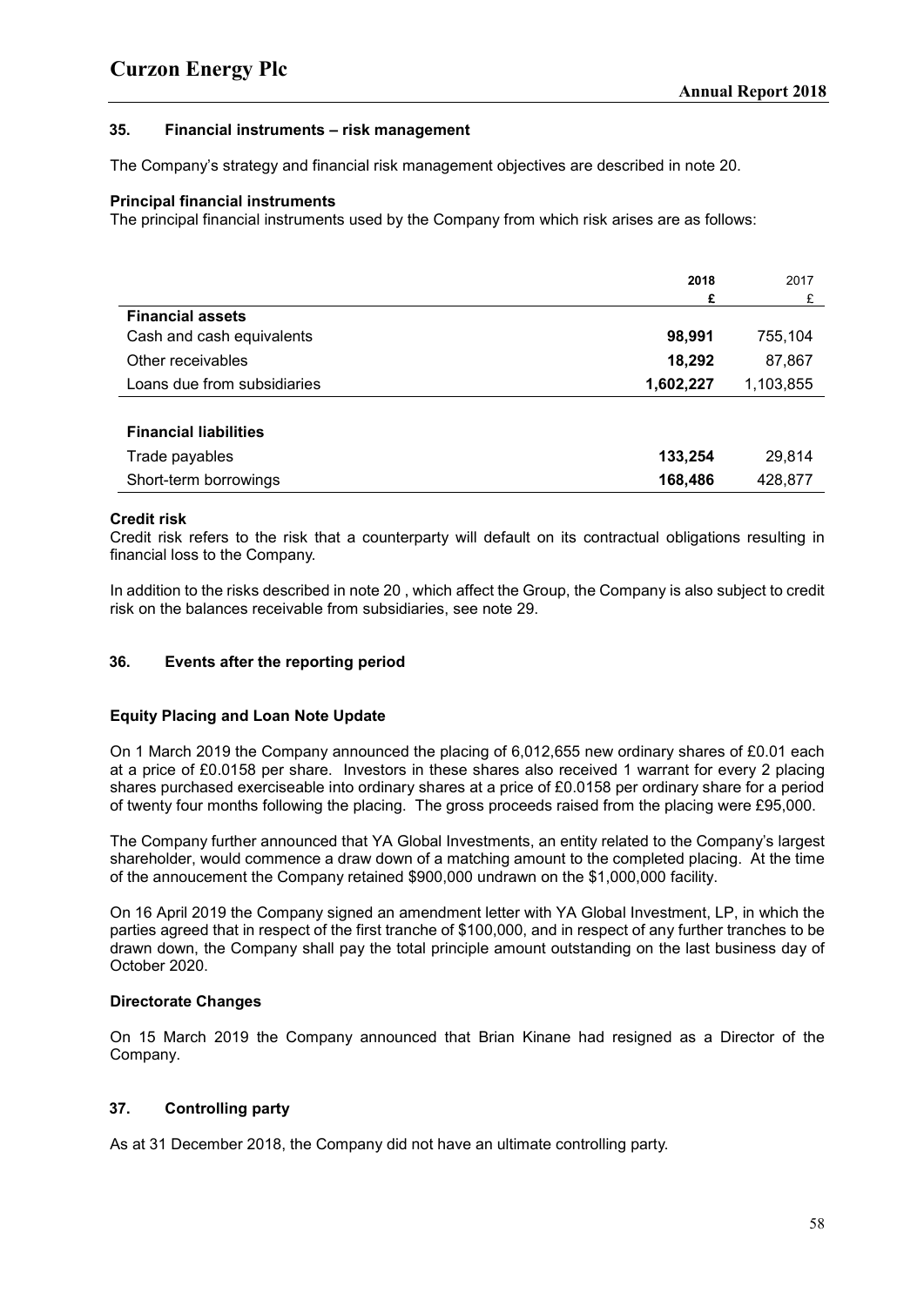## 35. Financial instruments – risk management

The Company's strategy and financial risk management objectives are described in note 20.

### Principal financial instruments

The principal financial instruments used by the Company from which risk arises are as follows:

| | 2018 | 2017 |
|---|---|---|
| | £ | £ |
| **Financial assets** | | |
| Cash and cash equivalents | **98,991** | 755,104 |
| Other receivables | **18,292** | 87,867 |
| Loans due from subsidiaries | **1,602,227** | 1,103,855 |
| **Financial liabilities** | | |
| Trade payables | **133,254** | 29,814 |
| Short-term borrowings | **168,486** | 428,877 |

### Credit risk

Credit risk refers to the risk that a counterparty will default on its contractual obligations resulting in financial loss to the Company.

In addition to the risks described in note 20 , which affect the Group, the Company is also subject to credit risk on the balances receivable from subsidiaries, see note 29.

## 36. Events after the reporting period

### Equity Placing and Loan Note Update

On 1 March 2019 the Company announced the placing of 6,012,655 new ordinary shares of £0.01 each at a price of £0.0158 per share. Investors in these shares also received 1 warrant for every 2 placing shares purchased exerciseable into ordinary shares at a price of £0.0158 per ordinary share for a period of twenty four months following the placing. The gross proceeds raised from the placing were £95,000.

The Company further announced that YA Global Investments, an entity related to the Company's largest shareholder, would commence a draw down of a matching amount to the completed placing. At the time of the annoucement the Company retained $900,000 undrawn on the $1,000,000 facility.

On 16 April 2019 the Company signed an amendment letter with YA Global Investment, LP, in which the parties agreed that in respect of the first tranche of $100,000, and in respect of any further tranches to be drawn down, the Company shall pay the total principle amount outstanding on the last business day of October 2020.

### Directorate Changes

On 15 March 2019 the Company announced that Brian Kinane had resigned as a Director of the Company.

## 37. Controlling party

As at 31 December 2018, the Company did not have an ultimate controlling party.